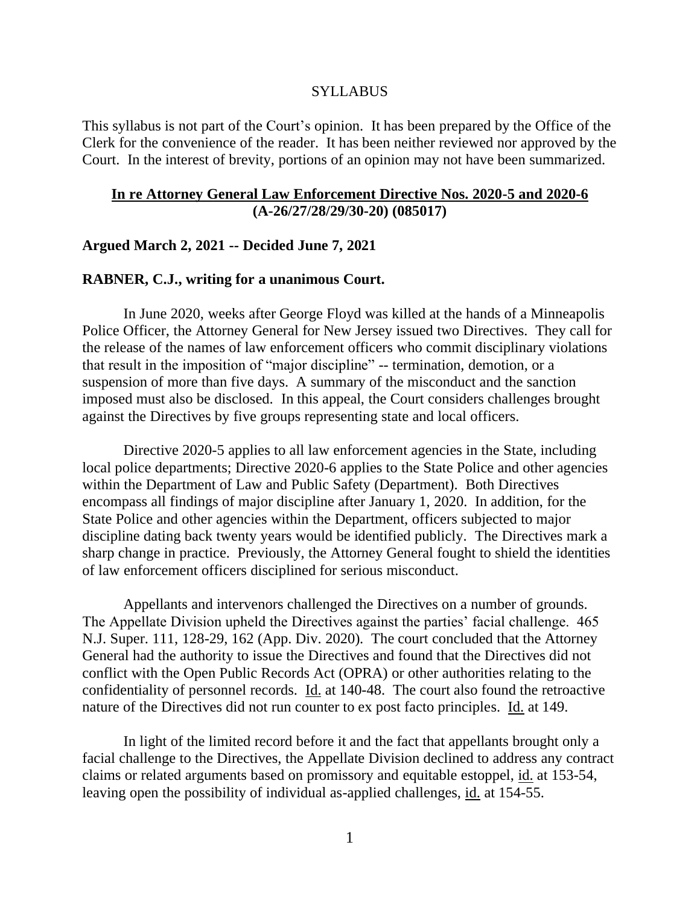# SYLLABUS

This syllabus is not part of the Court's opinion. It has been prepared by the Office of the Clerk for the convenience of the reader. It has been neither reviewed nor approved by the Court. In the interest of brevity, portions of an opinion may not have been summarized.

## In re Attorney General Law Enforcement Directive Nos. 2020-5 and 2020-6 (A-26/27/28/29/30-20) (085017)

**Argued March 2, 2021 -- Decided June 7, 2021**

**RABNER, C.J., writing for a unanimous Court.**

In June 2020, weeks after George Floyd was killed at the hands of a Minneapolis Police Officer, the Attorney General for New Jersey issued two Directives. They call for the release of the names of law enforcement officers who commit disciplinary violations that result in the imposition of "major discipline" -- termination, demotion, or a suspension of more than five days. A summary of the misconduct and the sanction imposed must also be disclosed. In this appeal, the Court considers challenges brought against the Directives by five groups representing state and local officers.

Directive 2020-5 applies to all law enforcement agencies in the State, including local police departments; Directive 2020-6 applies to the State Police and other agencies within the Department of Law and Public Safety (Department). Both Directives encompass all findings of major discipline after January 1, 2020. In addition, for the State Police and other agencies within the Department, officers subjected to major discipline dating back twenty years would be identified publicly. The Directives mark a sharp change in practice. Previously, the Attorney General fought to shield the identities of law enforcement officers disciplined for serious misconduct.

Appellants and intervenors challenged the Directives on a number of grounds. The Appellate Division upheld the Directives against the parties' facial challenge. 465 N.J. Super. 111, 128-29, 162 (App. Div. 2020). The court concluded that the Attorney General had the authority to issue the Directives and found that the Directives did not conflict with the Open Public Records Act (OPRA) or other authorities relating to the confidentiality of personnel records. Id. at 140-48. The court also found the retroactive nature of the Directives did not run counter to ex post facto principles. Id. at 149.

In light of the limited record before it and the fact that appellants brought only a facial challenge to the Directives, the Appellate Division declined to address any contract claims or related arguments based on promissory and equitable estoppel, id. at 153-54, leaving open the possibility of individual as-applied challenges, id. at 154-55.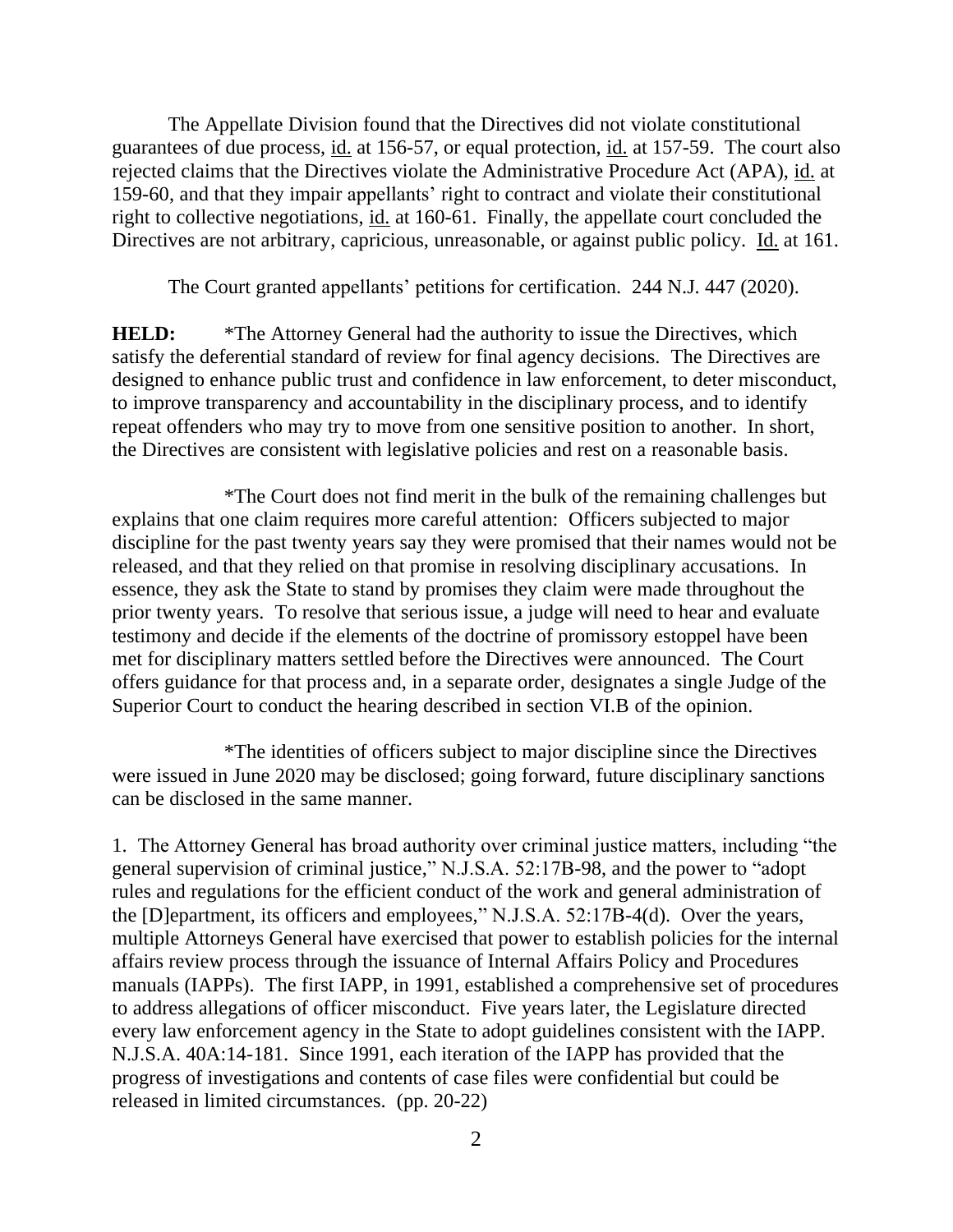The Appellate Division found that the Directives did not violate constitutional guarantees of due process, id. at 156-57, or equal protection, id. at 157-59. The court also rejected claims that the Directives violate the Administrative Procedure Act (APA), id. at 159-60, and that they impair appellants' right to contract and violate their constitutional right to collective negotiations, id. at 160-61. Finally, the appellate court concluded the Directives are not arbitrary, capricious, unreasonable, or against public policy. Id. at 161.

The Court granted appellants' petitions for certification. 244 N.J. 447 (2020).

**HELD:** *The Attorney General had the authority to issue the Directives, which satisfy the deferential standard of review for final agency decisions. The Directives are designed to enhance public trust and confidence in law enforcement, to deter misconduct, to improve transparency and accountability in the disciplinary process, and to identify repeat offenders who may try to move from one sensitive position to another. In short, the Directives are consistent with legislative policies and rest on a reasonable basis.

*The Court does not find merit in the bulk of the remaining challenges but explains that one claim requires more careful attention: Officers subjected to major discipline for the past twenty years say they were promised that their names would not be released, and that they relied on that promise in resolving disciplinary accusations. In essence, they ask the State to stand by promises they claim were made throughout the prior twenty years. To resolve that serious issue, a judge will need to hear and evaluate testimony and decide if the elements of the doctrine of promissory estoppel have been met for disciplinary matters settled before the Directives were announced. The Court offers guidance for that process and, in a separate order, designates a single Judge of the Superior Court to conduct the hearing described in section VI.B of the opinion.

*The identities of officers subject to major discipline since the Directives were issued in June 2020 may be disclosed; going forward, future disciplinary sanctions can be disclosed in the same manner.

1. The Attorney General has broad authority over criminal justice matters, including "the general supervision of criminal justice," N.J.S.A. 52:17B-98, and the power to "adopt rules and regulations for the efficient conduct of the work and general administration of the [D]epartment, its officers and employees," N.J.S.A. 52:17B-4(d). Over the years, multiple Attorneys General have exercised that power to establish policies for the internal affairs review process through the issuance of Internal Affairs Policy and Procedures manuals (IAPPs). The first IAPP, in 1991, established a comprehensive set of procedures to address allegations of officer misconduct. Five years later, the Legislature directed every law enforcement agency in the State to adopt guidelines consistent with the IAPP. N.J.S.A. 40A:14-181. Since 1991, each iteration of the IAPP has provided that the progress of investigations and contents of case files were confidential but could be released in limited circumstances. (pp. 20-22)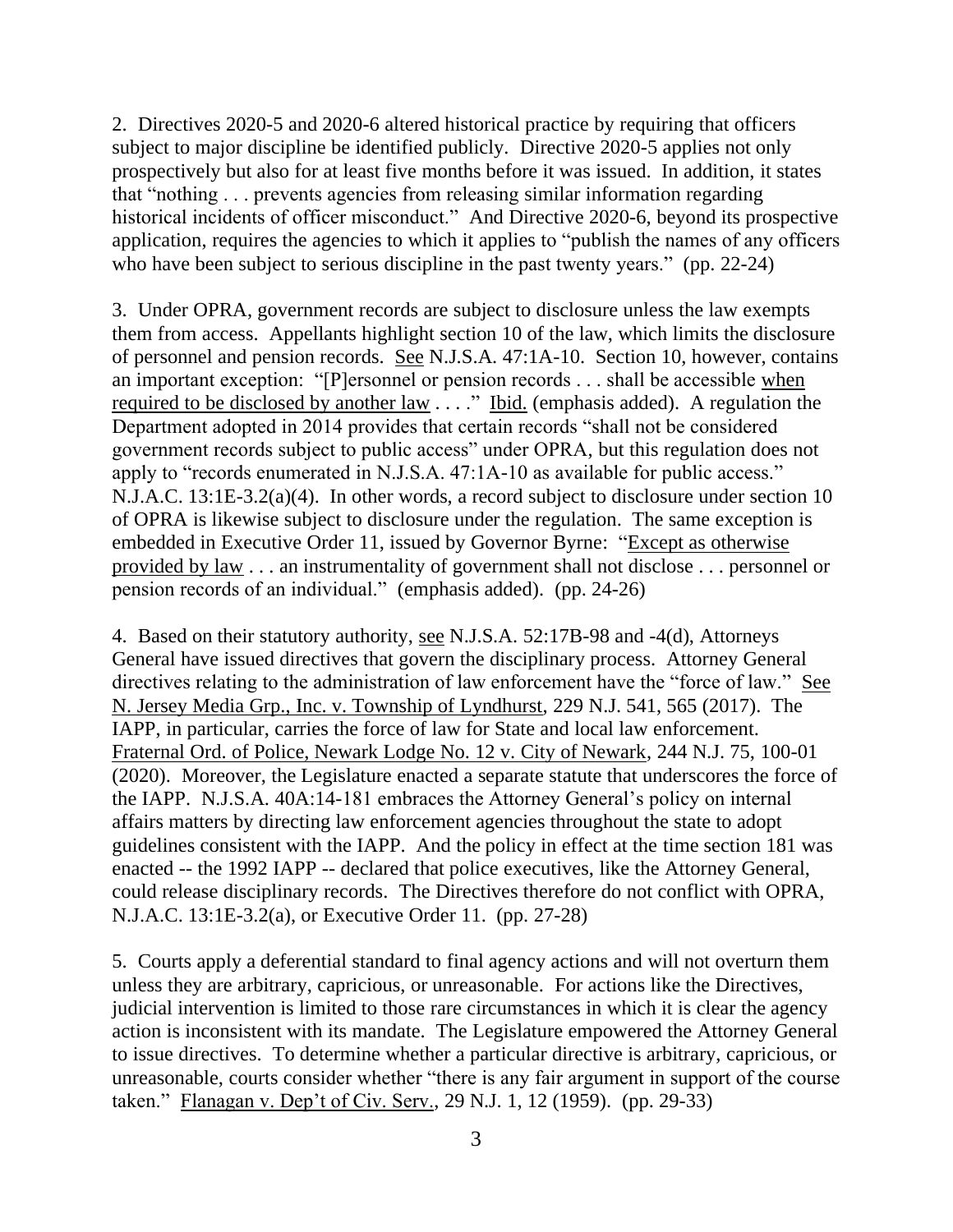2. Directives 2020-5 and 2020-6 altered historical practice by requiring that officers subject to major discipline be identified publicly. Directive 2020-5 applies not only prospectively but also for at least five months before it was issued. In addition, it states that "nothing . . . prevents agencies from releasing similar information regarding historical incidents of officer misconduct." And Directive 2020-6, beyond its prospective application, requires the agencies to which it applies to "publish the names of any officers who have been subject to serious discipline in the past twenty years." (pp. 22-24)

3. Under OPRA, government records are subject to disclosure unless the law exempts them from access. Appellants highlight section 10 of the law, which limits the disclosure of personnel and pension records. See N.J.S.A. 47:1A-10. Section 10, however, contains an important exception: "[P]ersonnel or pension records . . . shall be accessible when required to be disclosed by another law . . . ." Ibid. (emphasis added). A regulation the Department adopted in 2014 provides that certain records "shall not be considered government records subject to public access" under OPRA, but this regulation does not apply to "records enumerated in N.J.S.A. 47:1A-10 as available for public access." N.J.A.C. 13:1E-3.2(a)(4). In other words, a record subject to disclosure under section 10 of OPRA is likewise subject to disclosure under the regulation. The same exception is embedded in Executive Order 11, issued by Governor Byrne: "Except as otherwise provided by law . . . an instrumentality of government shall not disclose . . . personnel or pension records of an individual." (emphasis added). (pp. 24-26)

4. Based on their statutory authority, see N.J.S.A. 52:17B-98 and -4(d), Attorneys General have issued directives that govern the disciplinary process. Attorney General directives relating to the administration of law enforcement have the "force of law." See N. Jersey Media Grp., Inc. v. Township of Lyndhurst, 229 N.J. 541, 565 (2017). The IAPP, in particular, carries the force of law for State and local law enforcement. Fraternal Ord. of Police, Newark Lodge No. 12 v. City of Newark, 244 N.J. 75, 100-01 (2020). Moreover, the Legislature enacted a separate statute that underscores the force of the IAPP. N.J.S.A. 40A:14-181 embraces the Attorney General's policy on internal affairs matters by directing law enforcement agencies throughout the state to adopt guidelines consistent with the IAPP. And the policy in effect at the time section 181 was enacted -- the 1992 IAPP -- declared that police executives, like the Attorney General, could release disciplinary records. The Directives therefore do not conflict with OPRA, N.J.A.C. 13:1E-3.2(a), or Executive Order 11. (pp. 27-28)

5. Courts apply a deferential standard to final agency actions and will not overturn them unless they are arbitrary, capricious, or unreasonable. For actions like the Directives, judicial intervention is limited to those rare circumstances in which it is clear the agency action is inconsistent with its mandate. The Legislature empowered the Attorney General to issue directives. To determine whether a particular directive is arbitrary, capricious, or unreasonable, courts consider whether "there is any fair argument in support of the course taken." Flanagan v. Dep't of Civ. Serv., 29 N.J. 1, 12 (1959). (pp. 29-33)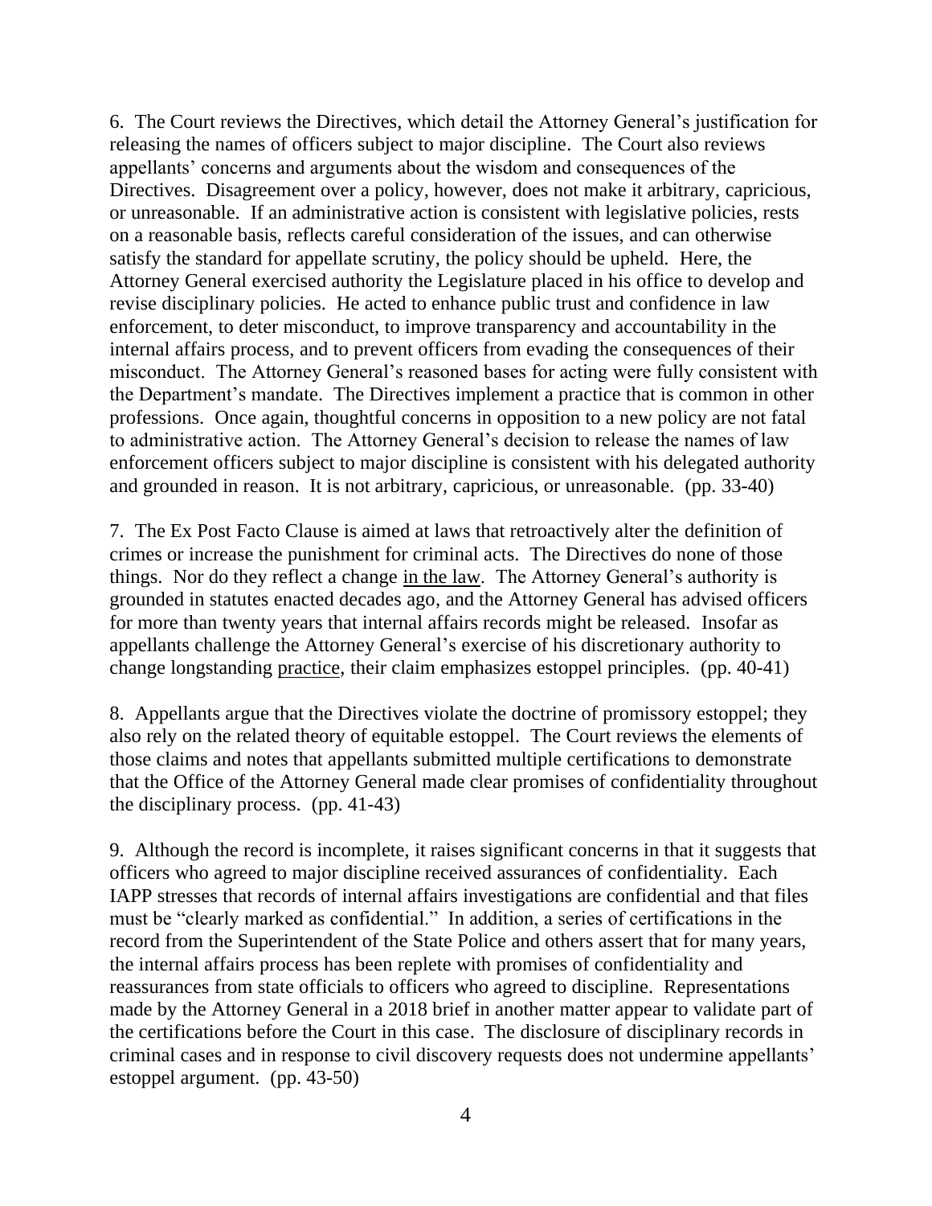6. The Court reviews the Directives, which detail the Attorney General's justification for releasing the names of officers subject to major discipline. The Court also reviews appellants' concerns and arguments about the wisdom and consequences of the Directives. Disagreement over a policy, however, does not make it arbitrary, capricious, or unreasonable. If an administrative action is consistent with legislative policies, rests on a reasonable basis, reflects careful consideration of the issues, and can otherwise satisfy the standard for appellate scrutiny, the policy should be upheld. Here, the Attorney General exercised authority the Legislature placed in his office to develop and revise disciplinary policies. He acted to enhance public trust and confidence in law enforcement, to deter misconduct, to improve transparency and accountability in the internal affairs process, and to prevent officers from evading the consequences of their misconduct. The Attorney General's reasoned bases for acting were fully consistent with the Department's mandate. The Directives implement a practice that is common in other professions. Once again, thoughtful concerns in opposition to a new policy are not fatal to administrative action. The Attorney General's decision to release the names of law enforcement officers subject to major discipline is consistent with his delegated authority and grounded in reason. It is not arbitrary, capricious, or unreasonable. (pp. 33-40)

7. The Ex Post Facto Clause is aimed at laws that retroactively alter the definition of crimes or increase the punishment for criminal acts. The Directives do none of those things. Nor do they reflect a change <u>in the law</u>. The Attorney General's authority is grounded in statutes enacted decades ago, and the Attorney General has advised officers for more than twenty years that internal affairs records might be released. Insofar as appellants challenge the Attorney General's exercise of his discretionary authority to change longstanding <u>practice</u>, their claim emphasizes estoppel principles. (pp. 40-41)

8. Appellants argue that the Directives violate the doctrine of promissory estoppel; they also rely on the related theory of equitable estoppel. The Court reviews the elements of those claims and notes that appellants submitted multiple certifications to demonstrate that the Office of the Attorney General made clear promises of confidentiality throughout the disciplinary process. (pp. 41-43)

9. Although the record is incomplete, it raises significant concerns in that it suggests that officers who agreed to major discipline received assurances of confidentiality. Each IAPP stresses that records of internal affairs investigations are confidential and that files must be "clearly marked as confidential." In addition, a series of certifications in the record from the Superintendent of the State Police and others assert that for many years, the internal affairs process has been replete with promises of confidentiality and reassurances from state officials to officers who agreed to discipline. Representations made by the Attorney General in a 2018 brief in another matter appear to validate part of the certifications before the Court in this case. The disclosure of disciplinary records in criminal cases and in response to civil discovery requests does not undermine appellants' estoppel argument. (pp. 43-50)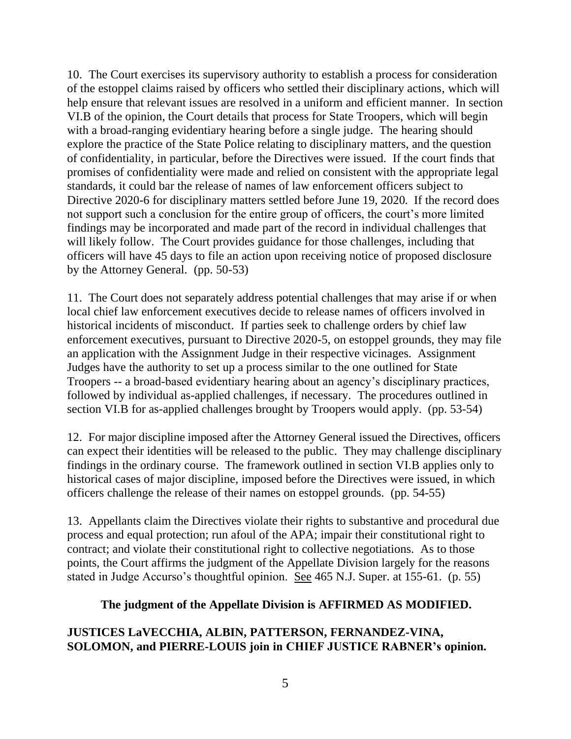10. The Court exercises its supervisory authority to establish a process for consideration of the estoppel claims raised by officers who settled their disciplinary actions, which will help ensure that relevant issues are resolved in a uniform and efficient manner. In section VI.B of the opinion, the Court details that process for State Troopers, which will begin with a broad-ranging evidentiary hearing before a single judge. The hearing should explore the practice of the State Police relating to disciplinary matters, and the question of confidentiality, in particular, before the Directives were issued. If the court finds that promises of confidentiality were made and relied on consistent with the appropriate legal standards, it could bar the release of names of law enforcement officers subject to Directive 2020-6 for disciplinary matters settled before June 19, 2020. If the record does not support such a conclusion for the entire group of officers, the court's more limited findings may be incorporated and made part of the record in individual challenges that will likely follow. The Court provides guidance for those challenges, including that officers will have 45 days to file an action upon receiving notice of proposed disclosure by the Attorney General. (pp. 50-53)

11. The Court does not separately address potential challenges that may arise if or when local chief law enforcement executives decide to release names of officers involved in historical incidents of misconduct. If parties seek to challenge orders by chief law enforcement executives, pursuant to Directive 2020-5, on estoppel grounds, they may file an application with the Assignment Judge in their respective vicinages. Assignment Judges have the authority to set up a process similar to the one outlined for State Troopers -- a broad-based evidentiary hearing about an agency's disciplinary practices, followed by individual as-applied challenges, if necessary. The procedures outlined in section VI.B for as-applied challenges brought by Troopers would apply. (pp. 53-54)

12. For major discipline imposed after the Attorney General issued the Directives, officers can expect their identities will be released to the public. They may challenge disciplinary findings in the ordinary course. The framework outlined in section VI.B applies only to historical cases of major discipline, imposed before the Directives were issued, in which officers challenge the release of their names on estoppel grounds. (pp. 54-55)

13. Appellants claim the Directives violate their rights to substantive and procedural due process and equal protection; run afoul of the APA; impair their constitutional right to contract; and violate their constitutional right to collective negotiations. As to those points, the Court affirms the judgment of the Appellate Division largely for the reasons stated in Judge Accurso's thoughtful opinion. See 465 N.J. Super. at 155-61. (p. 55)

**The judgment of the Appellate Division is AFFIRMED AS MODIFIED.**

**JUSTICES LaVECCHIA, ALBIN, PATTERSON, FERNANDEZ-VINA, SOLOMON, and PIERRE-LOUIS join in CHIEF JUSTICE RABNER's opinion.**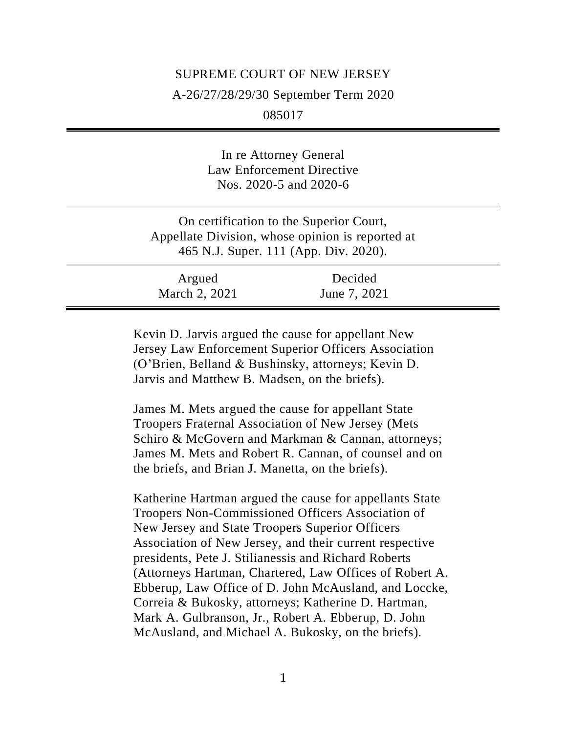SUPREME COURT OF NEW JERSEY

A-26/27/28/29/30 September Term 2020

085017

---

In re Attorney General
Law Enforcement Directive
Nos. 2020-5 and 2020-6

---

On certification to the Superior Court,
Appellate Division, whose opinion is reported at
465 N.J. Super. 111 (App. Div. 2020).

---

| Argued | Decided |
| --- | --- |
| March 2, 2021 | June 7, 2021 |

---

Kevin D. Jarvis argued the cause for appellant New Jersey Law Enforcement Superior Officers Association (O'Brien, Belland & Bushinsky, attorneys; Kevin D. Jarvis and Matthew B. Madsen, on the briefs).

James M. Mets argued the cause for appellant State Troopers Fraternal Association of New Jersey (Mets Schiro & McGovern and Markman & Cannan, attorneys; James M. Mets and Robert R. Cannan, of counsel and on the briefs, and Brian J. Manetta, on the briefs).

Katherine Hartman argued the cause for appellants State Troopers Non-Commissioned Officers Association of New Jersey and State Troopers Superior Officers Association of New Jersey, and their current respective presidents, Pete J. Stilianessis and Richard Roberts (Attorneys Hartman, Chartered, Law Offices of Robert A. Ebberup, Law Office of D. John McAusland, and Loccke, Correia & Bukosky, attorneys; Katherine D. Hartman, Mark A. Gulbranson, Jr., Robert A. Ebberup, D. John McAusland, and Michael A. Bukosky, on the briefs).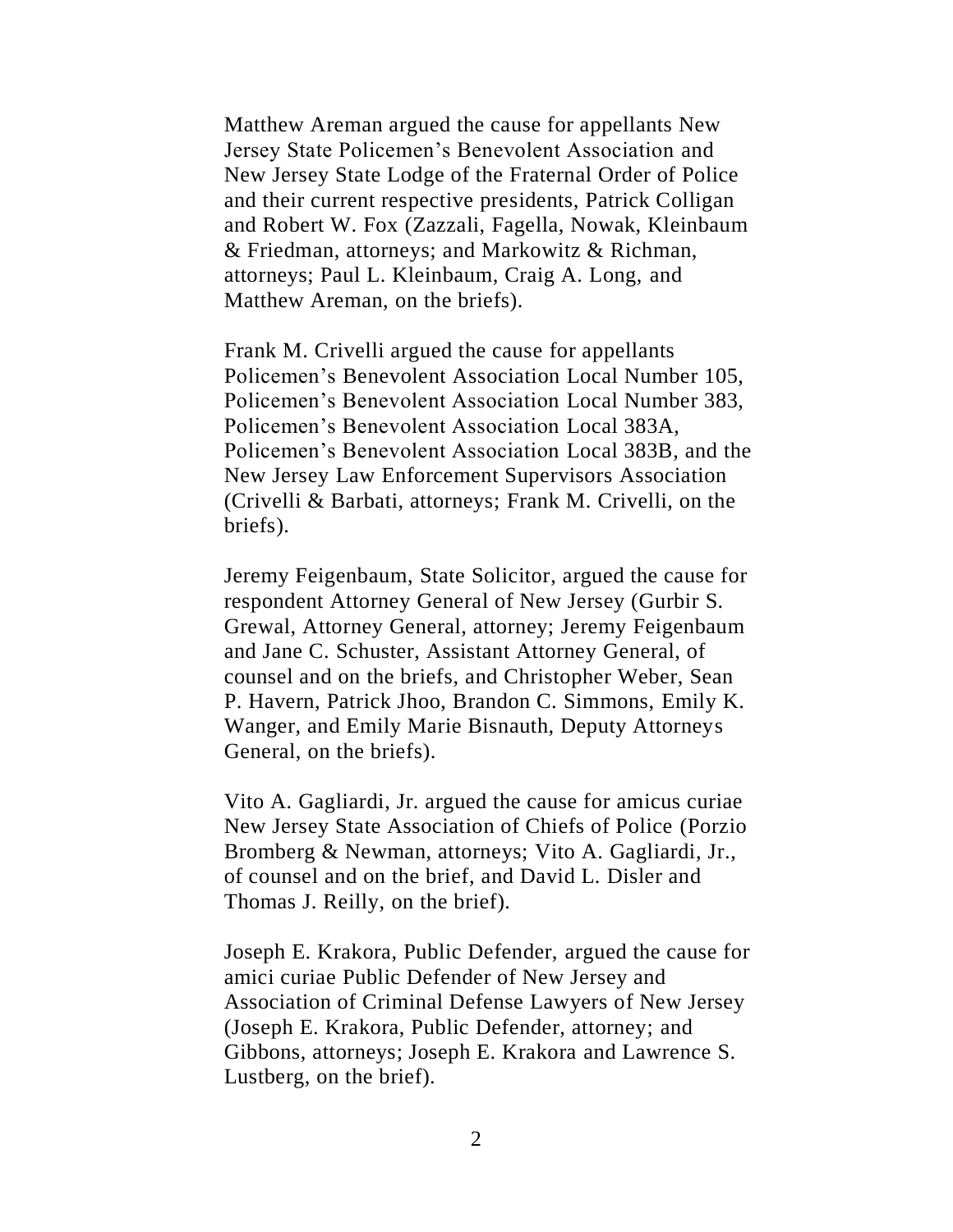Matthew Areman argued the cause for appellants New Jersey State Policemen's Benevolent Association and New Jersey State Lodge of the Fraternal Order of Police and their current respective presidents, Patrick Colligan and Robert W. Fox (Zazzali, Fagella, Nowak, Kleinbaum & Friedman, attorneys; and Markowitz & Richman, attorneys; Paul L. Kleinbaum, Craig A. Long, and Matthew Areman, on the briefs).

Frank M. Crivelli argued the cause for appellants Policemen's Benevolent Association Local Number 105, Policemen's Benevolent Association Local Number 383, Policemen's Benevolent Association Local 383A, Policemen's Benevolent Association Local 383B, and the New Jersey Law Enforcement Supervisors Association (Crivelli & Barbati, attorneys; Frank M. Crivelli, on the briefs).

Jeremy Feigenbaum, State Solicitor, argued the cause for respondent Attorney General of New Jersey (Gurbir S. Grewal, Attorney General, attorney; Jeremy Feigenbaum and Jane C. Schuster, Assistant Attorney General, of counsel and on the briefs, and Christopher Weber, Sean P. Havern, Patrick Jhoo, Brandon C. Simmons, Emily K. Wanger, and Emily Marie Bisnauth, Deputy Attorneys General, on the briefs).

Vito A. Gagliardi, Jr. argued the cause for amicus curiae New Jersey State Association of Chiefs of Police (Porzio Bromberg & Newman, attorneys; Vito A. Gagliardi, Jr., of counsel and on the brief, and David L. Disler and Thomas J. Reilly, on the brief).

Joseph E. Krakora, Public Defender, argued the cause for amici curiae Public Defender of New Jersey and Association of Criminal Defense Lawyers of New Jersey (Joseph E. Krakora, Public Defender, attorney; and Gibbons, attorneys; Joseph E. Krakora and Lawrence S. Lustberg, on the brief).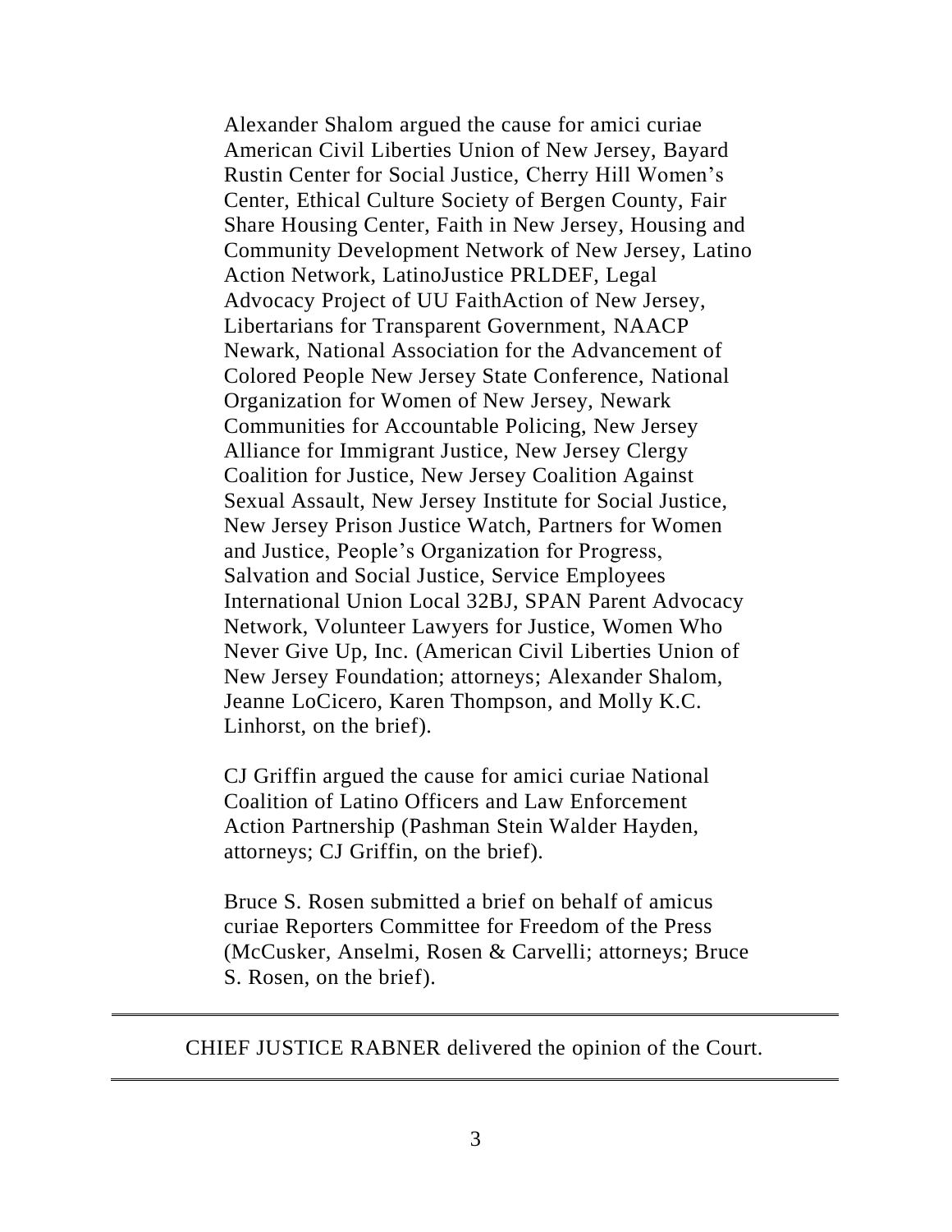Alexander Shalom argued the cause for amici curiae American Civil Liberties Union of New Jersey, Bayard Rustin Center for Social Justice, Cherry Hill Women's Center, Ethical Culture Society of Bergen County, Fair Share Housing Center, Faith in New Jersey, Housing and Community Development Network of New Jersey, Latino Action Network, LatinoJustice PRLDEF, Legal Advocacy Project of UU FaithAction of New Jersey, Libertarians for Transparent Government, NAACP Newark, National Association for the Advancement of Colored People New Jersey State Conference, National Organization for Women of New Jersey, Newark Communities for Accountable Policing, New Jersey Alliance for Immigrant Justice, New Jersey Clergy Coalition for Justice, New Jersey Coalition Against Sexual Assault, New Jersey Institute for Social Justice, New Jersey Prison Justice Watch, Partners for Women and Justice, People's Organization for Progress, Salvation and Social Justice, Service Employees International Union Local 32BJ, SPAN Parent Advocacy Network, Volunteer Lawyers for Justice, Women Who Never Give Up, Inc. (American Civil Liberties Union of New Jersey Foundation; attorneys; Alexander Shalom, Jeanne LoCicero, Karen Thompson, and Molly K.C. Linhorst, on the brief).

CJ Griffin argued the cause for amici curiae National Coalition of Latino Officers and Law Enforcement Action Partnership (Pashman Stein Walder Hayden, attorneys; CJ Griffin, on the brief).

Bruce S. Rosen submitted a brief on behalf of amicus curiae Reporters Committee for Freedom of the Press (McCusker, Anselmi, Rosen & Carvelli; attorneys; Bruce S. Rosen, on the brief).

---

CHIEF JUSTICE RABNER delivered the opinion of the Court.

---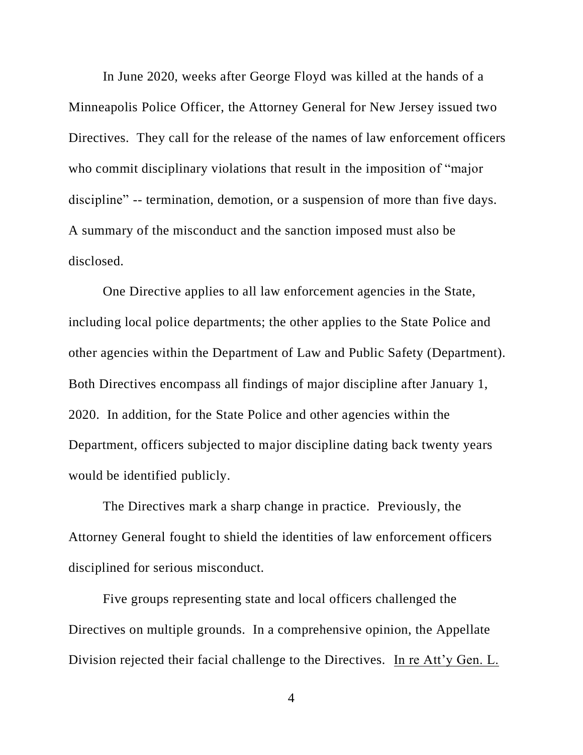In June 2020, weeks after George Floyd was killed at the hands of a Minneapolis Police Officer, the Attorney General for New Jersey issued two Directives. They call for the release of the names of law enforcement officers who commit disciplinary violations that result in the imposition of "major discipline" -- termination, demotion, or a suspension of more than five days. A summary of the misconduct and the sanction imposed must also be disclosed.

One Directive applies to all law enforcement agencies in the State, including local police departments; the other applies to the State Police and other agencies within the Department of Law and Public Safety (Department). Both Directives encompass all findings of major discipline after January 1, 2020. In addition, for the State Police and other agencies within the Department, officers subjected to major discipline dating back twenty years would be identified publicly.

The Directives mark a sharp change in practice. Previously, the Attorney General fought to shield the identities of law enforcement officers disciplined for serious misconduct.

Five groups representing state and local officers challenged the Directives on multiple grounds. In a comprehensive opinion, the Appellate Division rejected their facial challenge to the Directives. In re Att'y Gen. L.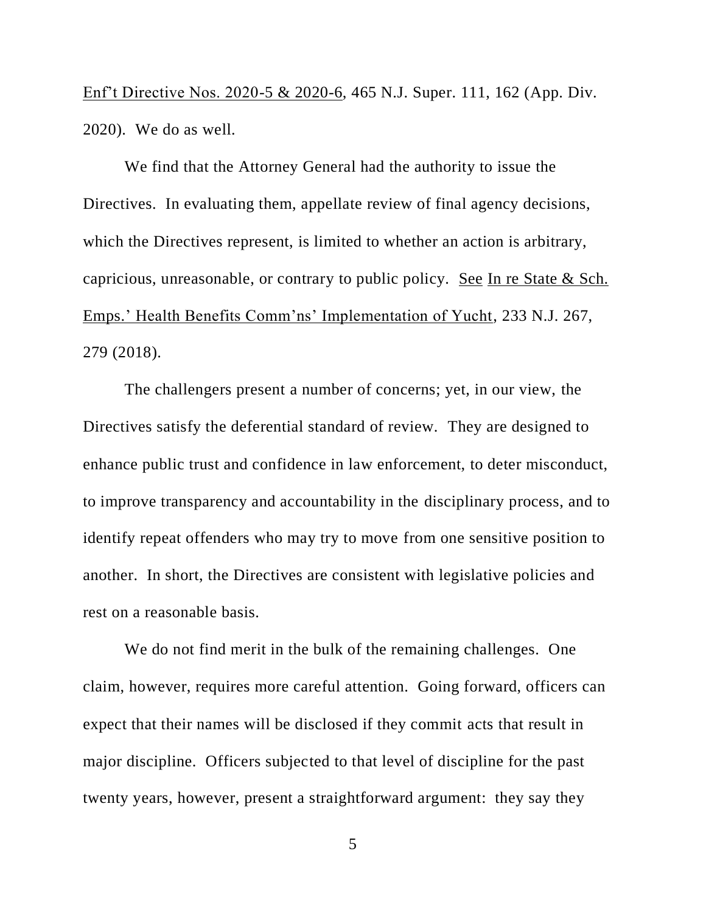Enf't Directive Nos. 2020-5 & 2020-6, 465 N.J. Super. 111, 162 (App. Div. 2020). We do as well.

We find that the Attorney General had the authority to issue the Directives. In evaluating them, appellate review of final agency decisions, which the Directives represent, is limited to whether an action is arbitrary, capricious, unreasonable, or contrary to public policy. See In re State & Sch. Emps.' Health Benefits Comm'ns' Implementation of Yucht, 233 N.J. 267, 279 (2018).

The challengers present a number of concerns; yet, in our view, the Directives satisfy the deferential standard of review. They are designed to enhance public trust and confidence in law enforcement, to deter misconduct, to improve transparency and accountability in the disciplinary process, and to identify repeat offenders who may try to move from one sensitive position to another. In short, the Directives are consistent with legislative policies and rest on a reasonable basis.

We do not find merit in the bulk of the remaining challenges. One claim, however, requires more careful attention. Going forward, officers can expect that their names will be disclosed if they commit acts that result in major discipline. Officers subjected to that level of discipline for the past twenty years, however, present a straightforward argument: they say they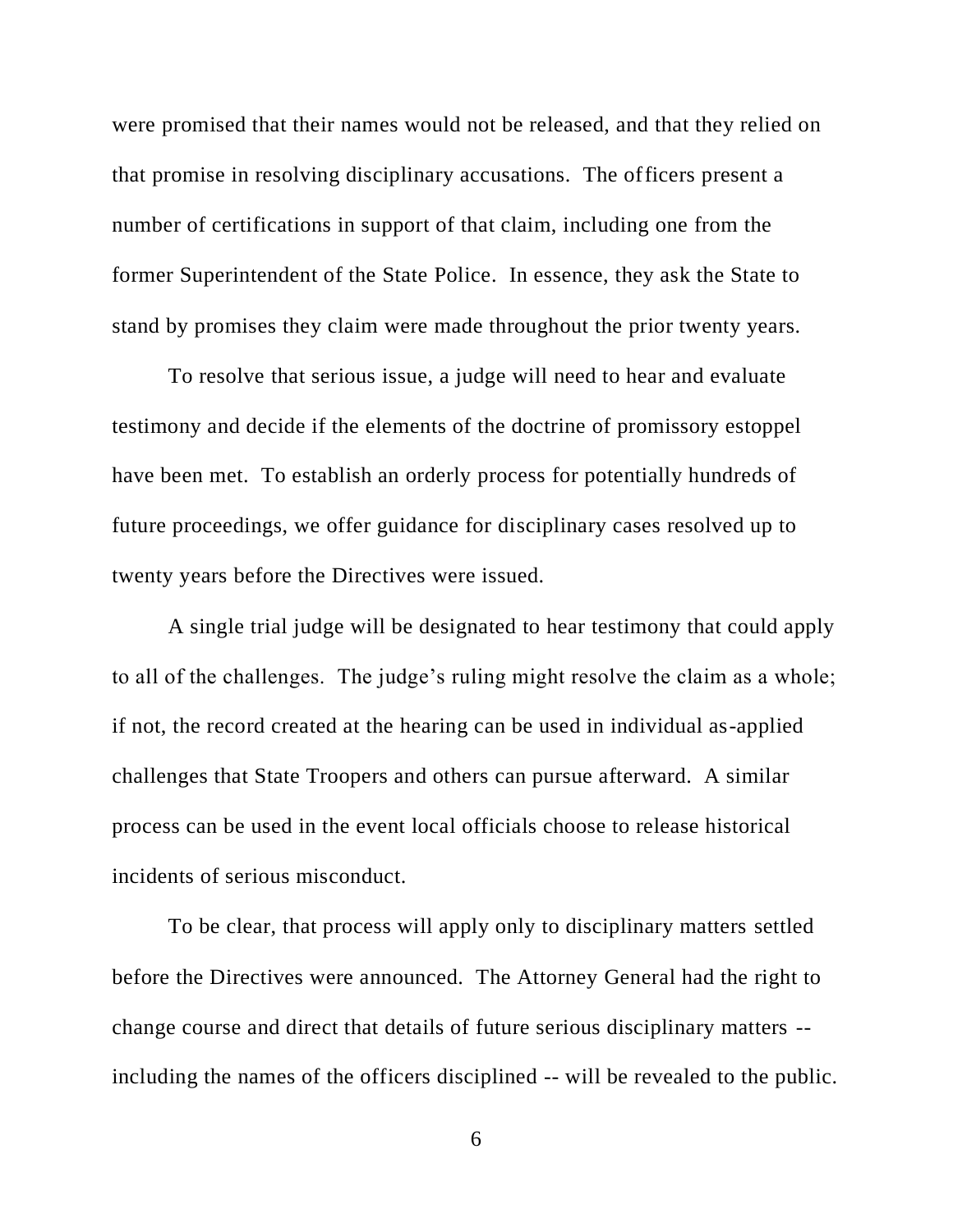were promised that their names would not be released, and that they relied on that promise in resolving disciplinary accusations. The officers present a number of certifications in support of that claim, including one from the former Superintendent of the State Police. In essence, they ask the State to stand by promises they claim were made throughout the prior twenty years.

To resolve that serious issue, a judge will need to hear and evaluate testimony and decide if the elements of the doctrine of promissory estoppel have been met. To establish an orderly process for potentially hundreds of future proceedings, we offer guidance for disciplinary cases resolved up to twenty years before the Directives were issued.

A single trial judge will be designated to hear testimony that could apply to all of the challenges. The judge's ruling might resolve the claim as a whole; if not, the record created at the hearing can be used in individual as-applied challenges that State Troopers and others can pursue afterward. A similar process can be used in the event local officials choose to release historical incidents of serious misconduct.

To be clear, that process will apply only to disciplinary matters settled before the Directives were announced. The Attorney General had the right to change course and direct that details of future serious disciplinary matters -- including the names of the officers disciplined -- will be revealed to the public.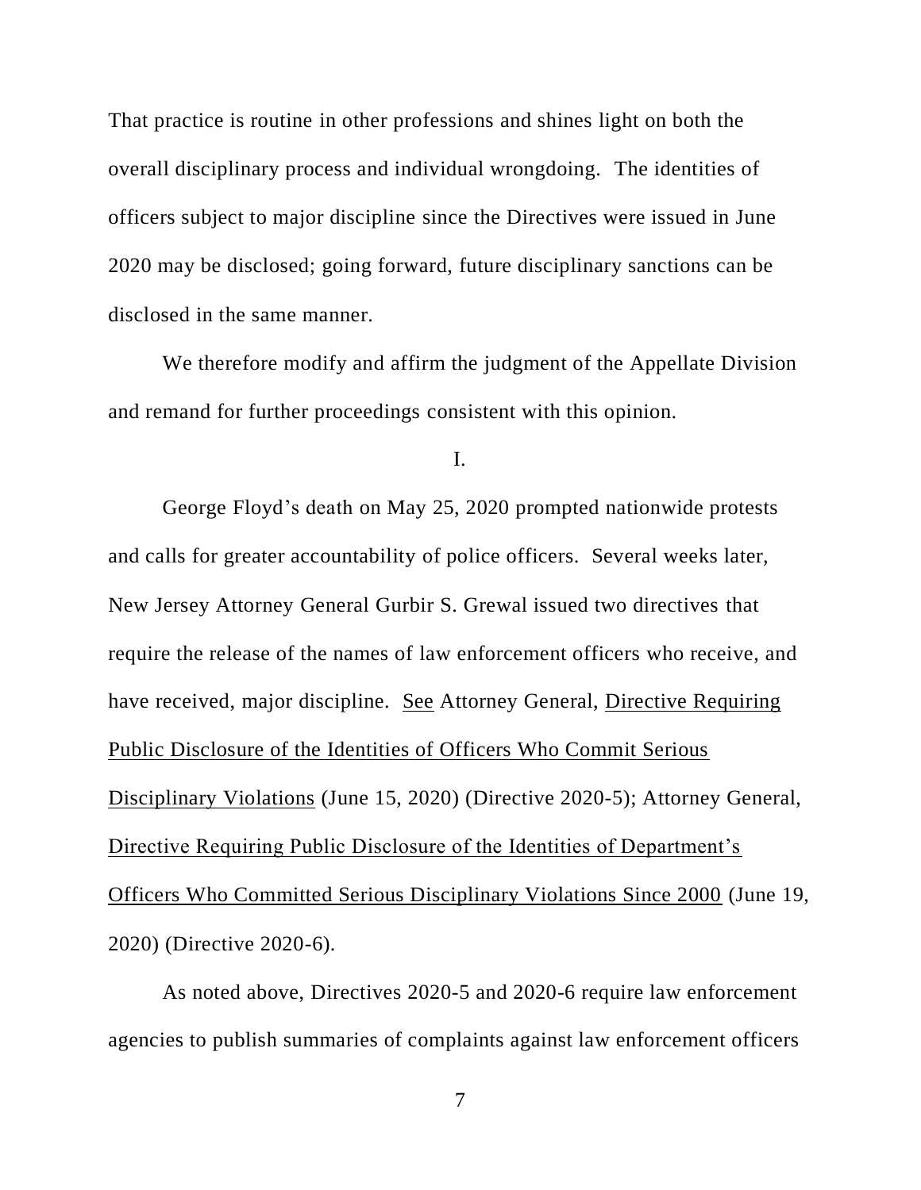That practice is routine in other professions and shines light on both the overall disciplinary process and individual wrongdoing. The identities of officers subject to major discipline since the Directives were issued in June 2020 may be disclosed; going forward, future disciplinary sanctions can be disclosed in the same manner.

We therefore modify and affirm the judgment of the Appellate Division and remand for further proceedings consistent with this opinion.

I.

George Floyd's death on May 25, 2020 prompted nationwide protests and calls for greater accountability of police officers. Several weeks later, New Jersey Attorney General Gurbir S. Grewal issued two directives that require the release of the names of law enforcement officers who receive, and have received, major discipline. See Attorney General, Directive Requiring Public Disclosure of the Identities of Officers Who Commit Serious Disciplinary Violations (June 15, 2020) (Directive 2020-5); Attorney General, Directive Requiring Public Disclosure of the Identities of Department's Officers Who Committed Serious Disciplinary Violations Since 2000 (June 19, 2020) (Directive 2020-6).

As noted above, Directives 2020-5 and 2020-6 require law enforcement agencies to publish summaries of complaints against law enforcement officers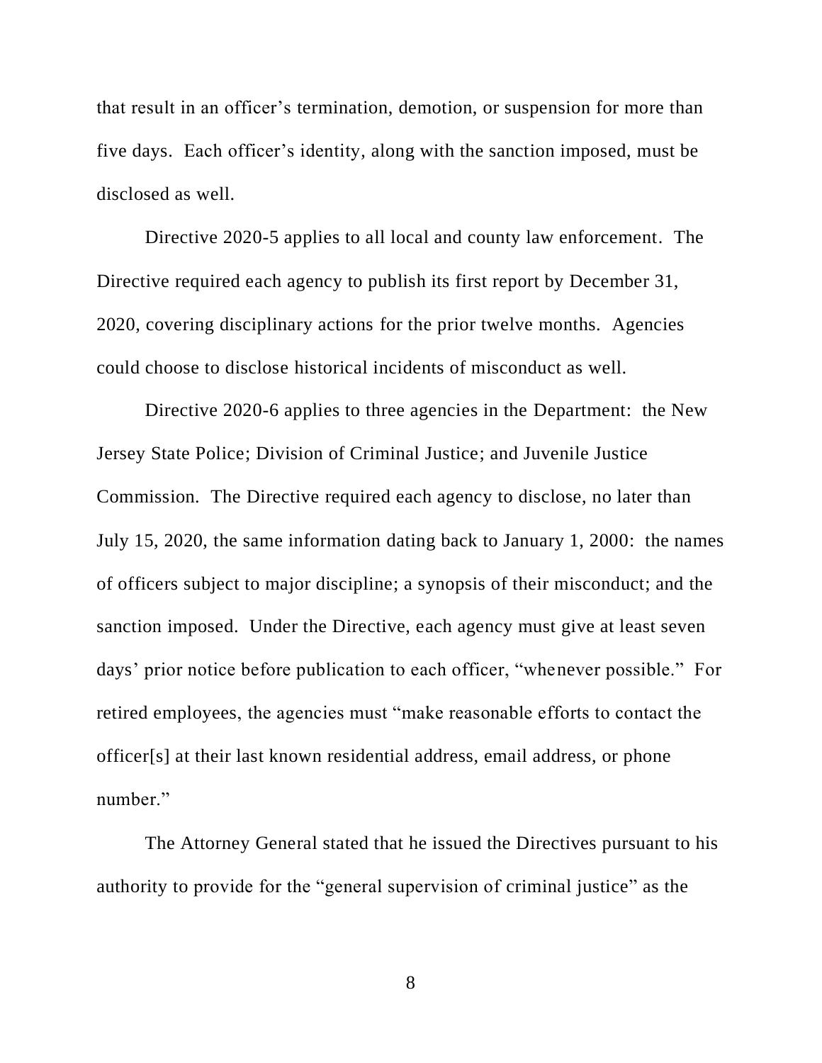that result in an officer's termination, demotion, or suspension for more than five days. Each officer's identity, along with the sanction imposed, must be disclosed as well.

Directive 2020-5 applies to all local and county law enforcement. The Directive required each agency to publish its first report by December 31, 2020, covering disciplinary actions for the prior twelve months. Agencies could choose to disclose historical incidents of misconduct as well.

Directive 2020-6 applies to three agencies in the Department: the New Jersey State Police; Division of Criminal Justice; and Juvenile Justice Commission. The Directive required each agency to disclose, no later than July 15, 2020, the same information dating back to January 1, 2000: the names of officers subject to major discipline; a synopsis of their misconduct; and the sanction imposed. Under the Directive, each agency must give at least seven days' prior notice before publication to each officer, "whenever possible." For retired employees, the agencies must "make reasonable efforts to contact the officer[s] at their last known residential address, email address, or phone number."

The Attorney General stated that he issued the Directives pursuant to his authority to provide for the "general supervision of criminal justice" as the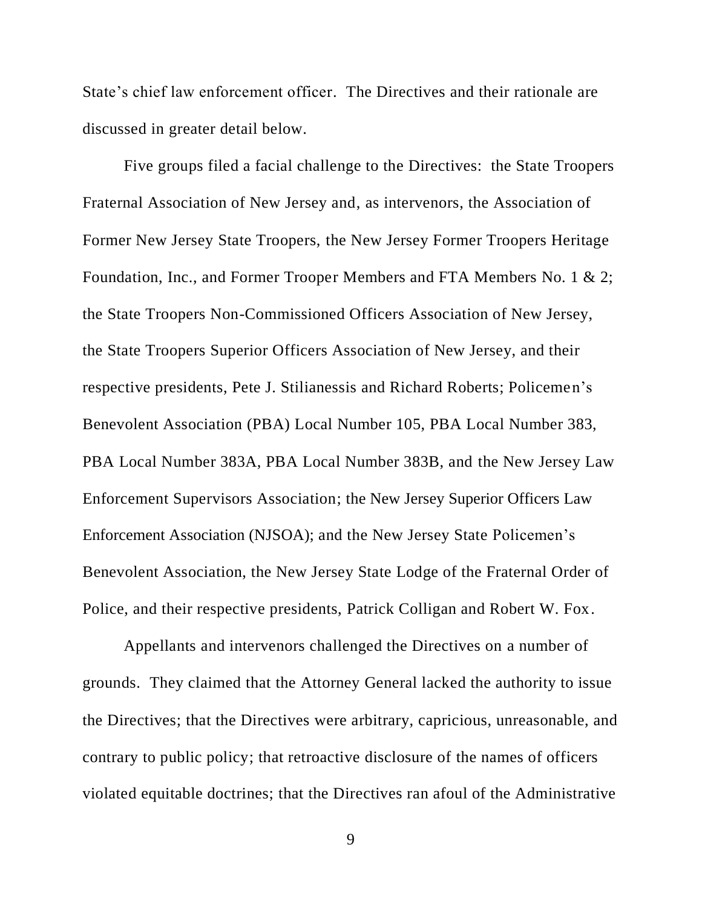State's chief law enforcement officer. The Directives and their rationale are discussed in greater detail below.

Five groups filed a facial challenge to the Directives: the State Troopers Fraternal Association of New Jersey and, as intervenors, the Association of Former New Jersey State Troopers, the New Jersey Former Troopers Heritage Foundation, Inc., and Former Trooper Members and FTA Members No. 1 & 2; the State Troopers Non-Commissioned Officers Association of New Jersey, the State Troopers Superior Officers Association of New Jersey, and their respective presidents, Pete J. Stilianessis and Richard Roberts; Policemen's Benevolent Association (PBA) Local Number 105, PBA Local Number 383, PBA Local Number 383A, PBA Local Number 383B, and the New Jersey Law Enforcement Supervisors Association; the New Jersey Superior Officers Law Enforcement Association (NJSOA); and the New Jersey State Policemen's Benevolent Association, the New Jersey State Lodge of the Fraternal Order of Police, and their respective presidents, Patrick Colligan and Robert W. Fox.

Appellants and intervenors challenged the Directives on a number of grounds. They claimed that the Attorney General lacked the authority to issue the Directives; that the Directives were arbitrary, capricious, unreasonable, and contrary to public policy; that retroactive disclosure of the names of officers violated equitable doctrines; that the Directives ran afoul of the Administrative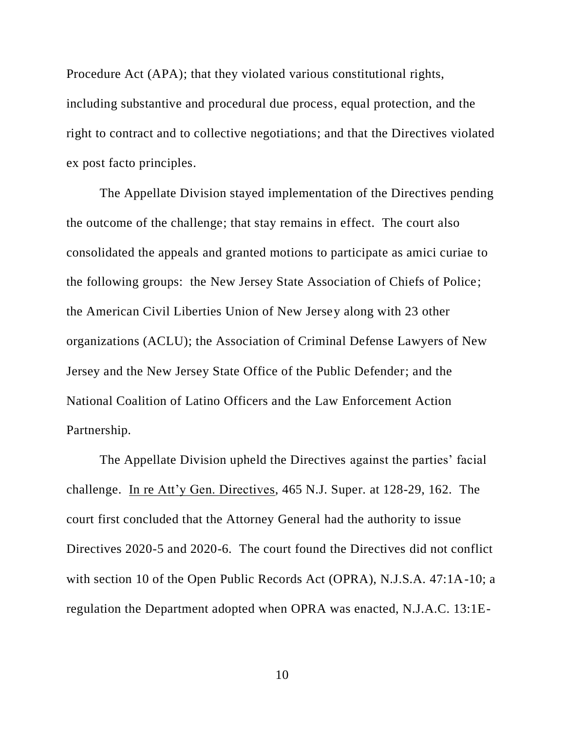Procedure Act (APA); that they violated various constitutional rights, including substantive and procedural due process, equal protection, and the right to contract and to collective negotiations; and that the Directives violated ex post facto principles.

The Appellate Division stayed implementation of the Directives pending the outcome of the challenge; that stay remains in effect. The court also consolidated the appeals and granted motions to participate as amici curiae to the following groups: the New Jersey State Association of Chiefs of Police; the American Civil Liberties Union of New Jersey along with 23 other organizations (ACLU); the Association of Criminal Defense Lawyers of New Jersey and the New Jersey State Office of the Public Defender; and the National Coalition of Latino Officers and the Law Enforcement Action Partnership.

The Appellate Division upheld the Directives against the parties' facial challenge. In re Att'y Gen. Directives, 465 N.J. Super. at 128-29, 162. The court first concluded that the Attorney General had the authority to issue Directives 2020-5 and 2020-6. The court found the Directives did not conflict with section 10 of the Open Public Records Act (OPRA), N.J.S.A. 47:1A-10; a regulation the Department adopted when OPRA was enacted, N.J.A.C. 13:1E-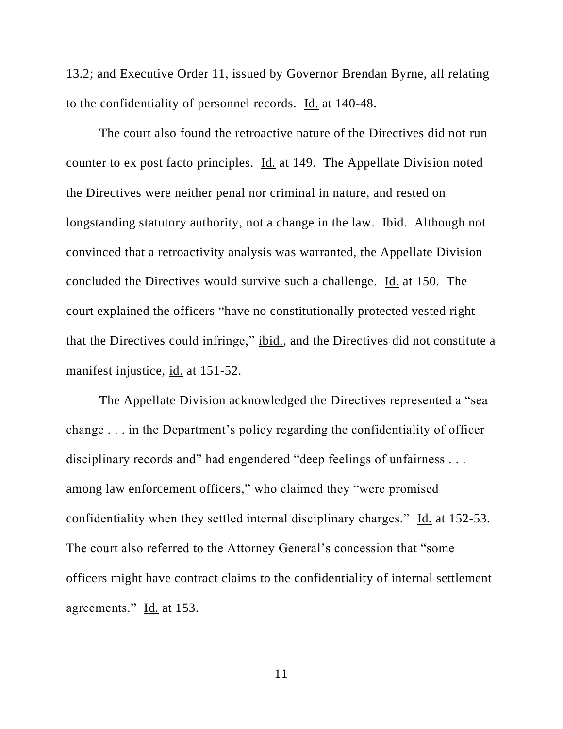13.2; and Executive Order 11, issued by Governor Brendan Byrne, all relating to the confidentiality of personnel records. Id. at 140-48.

The court also found the retroactive nature of the Directives did not run counter to ex post facto principles. Id. at 149. The Appellate Division noted the Directives were neither penal nor criminal in nature, and rested on longstanding statutory authority, not a change in the law. Ibid. Although not convinced that a retroactivity analysis was warranted, the Appellate Division concluded the Directives would survive such a challenge. Id. at 150. The court explained the officers "have no constitutionally protected vested right that the Directives could infringe," ibid., and the Directives did not constitute a manifest injustice, id. at 151-52.

The Appellate Division acknowledged the Directives represented a "sea change . . . in the Department's policy regarding the confidentiality of officer disciplinary records and" had engendered "deep feelings of unfairness . . . among law enforcement officers," who claimed they "were promised confidentiality when they settled internal disciplinary charges." Id. at 152-53. The court also referred to the Attorney General's concession that "some officers might have contract claims to the confidentiality of internal settlement agreements." Id. at 153.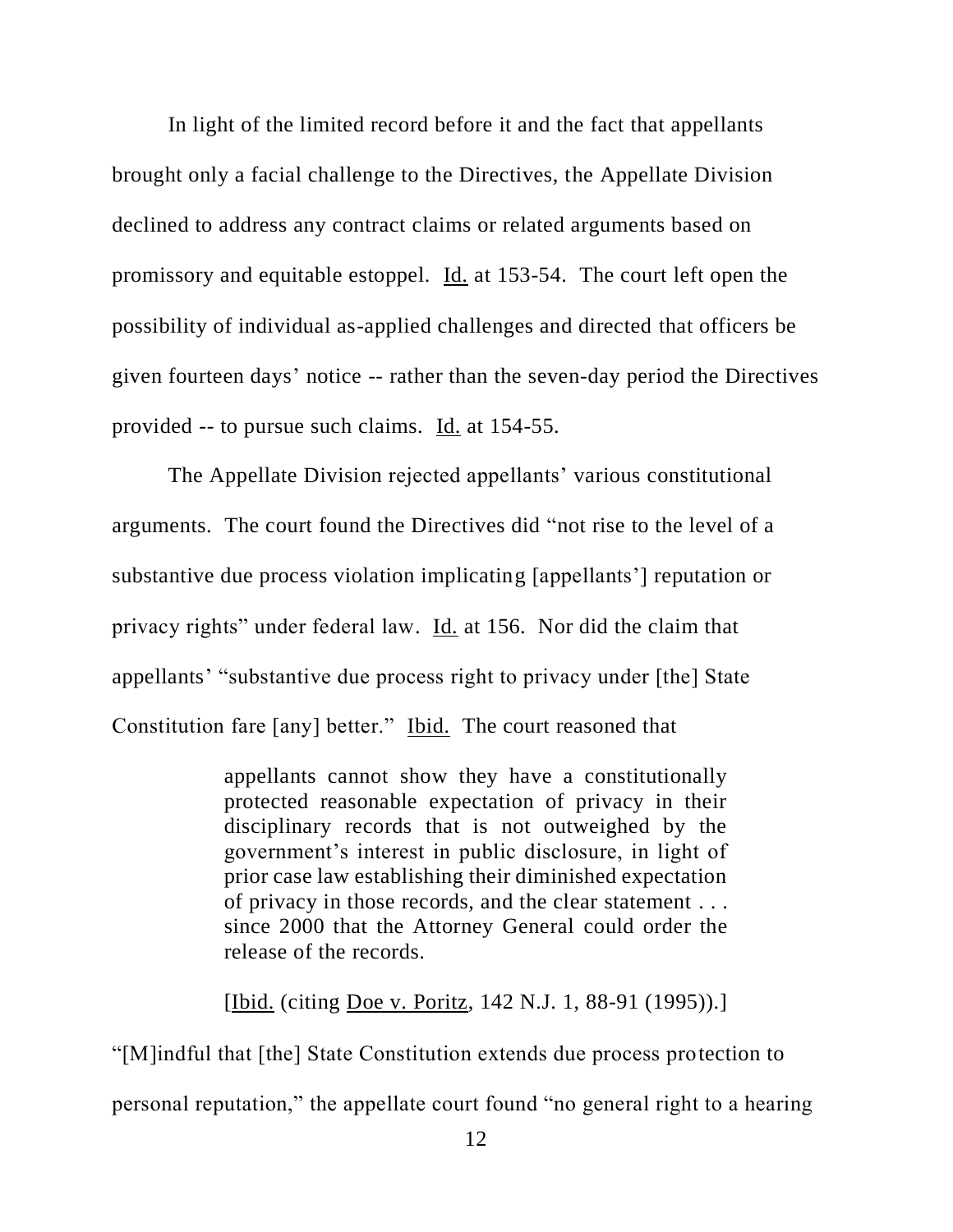In light of the limited record before it and the fact that appellants brought only a facial challenge to the Directives, the Appellate Division declined to address any contract claims or related arguments based on promissory and equitable estoppel. Id. at 153-54. The court left open the possibility of individual as-applied challenges and directed that officers be given fourteen days' notice -- rather than the seven-day period the Directives provided -- to pursue such claims. Id. at 154-55.

The Appellate Division rejected appellants' various constitutional arguments. The court found the Directives did "not rise to the level of a substantive due process violation implicating [appellants'] reputation or privacy rights" under federal law. Id. at 156. Nor did the claim that appellants' "substantive due process right to privacy under [the] State Constitution fare [any] better." Ibid. The court reasoned that

> appellants cannot show they have a constitutionally protected reasonable expectation of privacy in their disciplinary records that is not outweighed by the government's interest in public disclosure, in light of prior case law establishing their diminished expectation of privacy in those records, and the clear statement . . . since 2000 that the Attorney General could order the release of the records.
>
> [Ibid. (citing Doe v. Poritz, 142 N.J. 1, 88-91 (1995)).]

"[M]indful that [the] State Constitution extends due process protection to personal reputation," the appellate court found "no general right to a hearing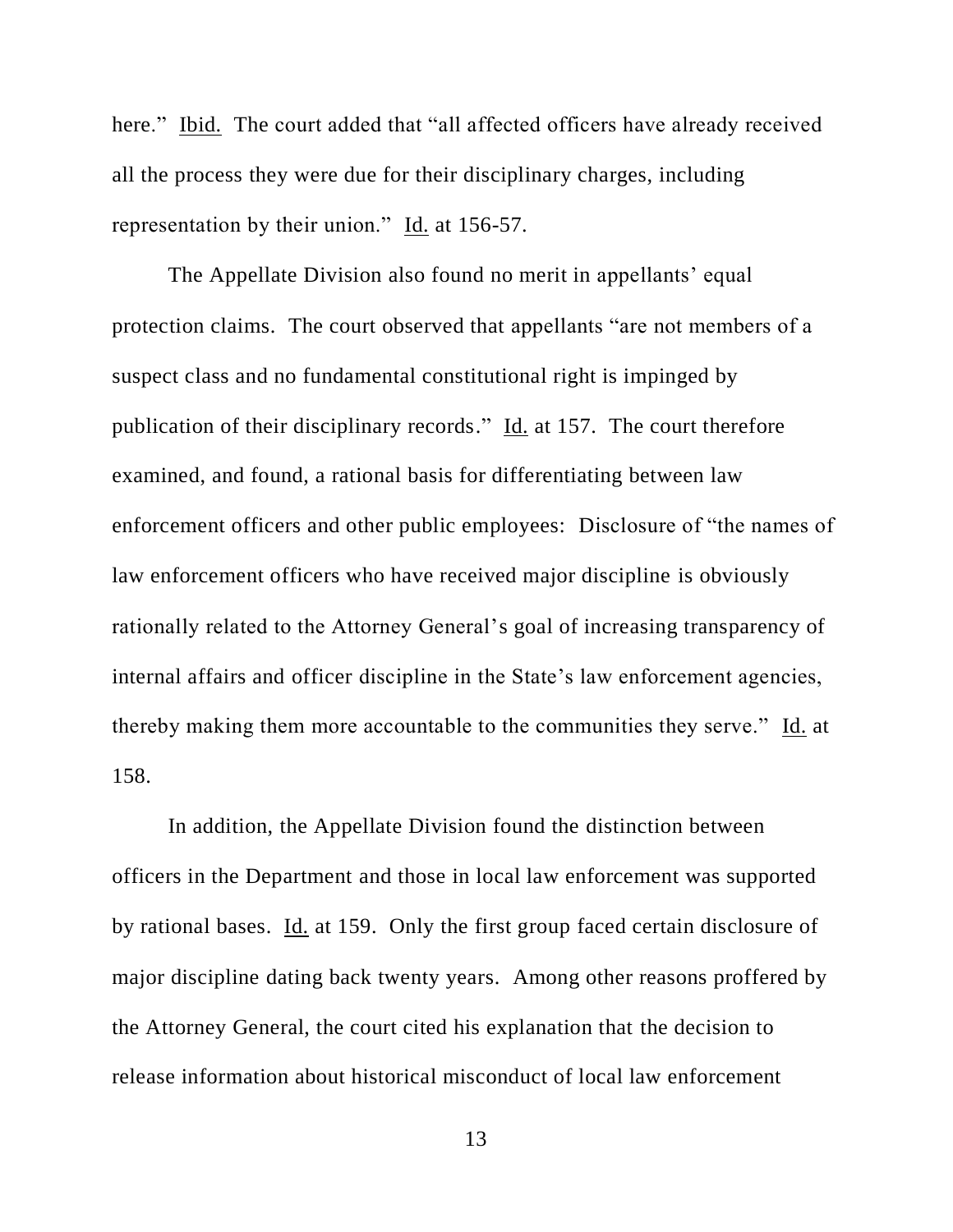here." Ibid. The court added that "all affected officers have already received all the process they were due for their disciplinary charges, including representation by their union." Id. at 156-57.

The Appellate Division also found no merit in appellants' equal protection claims. The court observed that appellants "are not members of a suspect class and no fundamental constitutional right is impinged by publication of their disciplinary records." Id. at 157. The court therefore examined, and found, a rational basis for differentiating between law enforcement officers and other public employees: Disclosure of "the names of law enforcement officers who have received major discipline is obviously rationally related to the Attorney General's goal of increasing transparency of internal affairs and officer discipline in the State's law enforcement agencies, thereby making them more accountable to the communities they serve." Id. at 158.

In addition, the Appellate Division found the distinction between officers in the Department and those in local law enforcement was supported by rational bases. Id. at 159. Only the first group faced certain disclosure of major discipline dating back twenty years. Among other reasons proffered by the Attorney General, the court cited his explanation that the decision to release information about historical misconduct of local law enforcement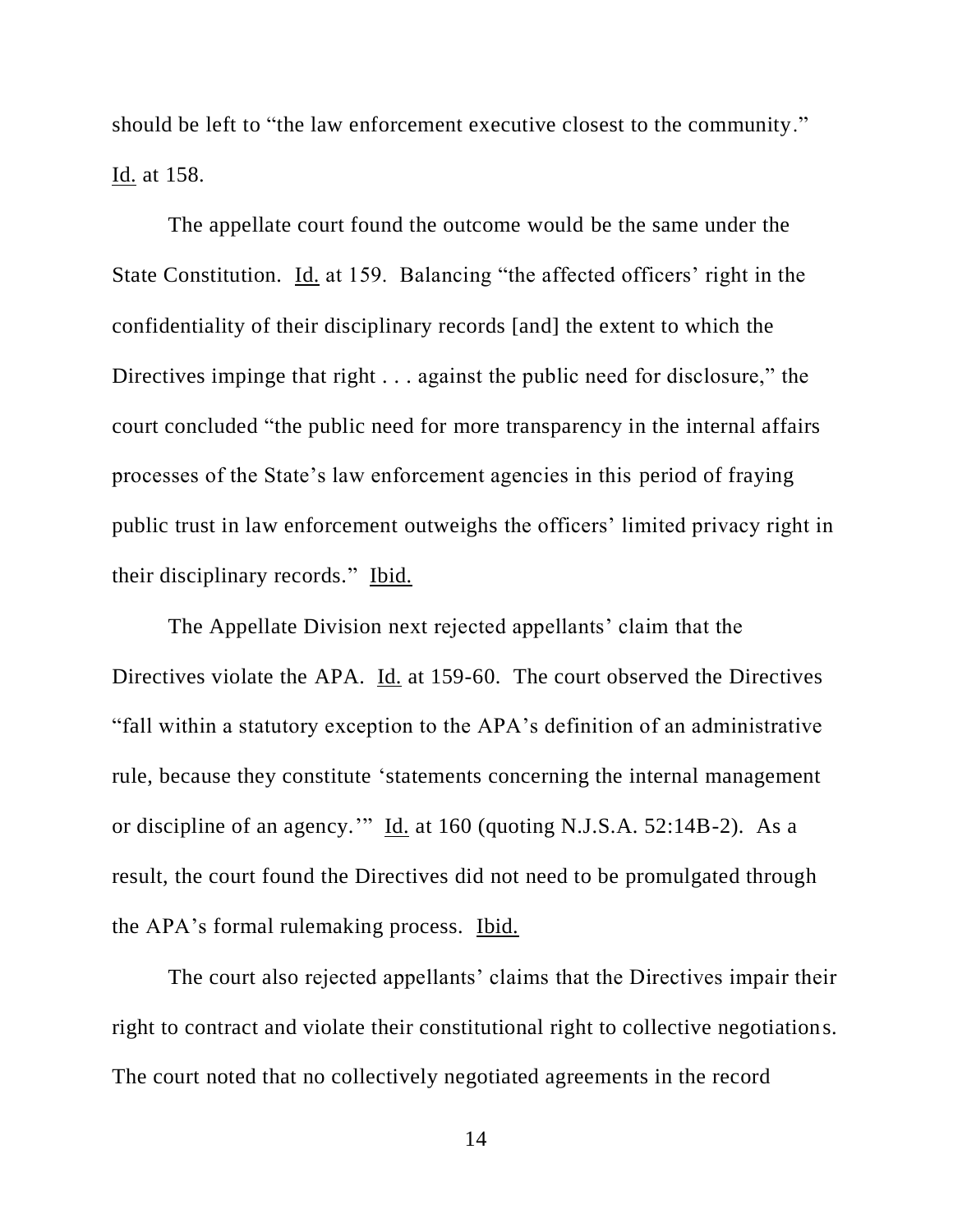should be left to "the law enforcement executive closest to the community." Id. at 158.

The appellate court found the outcome would be the same under the State Constitution. Id. at 159. Balancing "the affected officers' right in the confidentiality of their disciplinary records [and] the extent to which the Directives impinge that right . . . against the public need for disclosure," the court concluded "the public need for more transparency in the internal affairs processes of the State's law enforcement agencies in this period of fraying public trust in law enforcement outweighs the officers' limited privacy right in their disciplinary records." Ibid.

The Appellate Division next rejected appellants' claim that the Directives violate the APA. Id. at 159-60. The court observed the Directives "fall within a statutory exception to the APA's definition of an administrative rule, because they constitute 'statements concerning the internal management or discipline of an agency.'" Id. at 160 (quoting N.J.S.A. 52:14B-2). As a result, the court found the Directives did not need to be promulgated through the APA's formal rulemaking process. Ibid.

The court also rejected appellants' claims that the Directives impair their right to contract and violate their constitutional right to collective negotiations. The court noted that no collectively negotiated agreements in the record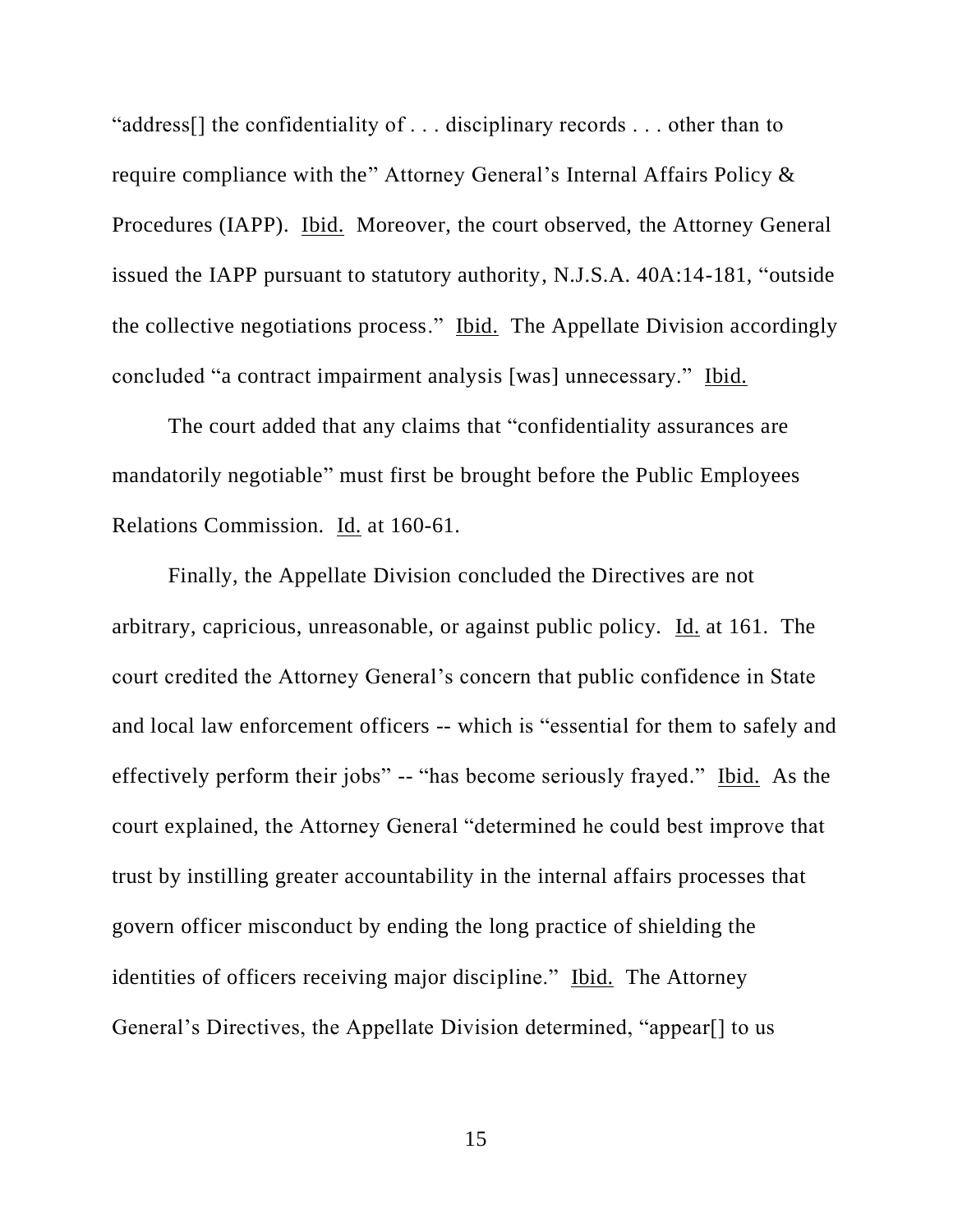"address[] the confidentiality of . . . disciplinary records . . . other than to require compliance with the" Attorney General's Internal Affairs Policy & Procedures (IAPP). Ibid. Moreover, the court observed, the Attorney General issued the IAPP pursuant to statutory authority, N.J.S.A. 40A:14-181, "outside the collective negotiations process." Ibid. The Appellate Division accordingly concluded "a contract impairment analysis [was] unnecessary." Ibid.

The court added that any claims that "confidentiality assurances are mandatorily negotiable" must first be brought before the Public Employees Relations Commission. Id. at 160-61.

Finally, the Appellate Division concluded the Directives are not arbitrary, capricious, unreasonable, or against public policy. Id. at 161. The court credited the Attorney General's concern that public confidence in State and local law enforcement officers -- which is "essential for them to safely and effectively perform their jobs" -- "has become seriously frayed." Ibid. As the court explained, the Attorney General "determined he could best improve that trust by instilling greater accountability in the internal affairs processes that govern officer misconduct by ending the long practice of shielding the identities of officers receiving major discipline." Ibid. The Attorney General's Directives, the Appellate Division determined, "appear[] to us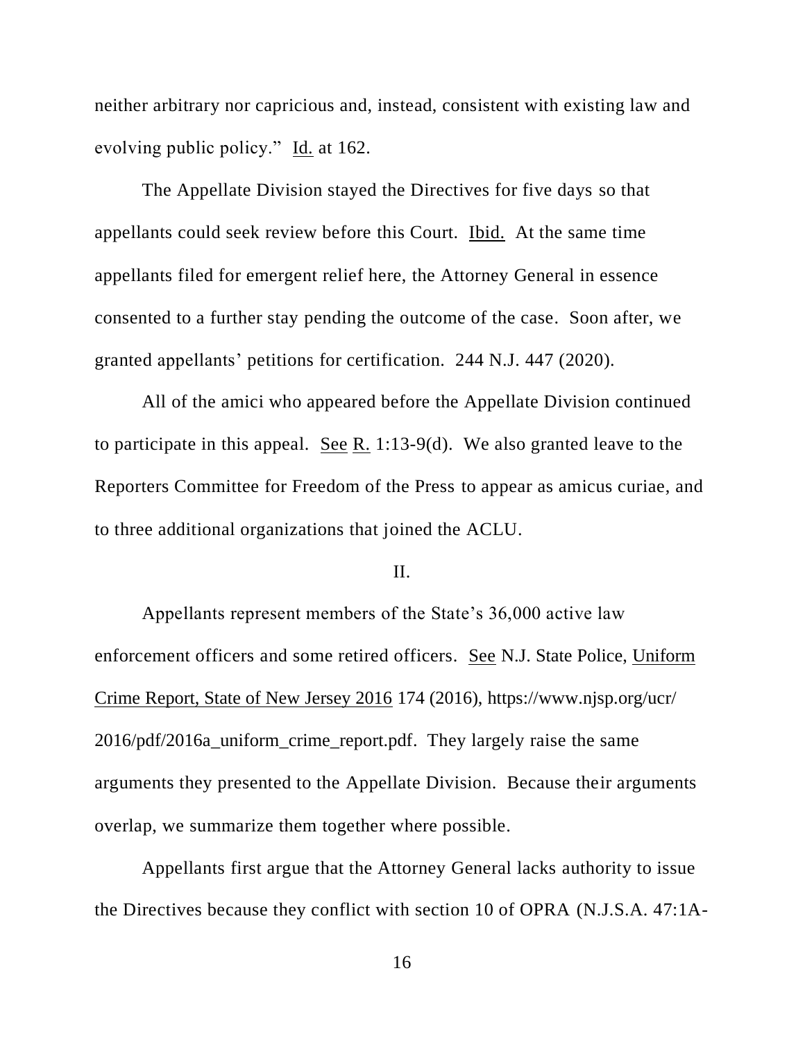neither arbitrary nor capricious and, instead, consistent with existing law and evolving public policy." Id. at 162.

The Appellate Division stayed the Directives for five days so that appellants could seek review before this Court. Ibid. At the same time appellants filed for emergent relief here, the Attorney General in essence consented to a further stay pending the outcome of the case. Soon after, we granted appellants' petitions for certification. 244 N.J. 447 (2020).

All of the amici who appeared before the Appellate Division continued to participate in this appeal. See R. 1:13-9(d). We also granted leave to the Reporters Committee for Freedom of the Press to appear as amicus curiae, and to three additional organizations that joined the ACLU.

II.

Appellants represent members of the State's 36,000 active law enforcement officers and some retired officers. See N.J. State Police, Uniform Crime Report, State of New Jersey 2016 174 (2016), https://www.njsp.org/ucr/2016/pdf/2016a_uniform_crime_report.pdf. They largely raise the same arguments they presented to the Appellate Division. Because their arguments overlap, we summarize them together where possible.

Appellants first argue that the Attorney General lacks authority to issue the Directives because they conflict with section 10 of OPRA (N.J.S.A. 47:1A-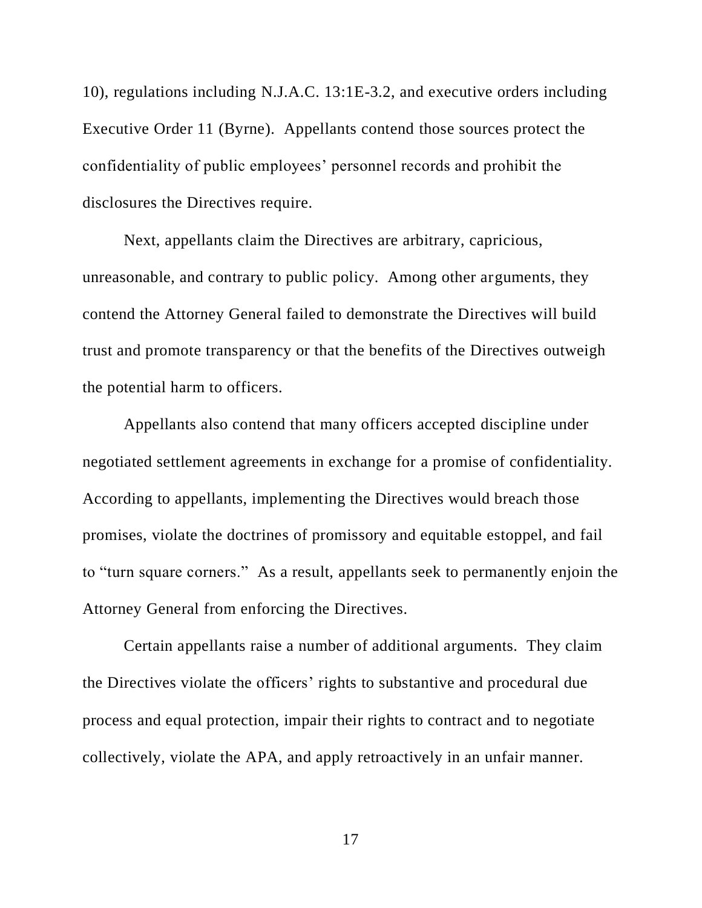10), regulations including N.J.A.C. 13:1E-3.2, and executive orders including Executive Order 11 (Byrne). Appellants contend those sources protect the confidentiality of public employees' personnel records and prohibit the disclosures the Directives require.

Next, appellants claim the Directives are arbitrary, capricious, unreasonable, and contrary to public policy. Among other arguments, they contend the Attorney General failed to demonstrate the Directives will build trust and promote transparency or that the benefits of the Directives outweigh the potential harm to officers.

Appellants also contend that many officers accepted discipline under negotiated settlement agreements in exchange for a promise of confidentiality. According to appellants, implementing the Directives would breach those promises, violate the doctrines of promissory and equitable estoppel, and fail to "turn square corners." As a result, appellants seek to permanently enjoin the Attorney General from enforcing the Directives.

Certain appellants raise a number of additional arguments. They claim the Directives violate the officers' rights to substantive and procedural due process and equal protection, impair their rights to contract and to negotiate collectively, violate the APA, and apply retroactively in an unfair manner.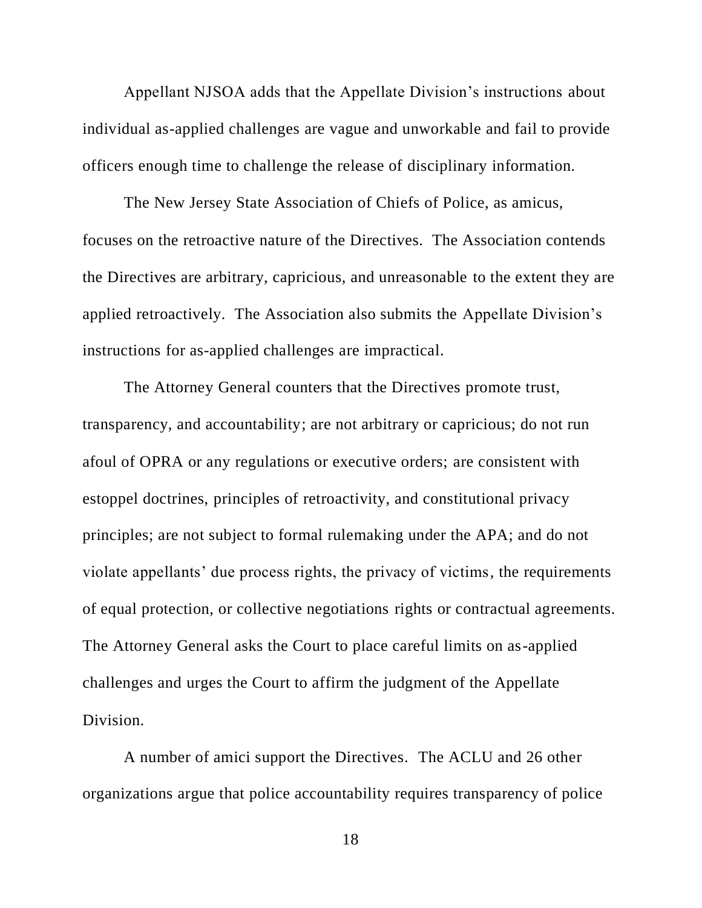Appellant NJSOA adds that the Appellate Division's instructions about individual as-applied challenges are vague and unworkable and fail to provide officers enough time to challenge the release of disciplinary information.

The New Jersey State Association of Chiefs of Police, as amicus, focuses on the retroactive nature of the Directives. The Association contends the Directives are arbitrary, capricious, and unreasonable to the extent they are applied retroactively. The Association also submits the Appellate Division's instructions for as-applied challenges are impractical.

The Attorney General counters that the Directives promote trust, transparency, and accountability; are not arbitrary or capricious; do not run afoul of OPRA or any regulations or executive orders; are consistent with estoppel doctrines, principles of retroactivity, and constitutional privacy principles; are not subject to formal rulemaking under the APA; and do not violate appellants' due process rights, the privacy of victims, the requirements of equal protection, or collective negotiations rights or contractual agreements. The Attorney General asks the Court to place careful limits on as-applied challenges and urges the Court to affirm the judgment of the Appellate Division.

A number of amici support the Directives. The ACLU and 26 other organizations argue that police accountability requires transparency of police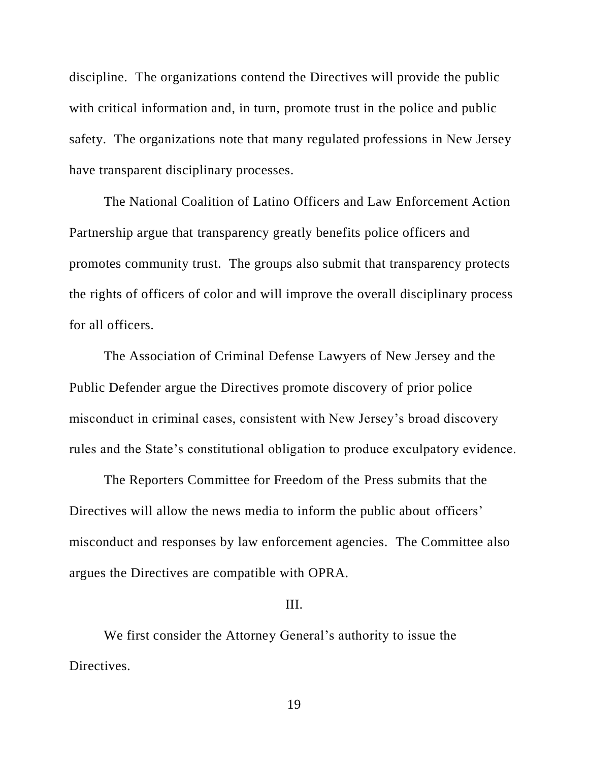discipline. The organizations contend the Directives will provide the public with critical information and, in turn, promote trust in the police and public safety. The organizations note that many regulated professions in New Jersey have transparent disciplinary processes.

The National Coalition of Latino Officers and Law Enforcement Action Partnership argue that transparency greatly benefits police officers and promotes community trust. The groups also submit that transparency protects the rights of officers of color and will improve the overall disciplinary process for all officers.

The Association of Criminal Defense Lawyers of New Jersey and the Public Defender argue the Directives promote discovery of prior police misconduct in criminal cases, consistent with New Jersey's broad discovery rules and the State's constitutional obligation to produce exculpatory evidence.

The Reporters Committee for Freedom of the Press submits that the Directives will allow the news media to inform the public about officers' misconduct and responses by law enforcement agencies. The Committee also argues the Directives are compatible with OPRA.

## III.

We first consider the Attorney General's authority to issue the Directives.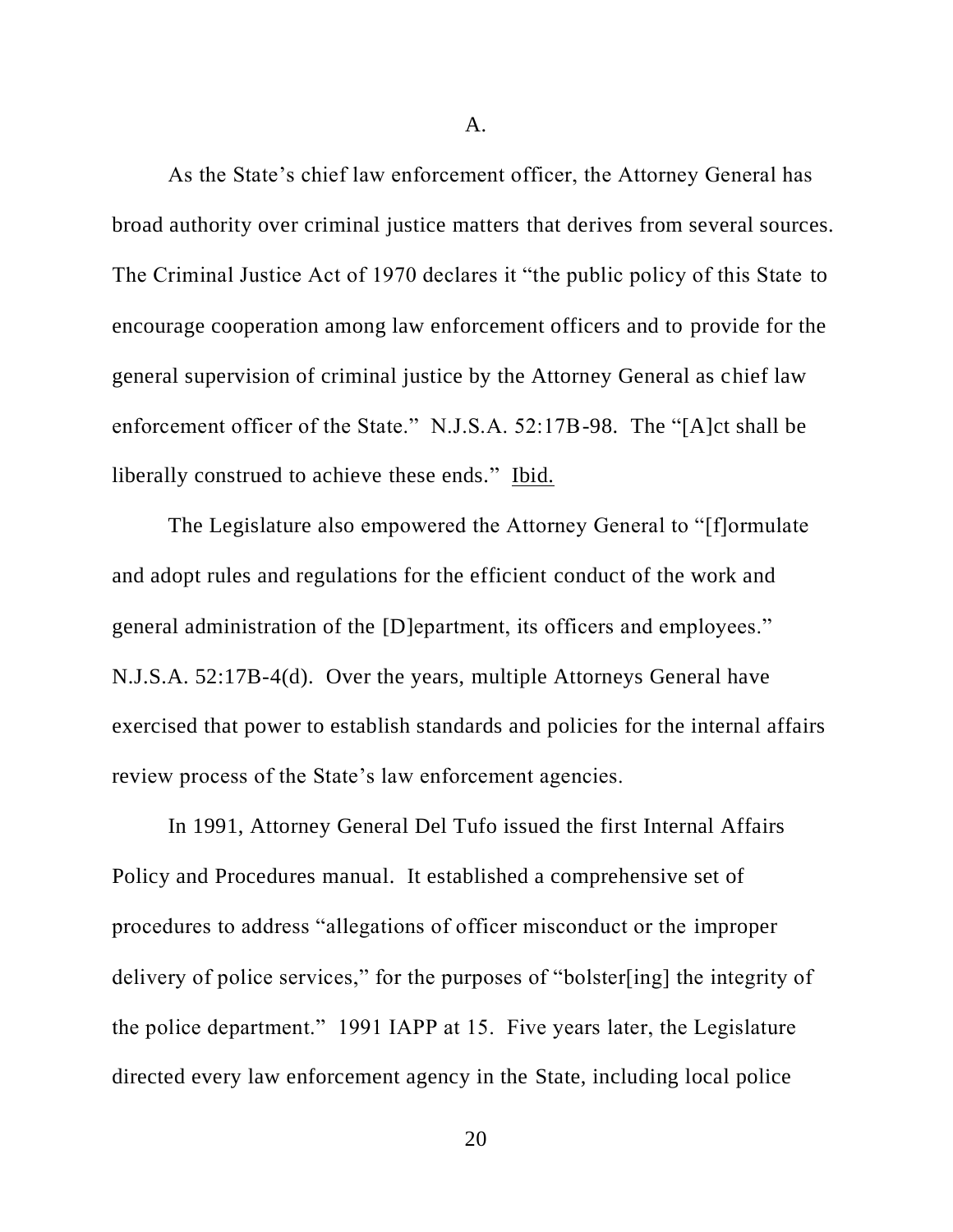A.

As the State's chief law enforcement officer, the Attorney General has broad authority over criminal justice matters that derives from several sources. The Criminal Justice Act of 1970 declares it "the public policy of this State to encourage cooperation among law enforcement officers and to provide for the general supervision of criminal justice by the Attorney General as chief law enforcement officer of the State." N.J.S.A. 52:17B-98. The "[A]ct shall be liberally construed to achieve these ends." Ibid.

The Legislature also empowered the Attorney General to "[f]ormulate and adopt rules and regulations for the efficient conduct of the work and general administration of the [D]epartment, its officers and employees." N.J.S.A. 52:17B-4(d). Over the years, multiple Attorneys General have exercised that power to establish standards and policies for the internal affairs review process of the State's law enforcement agencies.

In 1991, Attorney General Del Tufo issued the first Internal Affairs Policy and Procedures manual. It established a comprehensive set of procedures to address "allegations of officer misconduct or the improper delivery of police services," for the purposes of "bolster[ing] the integrity of the police department." 1991 IAPP at 15. Five years later, the Legislature directed every law enforcement agency in the State, including local police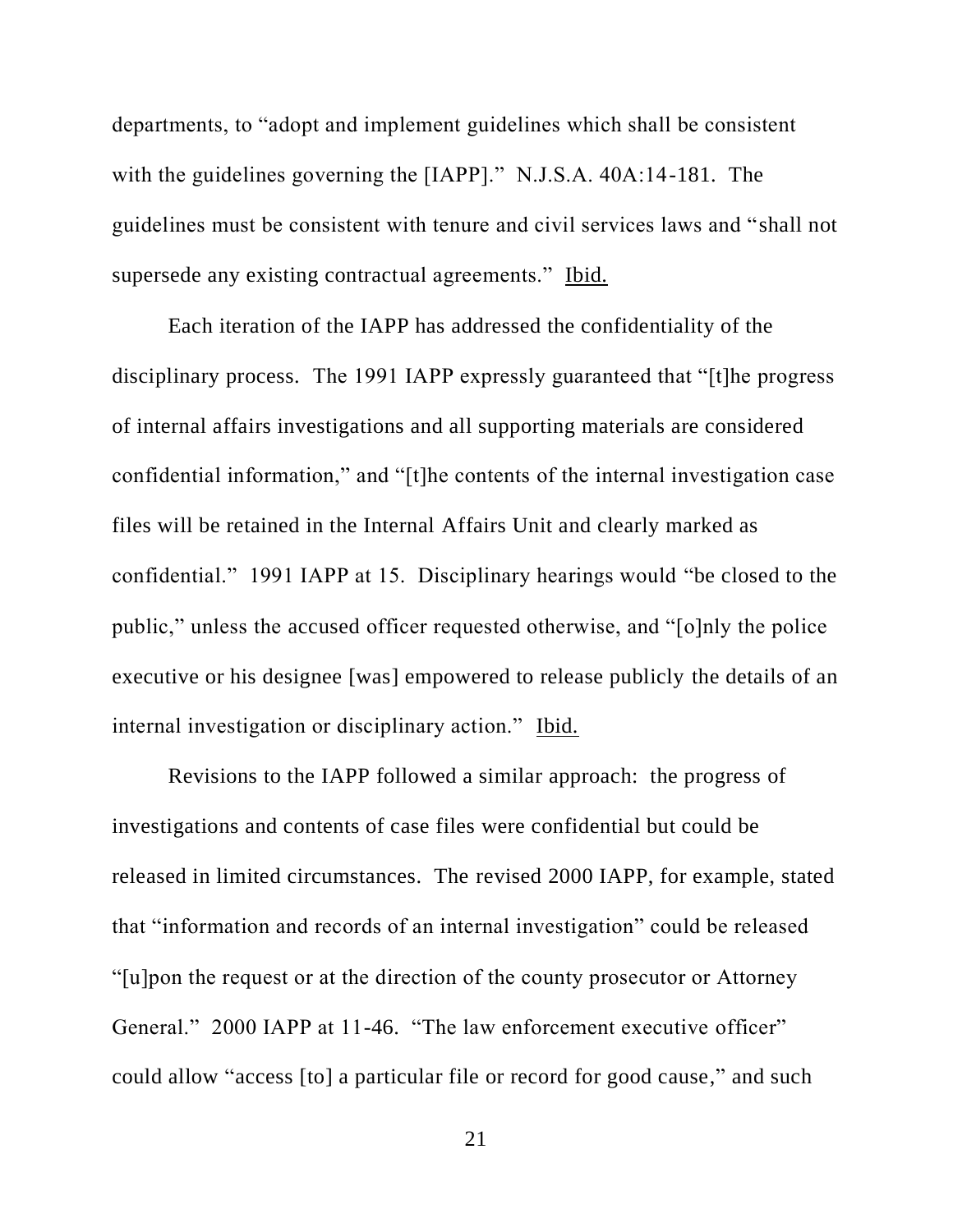departments, to "adopt and implement guidelines which shall be consistent with the guidelines governing the [IAPP]." N.J.S.A. 40A:14-181. The guidelines must be consistent with tenure and civil services laws and "shall not supersede any existing contractual agreements." Ibid.

Each iteration of the IAPP has addressed the confidentiality of the disciplinary process. The 1991 IAPP expressly guaranteed that "[t]he progress of internal affairs investigations and all supporting materials are considered confidential information," and "[t]he contents of the internal investigation case files will be retained in the Internal Affairs Unit and clearly marked as confidential." 1991 IAPP at 15. Disciplinary hearings would "be closed to the public," unless the accused officer requested otherwise, and "[o]nly the police executive or his designee [was] empowered to release publicly the details of an internal investigation or disciplinary action." Ibid.

Revisions to the IAPP followed a similar approach: the progress of investigations and contents of case files were confidential but could be released in limited circumstances. The revised 2000 IAPP, for example, stated that "information and records of an internal investigation" could be released "[u]pon the request or at the direction of the county prosecutor or Attorney General." 2000 IAPP at 11-46. "The law enforcement executive officer" could allow "access [to] a particular file or record for good cause," and such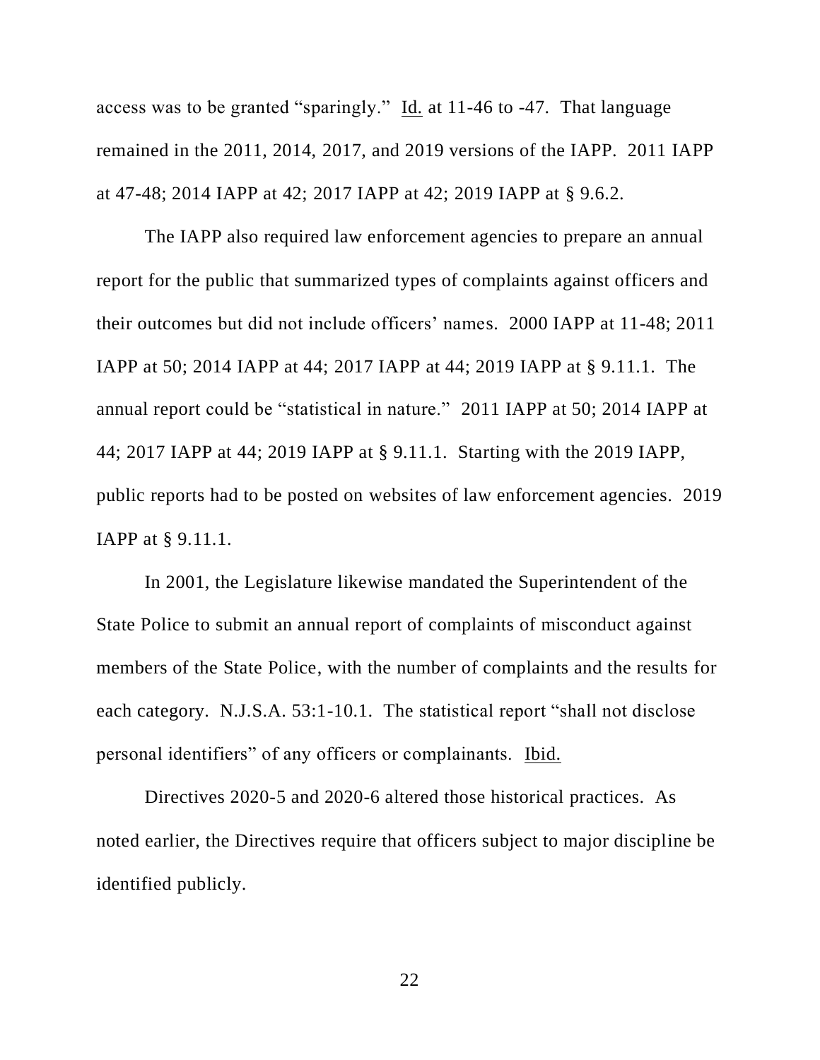access was to be granted "sparingly." Id. at 11-46 to -47. That language remained in the 2011, 2014, 2017, and 2019 versions of the IAPP. 2011 IAPP at 47-48; 2014 IAPP at 42; 2017 IAPP at 42; 2019 IAPP at § 9.6.2.

The IAPP also required law enforcement agencies to prepare an annual report for the public that summarized types of complaints against officers and their outcomes but did not include officers' names. 2000 IAPP at 11-48; 2011 IAPP at 50; 2014 IAPP at 44; 2017 IAPP at 44; 2019 IAPP at § 9.11.1. The annual report could be "statistical in nature." 2011 IAPP at 50; 2014 IAPP at 44; 2017 IAPP at 44; 2019 IAPP at § 9.11.1. Starting with the 2019 IAPP, public reports had to be posted on websites of law enforcement agencies. 2019 IAPP at § 9.11.1.

In 2001, the Legislature likewise mandated the Superintendent of the State Police to submit an annual report of complaints of misconduct against members of the State Police, with the number of complaints and the results for each category. N.J.S.A. 53:1-10.1. The statistical report "shall not disclose personal identifiers" of any officers or complainants. Ibid.

Directives 2020-5 and 2020-6 altered those historical practices. As noted earlier, the Directives require that officers subject to major discipline be identified publicly.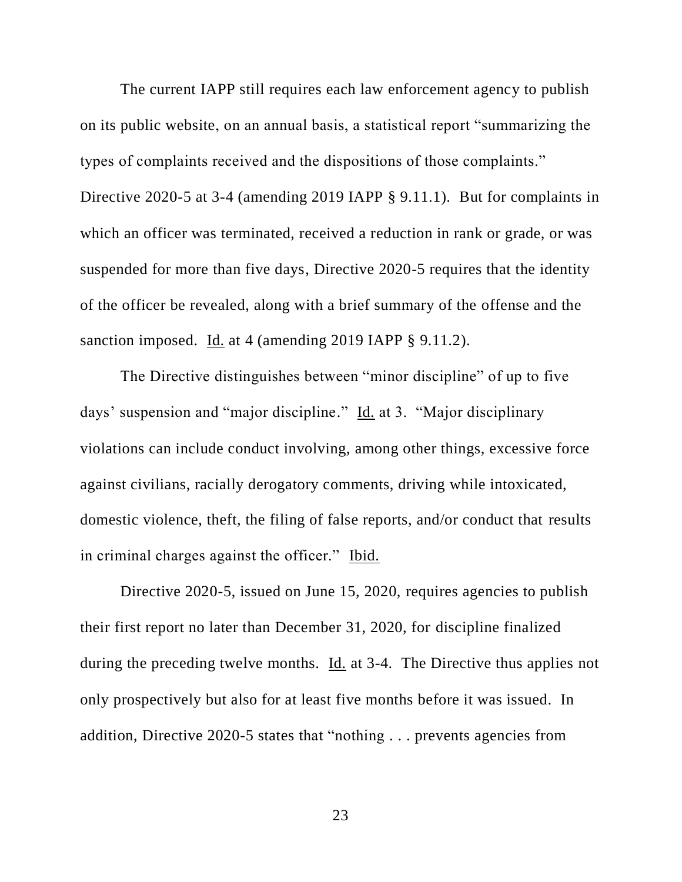The current IAPP still requires each law enforcement agency to publish on its public website, on an annual basis, a statistical report "summarizing the types of complaints received and the dispositions of those complaints." Directive 2020-5 at 3-4 (amending 2019 IAPP § 9.11.1). But for complaints in which an officer was terminated, received a reduction in rank or grade, or was suspended for more than five days, Directive 2020-5 requires that the identity of the officer be revealed, along with a brief summary of the offense and the sanction imposed. Id. at 4 (amending 2019 IAPP § 9.11.2).

The Directive distinguishes between "minor discipline" of up to five days' suspension and "major discipline." Id. at 3. "Major disciplinary violations can include conduct involving, among other things, excessive force against civilians, racially derogatory comments, driving while intoxicated, domestic violence, theft, the filing of false reports, and/or conduct that results in criminal charges against the officer." Ibid.

Directive 2020-5, issued on June 15, 2020, requires agencies to publish their first report no later than December 31, 2020, for discipline finalized during the preceding twelve months. Id. at 3-4. The Directive thus applies not only prospectively but also for at least five months before it was issued. In addition, Directive 2020-5 states that "nothing . . . prevents agencies from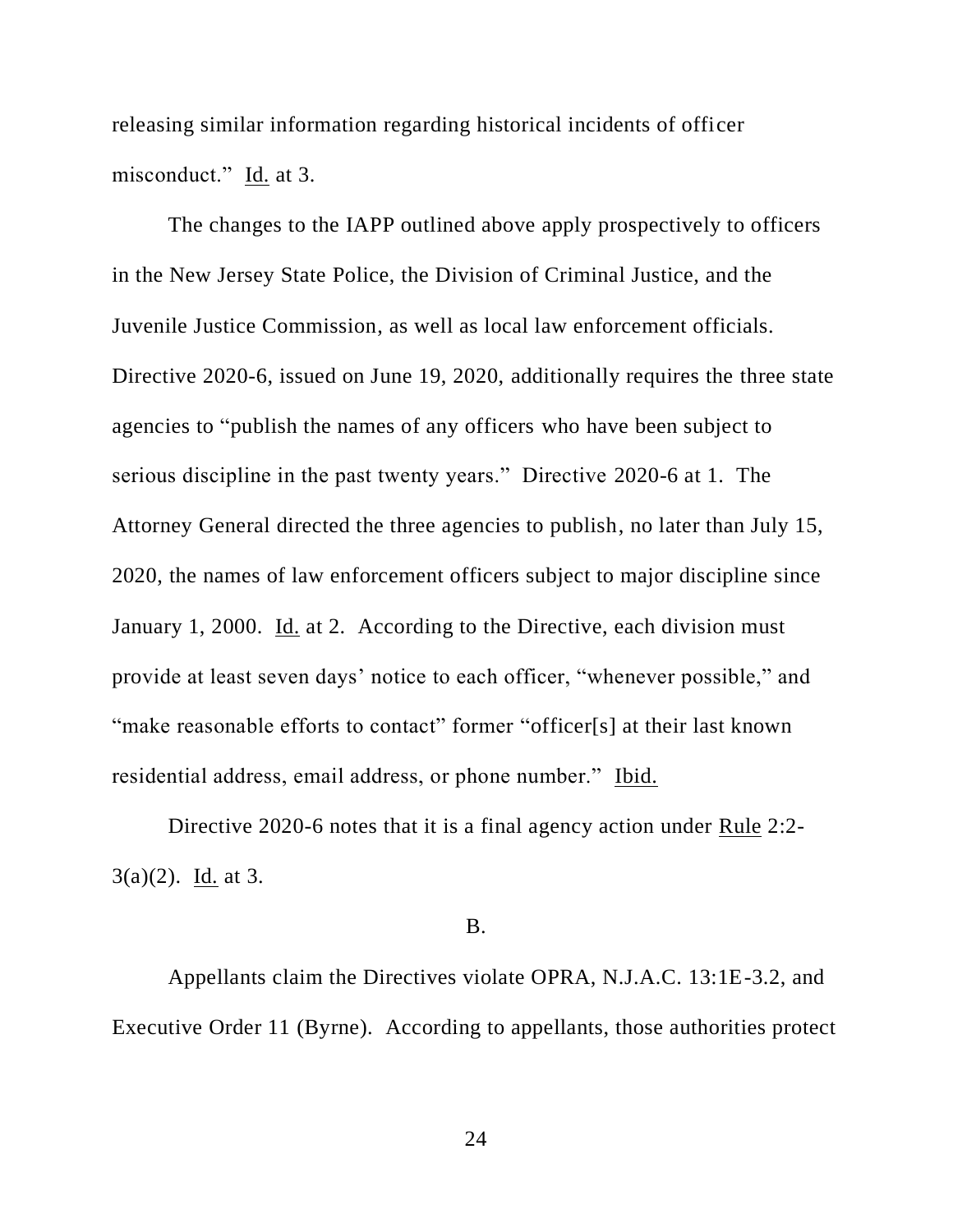releasing similar information regarding historical incidents of officer misconduct." Id. at 3.

The changes to the IAPP outlined above apply prospectively to officers in the New Jersey State Police, the Division of Criminal Justice, and the Juvenile Justice Commission, as well as local law enforcement officials. Directive 2020-6, issued on June 19, 2020, additionally requires the three state agencies to "publish the names of any officers who have been subject to serious discipline in the past twenty years." Directive 2020-6 at 1. The Attorney General directed the three agencies to publish, no later than July 15, 2020, the names of law enforcement officers subject to major discipline since January 1, 2000. Id. at 2. According to the Directive, each division must provide at least seven days' notice to each officer, "whenever possible," and "make reasonable efforts to contact" former "officer[s] at their last known residential address, email address, or phone number." Ibid.

Directive 2020-6 notes that it is a final agency action under Rule 2:2-3(a)(2). Id. at 3.

B.

Appellants claim the Directives violate OPRA, N.J.A.C. 13:1E-3.2, and Executive Order 11 (Byrne). According to appellants, those authorities protect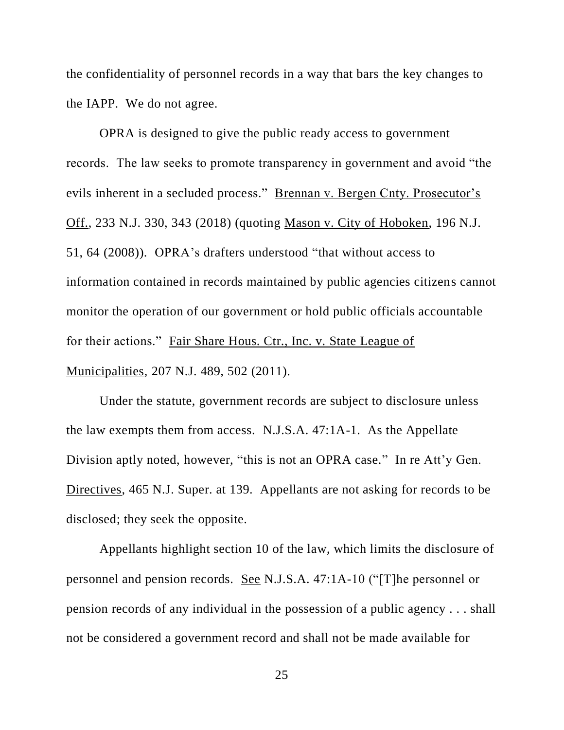the confidentiality of personnel records in a way that bars the key changes to the IAPP. We do not agree.

OPRA is designed to give the public ready access to government records. The law seeks to promote transparency in government and avoid "the evils inherent in a secluded process." Brennan v. Bergen Cnty. Prosecutor's Off., 233 N.J. 330, 343 (2018) (quoting Mason v. City of Hoboken, 196 N.J. 51, 64 (2008)). OPRA's drafters understood "that without access to information contained in records maintained by public agencies citizens cannot monitor the operation of our government or hold public officials accountable for their actions." Fair Share Hous. Ctr., Inc. v. State League of Municipalities, 207 N.J. 489, 502 (2011).

Under the statute, government records are subject to disclosure unless the law exempts them from access. N.J.S.A. 47:1A-1. As the Appellate Division aptly noted, however, "this is not an OPRA case." In re Att'y Gen. Directives, 465 N.J. Super. at 139. Appellants are not asking for records to be disclosed; they seek the opposite.

Appellants highlight section 10 of the law, which limits the disclosure of personnel and pension records. See N.J.S.A. 47:1A-10 ("[T]he personnel or pension records of any individual in the possession of a public agency . . . shall not be considered a government record and shall not be made available for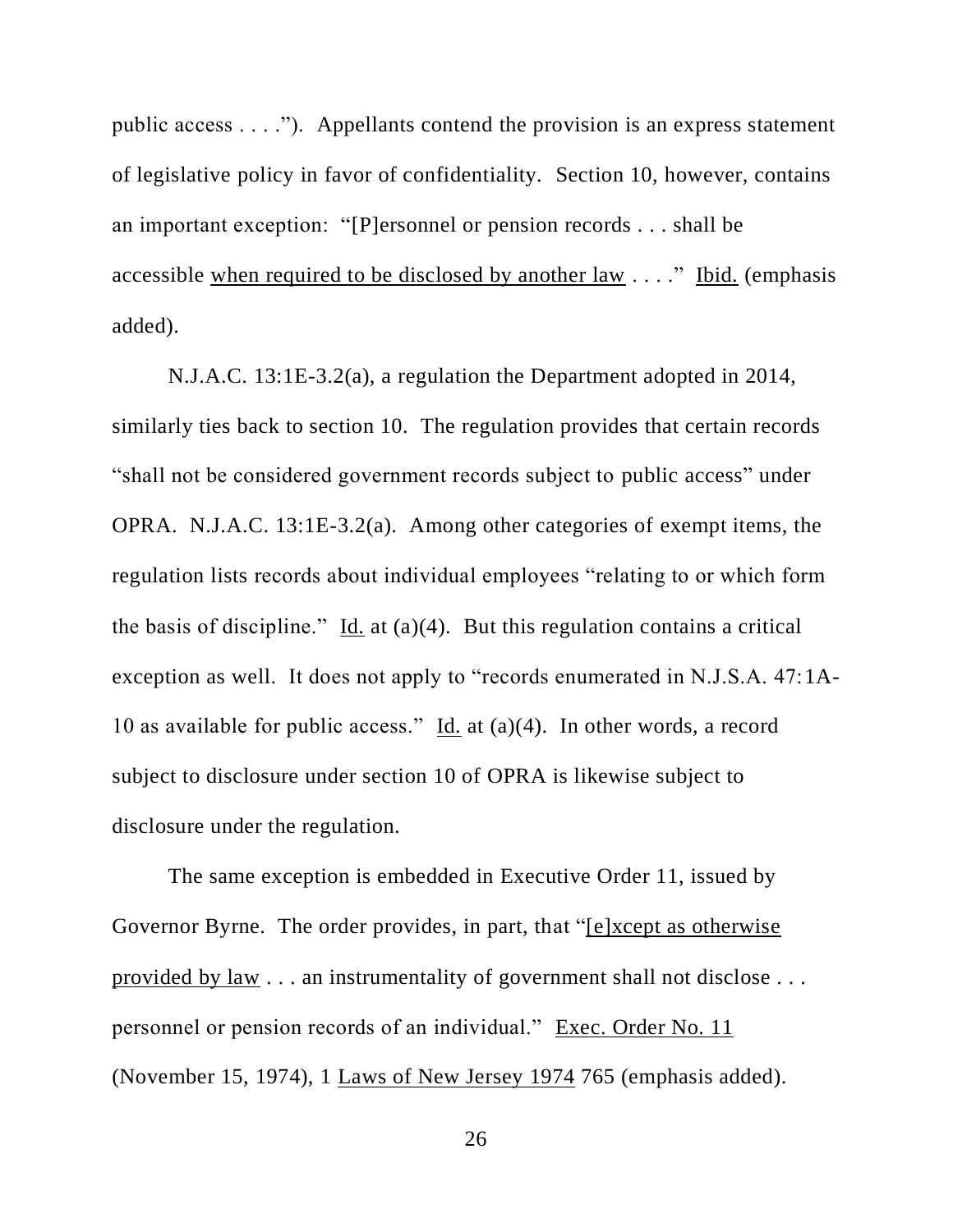public access . . . ."). Appellants contend the provision is an express statement of legislative policy in favor of confidentiality. Section 10, however, contains an important exception: "[P]ersonnel or pension records . . . shall be accessible <u>when required to be disclosed by another law</u> . . . ." <u>Ibid.</u> (emphasis added).

N.J.A.C. 13:1E-3.2(a), a regulation the Department adopted in 2014, similarly ties back to section 10. The regulation provides that certain records "shall not be considered government records subject to public access" under OPRA. N.J.A.C. 13:1E-3.2(a). Among other categories of exempt items, the regulation lists records about individual employees "relating to or which form the basis of discipline." <u>Id.</u> at (a)(4). But this regulation contains a critical exception as well. It does not apply to "records enumerated in N.J.S.A. 47:1A-10 as available for public access." <u>Id.</u> at (a)(4). In other words, a record subject to disclosure under section 10 of OPRA is likewise subject to disclosure under the regulation.

The same exception is embedded in Executive Order 11, issued by Governor Byrne. The order provides, in part, that "<u>[e]xcept as otherwise provided by law</u> . . . an instrumentality of government shall not disclose . . . personnel or pension records of an individual." <u>Exec. Order No. 11</u> (November 15, 1974), 1 <u>Laws of New Jersey 1974</u> 765 (emphasis added).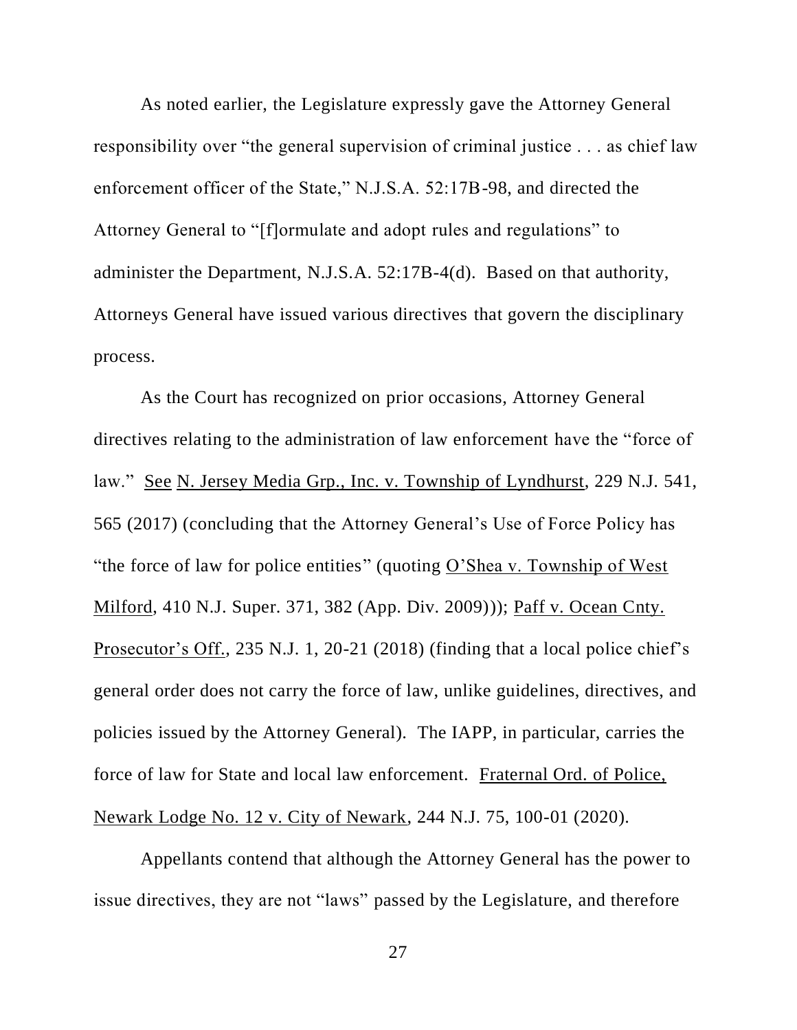As noted earlier, the Legislature expressly gave the Attorney General responsibility over "the general supervision of criminal justice . . . as chief law enforcement officer of the State," N.J.S.A. 52:17B-98, and directed the Attorney General to "[f]ormulate and adopt rules and regulations" to administer the Department, N.J.S.A. 52:17B-4(d). Based on that authority, Attorneys General have issued various directives that govern the disciplinary process.

As the Court has recognized on prior occasions, Attorney General directives relating to the administration of law enforcement have the "force of law." See N. Jersey Media Grp., Inc. v. Township of Lyndhurst, 229 N.J. 541, 565 (2017) (concluding that the Attorney General's Use of Force Policy has "the force of law for police entities" (quoting O'Shea v. Township of West Milford, 410 N.J. Super. 371, 382 (App. Div. 2009))); Paff v. Ocean Cnty. Prosecutor's Off., 235 N.J. 1, 20-21 (2018) (finding that a local police chief's general order does not carry the force of law, unlike guidelines, directives, and policies issued by the Attorney General). The IAPP, in particular, carries the force of law for State and local law enforcement. Fraternal Ord. of Police, Newark Lodge No. 12 v. City of Newark, 244 N.J. 75, 100-01 (2020).

Appellants contend that although the Attorney General has the power to issue directives, they are not "laws" passed by the Legislature, and therefore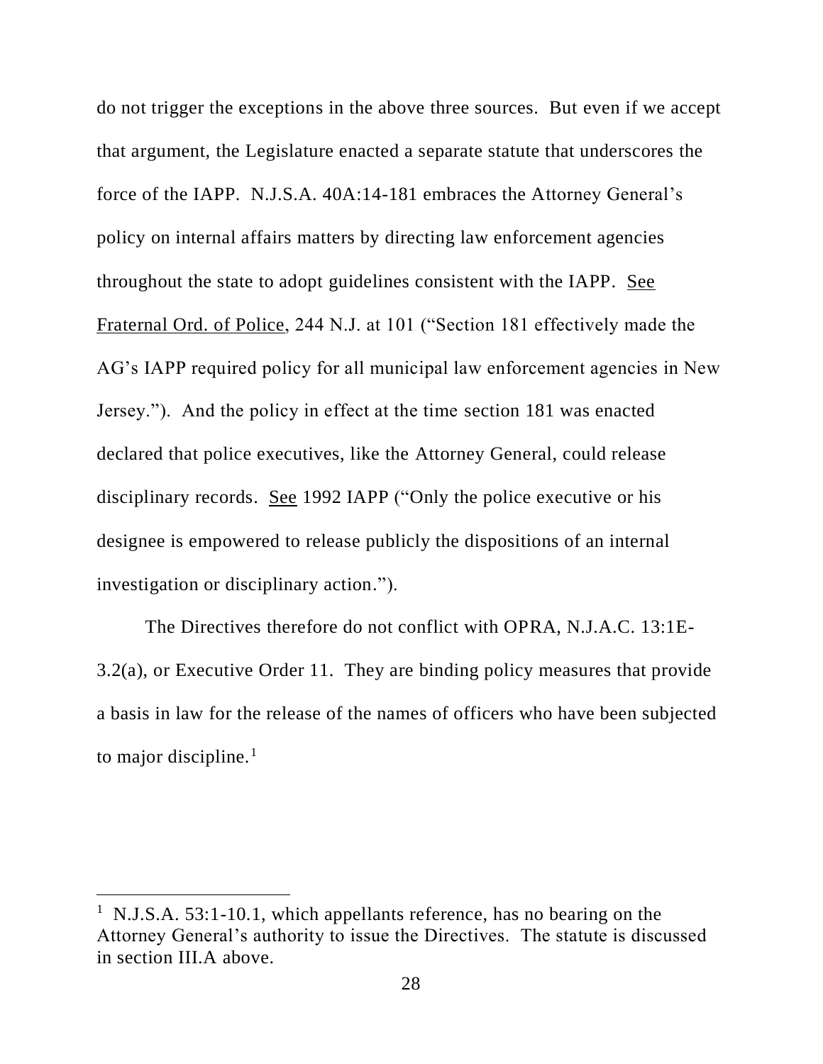do not trigger the exceptions in the above three sources. But even if we accept that argument, the Legislature enacted a separate statute that underscores the force of the IAPP. N.J.S.A. 40A:14-181 embraces the Attorney General's policy on internal affairs matters by directing law enforcement agencies throughout the state to adopt guidelines consistent with the IAPP. See Fraternal Ord. of Police, 244 N.J. at 101 ("Section 181 effectively made the AG's IAPP required policy for all municipal law enforcement agencies in New Jersey."). And the policy in effect at the time section 181 was enacted declared that police executives, like the Attorney General, could release disciplinary records. See 1992 IAPP ("Only the police executive or his designee is empowered to release publicly the dispositions of an internal investigation or disciplinary action.").

The Directives therefore do not conflict with OPRA, N.J.A.C. 13:1E-3.2(a), or Executive Order 11. They are binding policy measures that provide a basis in law for the release of the names of officers who have been subjected to major discipline.[1]

---

[1] N.J.S.A. 53:1-10.1, which appellants reference, has no bearing on the Attorney General's authority to issue the Directives. The statute is discussed in section III.A above.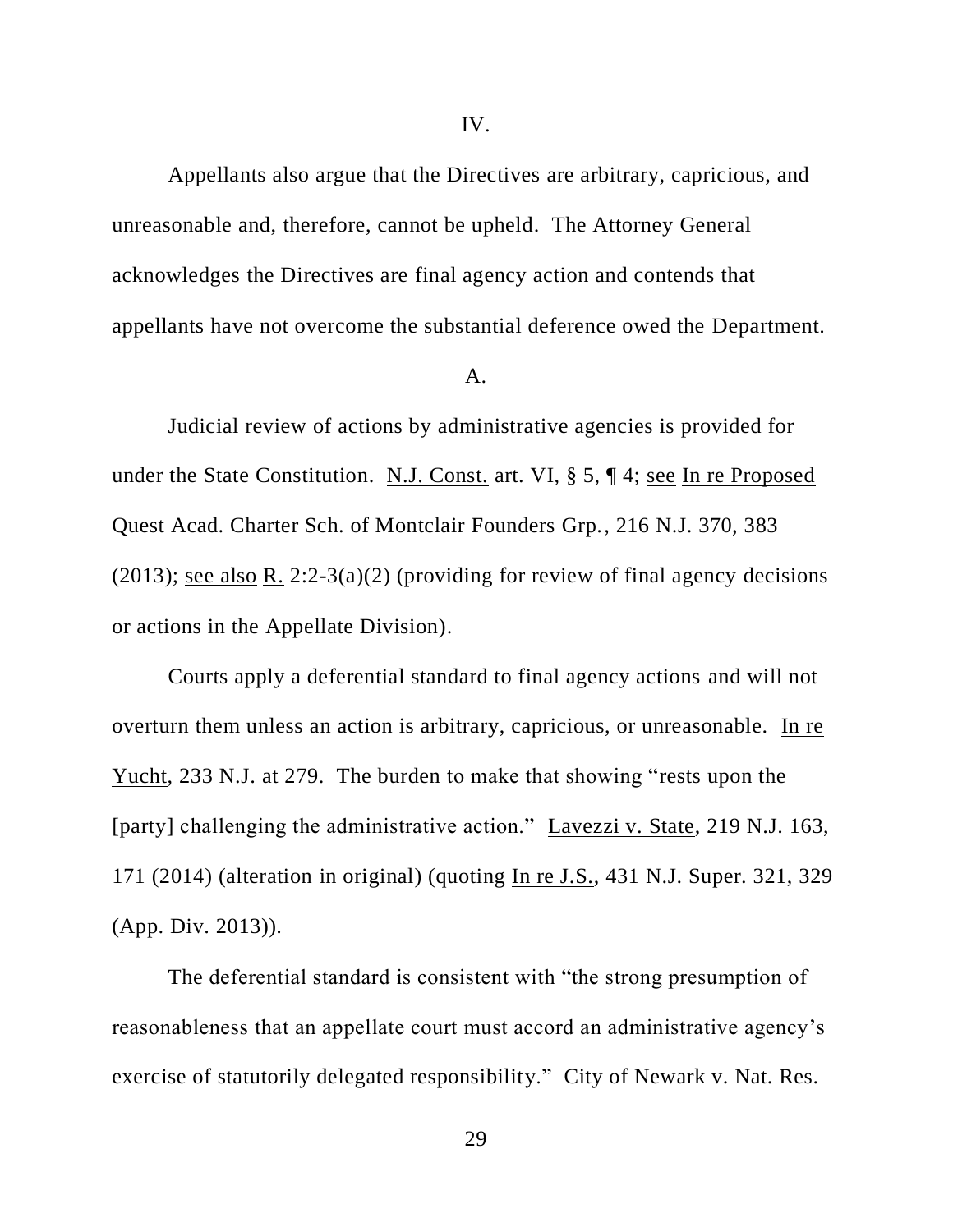IV.

Appellants also argue that the Directives are arbitrary, capricious, and unreasonable and, therefore, cannot be upheld. The Attorney General acknowledges the Directives are final agency action and contends that appellants have not overcome the substantial deference owed the Department.

A.

Judicial review of actions by administrative agencies is provided for under the State Constitution. N.J. Const. art. VI, § 5, ¶ 4; see In re Proposed Quest Acad. Charter Sch. of Montclair Founders Grp., 216 N.J. 370, 383 (2013); see also R. 2:2-3(a)(2) (providing for review of final agency decisions or actions in the Appellate Division).

Courts apply a deferential standard to final agency actions and will not overturn them unless an action is arbitrary, capricious, or unreasonable. In re Yucht, 233 N.J. at 279. The burden to make that showing "rests upon the [party] challenging the administrative action." Lavezzi v. State, 219 N.J. 163, 171 (2014) (alteration in original) (quoting In re J.S., 431 N.J. Super. 321, 329 (App. Div. 2013)).

The deferential standard is consistent with "the strong presumption of reasonableness that an appellate court must accord an administrative agency's exercise of statutorily delegated responsibility." City of Newark v. Nat. Res.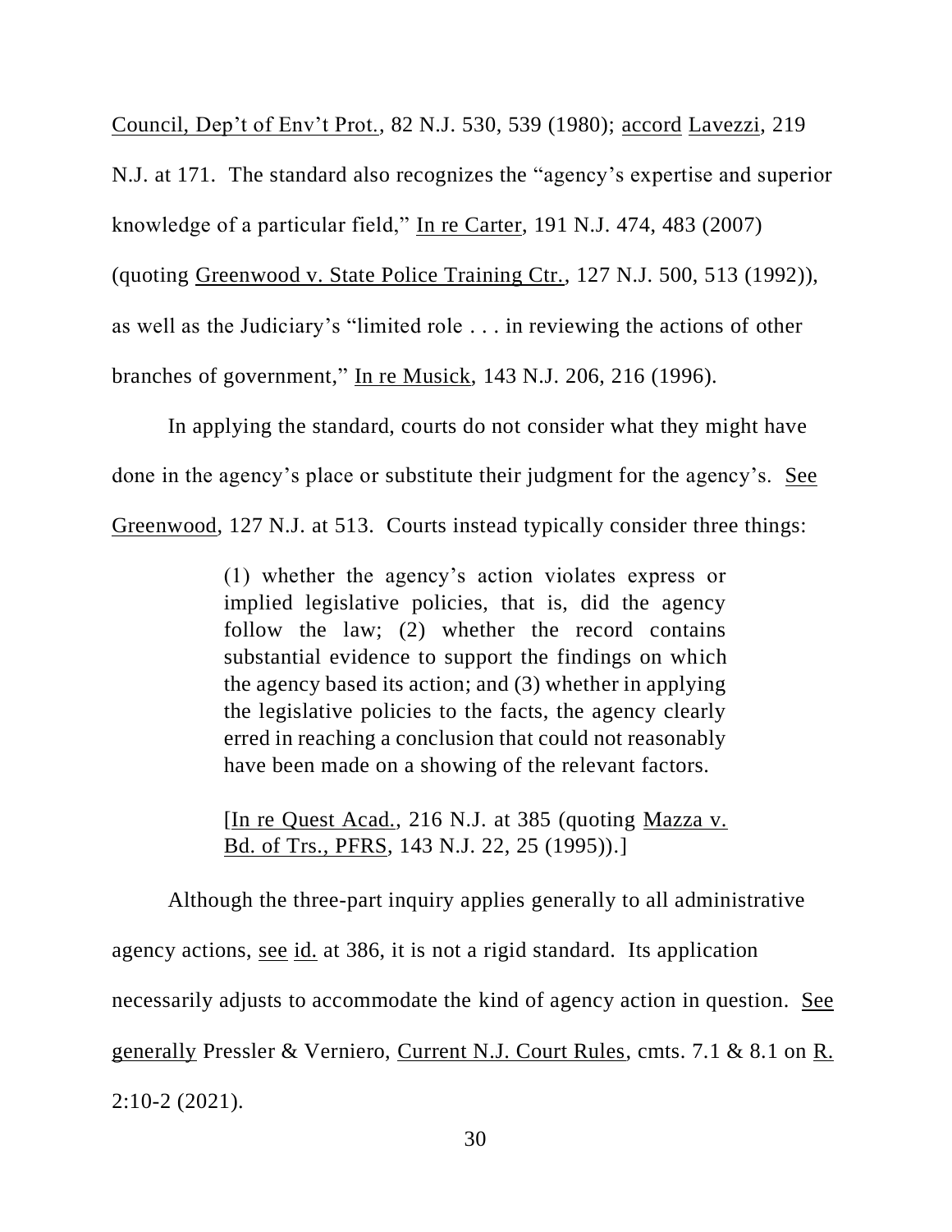Council, Dep't of Env't Prot., 82 N.J. 530, 539 (1980); accord Lavezzi, 219 N.J. at 171. The standard also recognizes the "agency's expertise and superior knowledge of a particular field," In re Carter, 191 N.J. 474, 483 (2007) (quoting Greenwood v. State Police Training Ctr., 127 N.J. 500, 513 (1992)), as well as the Judiciary's "limited role . . . in reviewing the actions of other branches of government," In re Musick, 143 N.J. 206, 216 (1996).

In applying the standard, courts do not consider what they might have done in the agency's place or substitute their judgment for the agency's. See Greenwood, 127 N.J. at 513. Courts instead typically consider three things:

> (1) whether the agency's action violates express or implied legislative policies, that is, did the agency follow the law; (2) whether the record contains substantial evidence to support the findings on which the agency based its action; and (3) whether in applying the legislative policies to the facts, the agency clearly erred in reaching a conclusion that could not reasonably have been made on a showing of the relevant factors.
>
> [In re Quest Acad., 216 N.J. at 385 (quoting Mazza v. Bd. of Trs., PFRS, 143 N.J. 22, 25 (1995)).]

Although the three-part inquiry applies generally to all administrative agency actions, see id. at 386, it is not a rigid standard. Its application necessarily adjusts to accommodate the kind of agency action in question. See generally Pressler & Verniero, Current N.J. Court Rules, cmts. 7.1 & 8.1 on R. 2:10-2 (2021).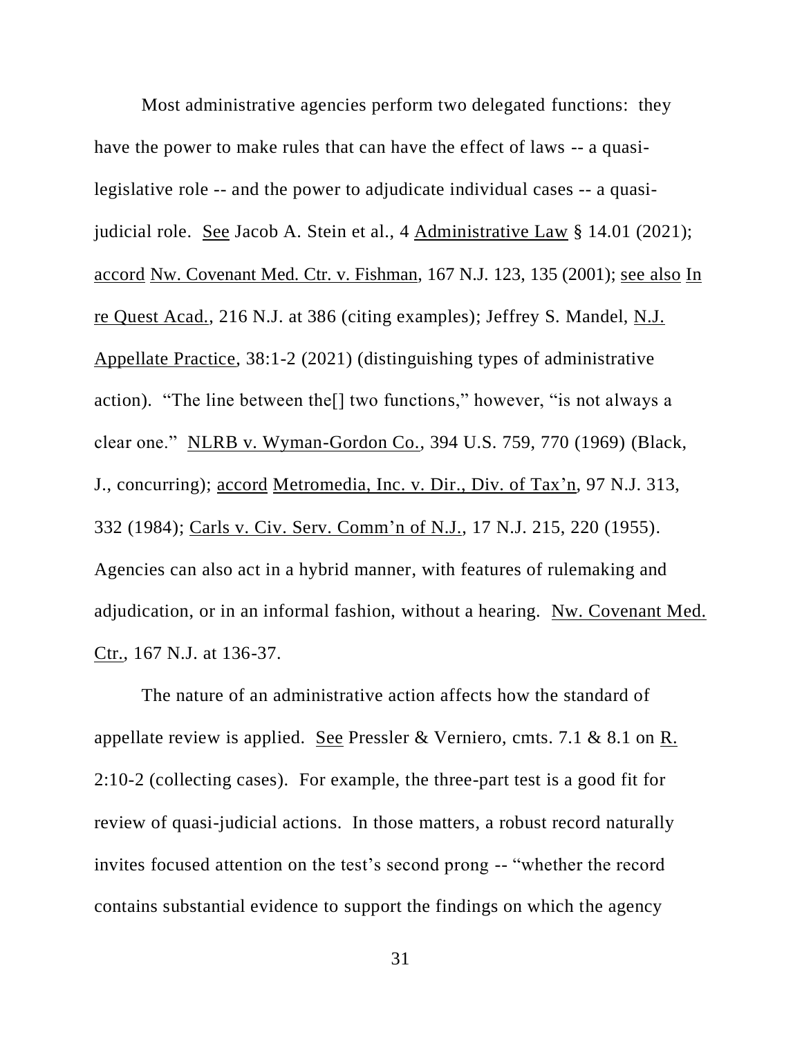Most administrative agencies perform two delegated functions: they have the power to make rules that can have the effect of laws -- a quasi-legislative role -- and the power to adjudicate individual cases -- a quasi-judicial role. See Jacob A. Stein et al., 4 Administrative Law § 14.01 (2021); accord Nw. Covenant Med. Ctr. v. Fishman, 167 N.J. 123, 135 (2001); see also In re Quest Acad., 216 N.J. at 386 (citing examples); Jeffrey S. Mandel, N.J. Appellate Practice, 38:1-2 (2021) (distinguishing types of administrative action). "The line between the[] two functions," however, "is not always a clear one." NLRB v. Wyman-Gordon Co., 394 U.S. 759, 770 (1969) (Black, J., concurring); accord Metromedia, Inc. v. Dir., Div. of Tax'n, 97 N.J. 313, 332 (1984); Carls v. Civ. Serv. Comm'n of N.J., 17 N.J. 215, 220 (1955). Agencies can also act in a hybrid manner, with features of rulemaking and adjudication, or in an informal fashion, without a hearing. Nw. Covenant Med. Ctr., 167 N.J. at 136-37.

The nature of an administrative action affects how the standard of appellate review is applied. See Pressler & Verniero, cmts. 7.1 & 8.1 on R. 2:10-2 (collecting cases). For example, the three-part test is a good fit for review of quasi-judicial actions. In those matters, a robust record naturally invites focused attention on the test's second prong -- "whether the record contains substantial evidence to support the findings on which the agency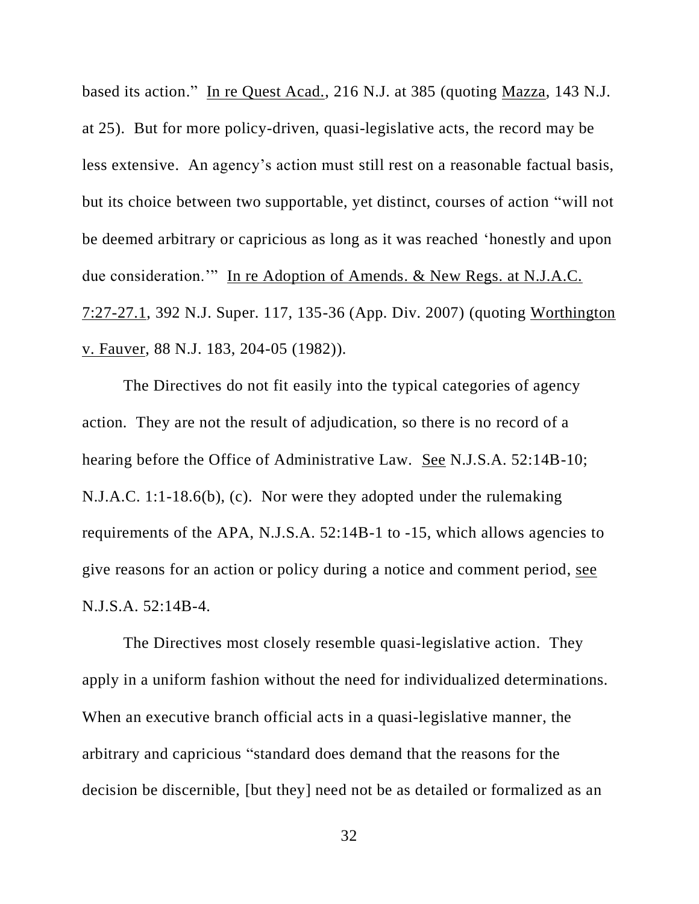based its action." In re Quest Acad., 216 N.J. at 385 (quoting Mazza, 143 N.J. at 25). But for more policy-driven, quasi-legislative acts, the record may be less extensive. An agency's action must still rest on a reasonable factual basis, but its choice between two supportable, yet distinct, courses of action "will not be deemed arbitrary or capricious as long as it was reached 'honestly and upon due consideration.'" In re Adoption of Amends. & New Regs. at N.J.A.C. 7:27-27.1, 392 N.J. Super. 117, 135-36 (App. Div. 2007) (quoting Worthington v. Fauver, 88 N.J. 183, 204-05 (1982)).

The Directives do not fit easily into the typical categories of agency action. They are not the result of adjudication, so there is no record of a hearing before the Office of Administrative Law. See N.J.S.A. 52:14B-10; N.J.A.C. 1:1-18.6(b), (c). Nor were they adopted under the rulemaking requirements of the APA, N.J.S.A. 52:14B-1 to -15, which allows agencies to give reasons for an action or policy during a notice and comment period, see N.J.S.A. 52:14B-4.

The Directives most closely resemble quasi-legislative action. They apply in a uniform fashion without the need for individualized determinations. When an executive branch official acts in a quasi-legislative manner, the arbitrary and capricious "standard does demand that the reasons for the decision be discernible, [but they] need not be as detailed or formalized as an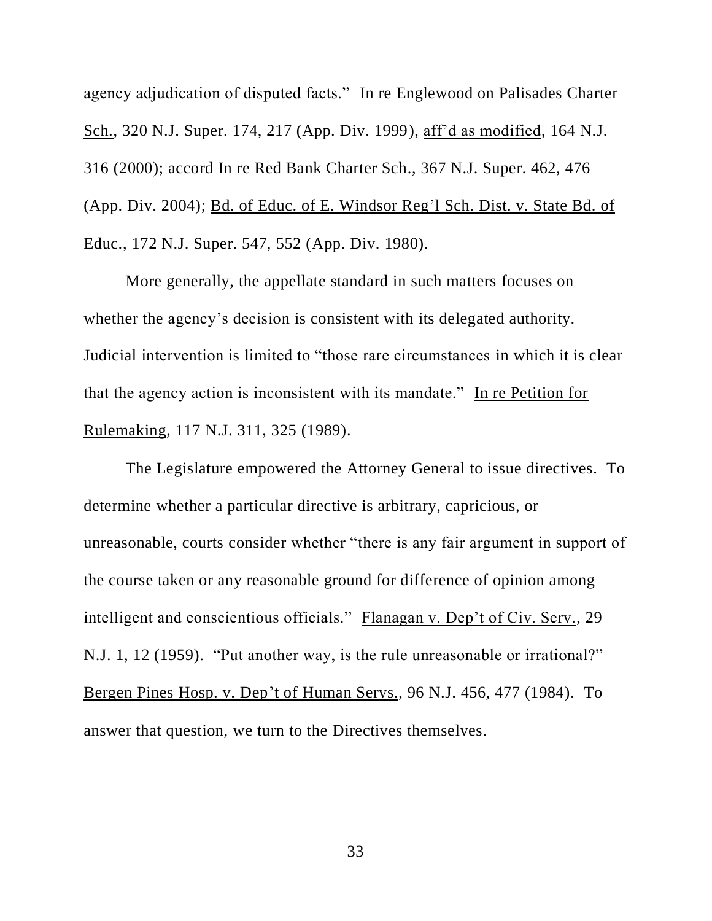agency adjudication of disputed facts." In re Englewood on Palisades Charter Sch., 320 N.J. Super. 174, 217 (App. Div. 1999), aff'd as modified, 164 N.J. 316 (2000); accord In re Red Bank Charter Sch., 367 N.J. Super. 462, 476 (App. Div. 2004); Bd. of Educ. of E. Windsor Reg'l Sch. Dist. v. State Bd. of Educ., 172 N.J. Super. 547, 552 (App. Div. 1980).

More generally, the appellate standard in such matters focuses on whether the agency's decision is consistent with its delegated authority. Judicial intervention is limited to "those rare circumstances in which it is clear that the agency action is inconsistent with its mandate." In re Petition for Rulemaking, 117 N.J. 311, 325 (1989).

The Legislature empowered the Attorney General to issue directives. To determine whether a particular directive is arbitrary, capricious, or unreasonable, courts consider whether "there is any fair argument in support of the course taken or any reasonable ground for difference of opinion among intelligent and conscientious officials." Flanagan v. Dep't of Civ. Serv., 29 N.J. 1, 12 (1959). "Put another way, is the rule unreasonable or irrational?" Bergen Pines Hosp. v. Dep't of Human Servs., 96 N.J. 456, 477 (1984). To answer that question, we turn to the Directives themselves.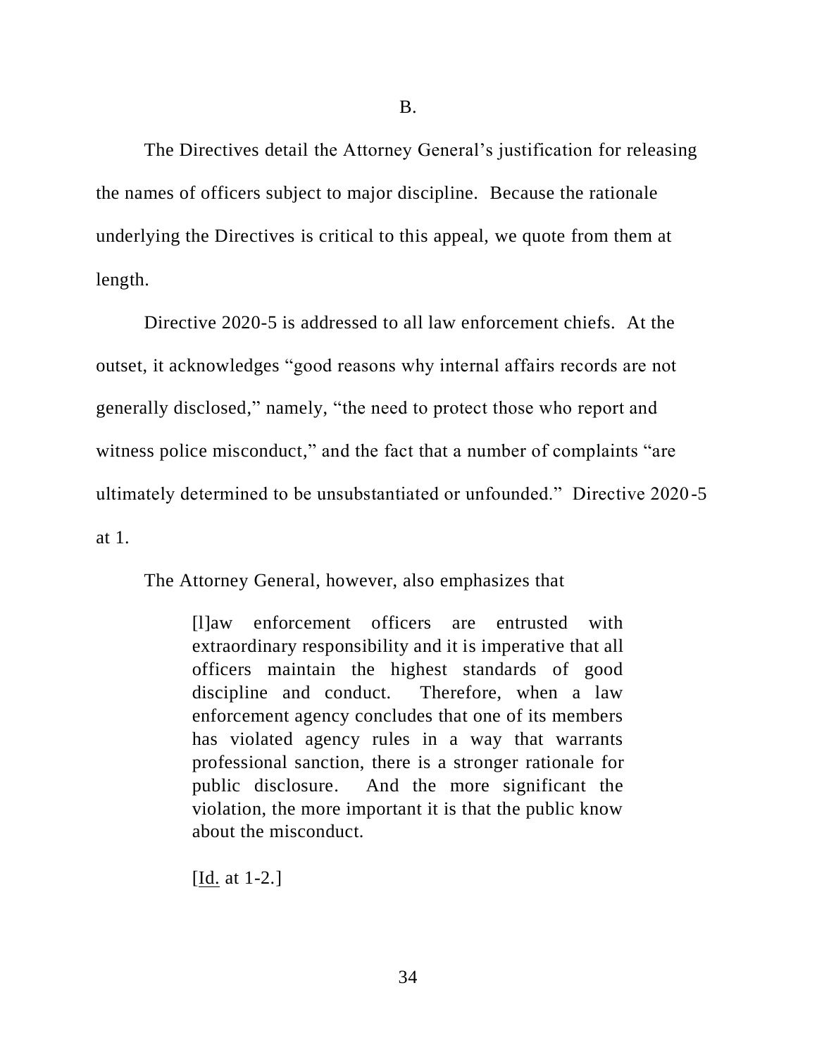B.

The Directives detail the Attorney General's justification for releasing the names of officers subject to major discipline. Because the rationale underlying the Directives is critical to this appeal, we quote from them at length.

Directive 2020-5 is addressed to all law enforcement chiefs. At the outset, it acknowledges "good reasons why internal affairs records are not generally disclosed," namely, "the need to protect those who report and witness police misconduct," and the fact that a number of complaints "are ultimately determined to be unsubstantiated or unfounded." Directive 2020-5 at 1.

The Attorney General, however, also emphasizes that

> [l]aw enforcement officers are entrusted with extraordinary responsibility and it is imperative that all officers maintain the highest standards of good discipline and conduct. Therefore, when a law enforcement agency concludes that one of its members has violated agency rules in a way that warrants professional sanction, there is a stronger rationale for public disclosure. And the more significant the violation, the more important it is that the public know about the misconduct.
>
> [Id. at 1-2.]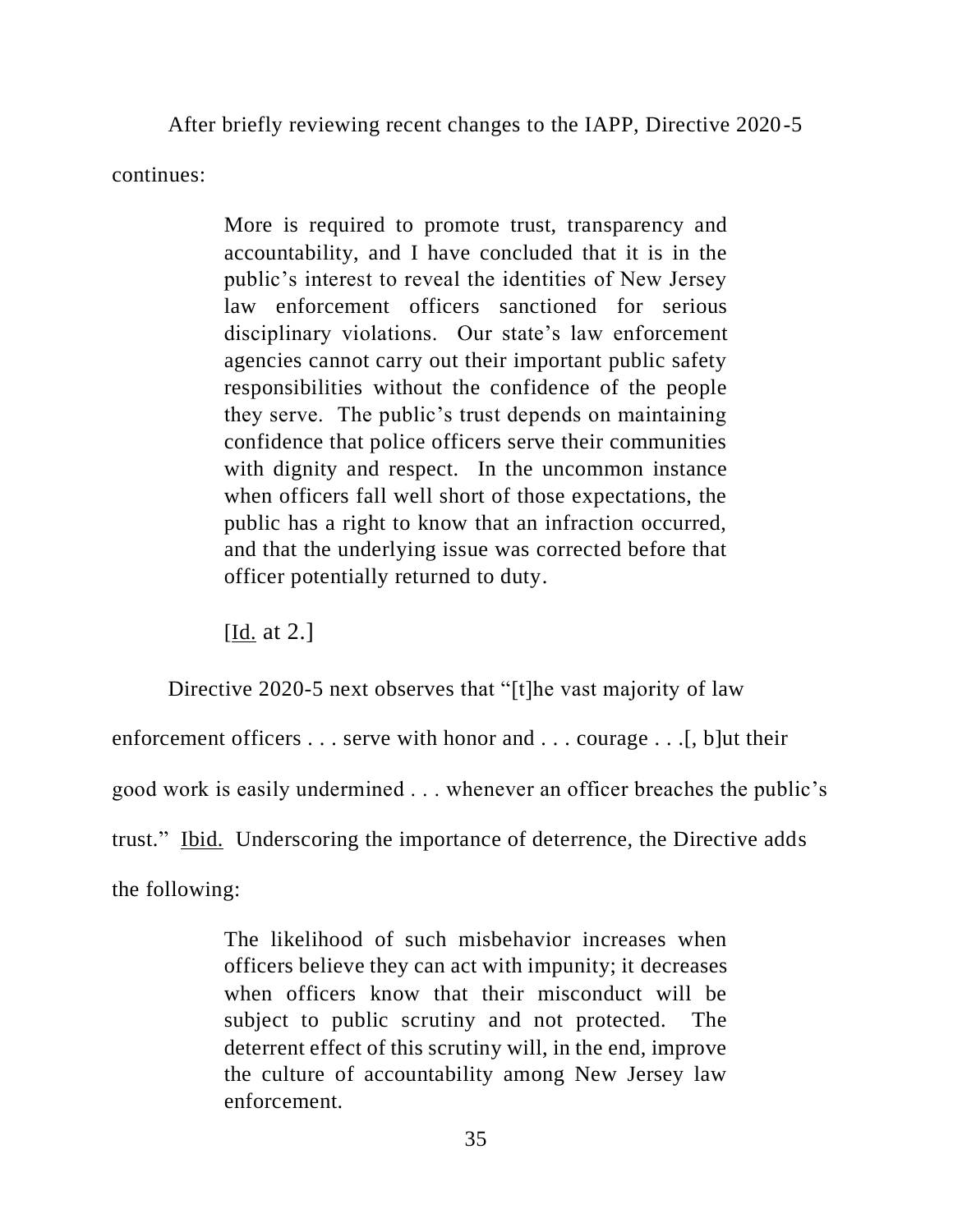After briefly reviewing recent changes to the IAPP, Directive 2020-5 continues:

> More is required to promote trust, transparency and accountability, and I have concluded that it is in the public's interest to reveal the identities of New Jersey law enforcement officers sanctioned for serious disciplinary violations. Our state's law enforcement agencies cannot carry out their important public safety responsibilities without the confidence of the people they serve. The public's trust depends on maintaining confidence that police officers serve their communities with dignity and respect. In the uncommon instance when officers fall well short of those expectations, the public has a right to know that an infraction occurred, and that the underlying issue was corrected before that officer potentially returned to duty.
>
> [Id. at 2.]

Directive 2020-5 next observes that "[t]he vast majority of law enforcement officers . . . serve with honor and . . . courage . . .[, b]ut their good work is easily undermined . . . whenever an officer breaches the public's trust." Ibid. Underscoring the importance of deterrence, the Directive adds the following:

> The likelihood of such misbehavior increases when officers believe they can act with impunity; it decreases when officers know that their misconduct will be subject to public scrutiny and not protected. The deterrent effect of this scrutiny will, in the end, improve the culture of accountability among New Jersey law enforcement.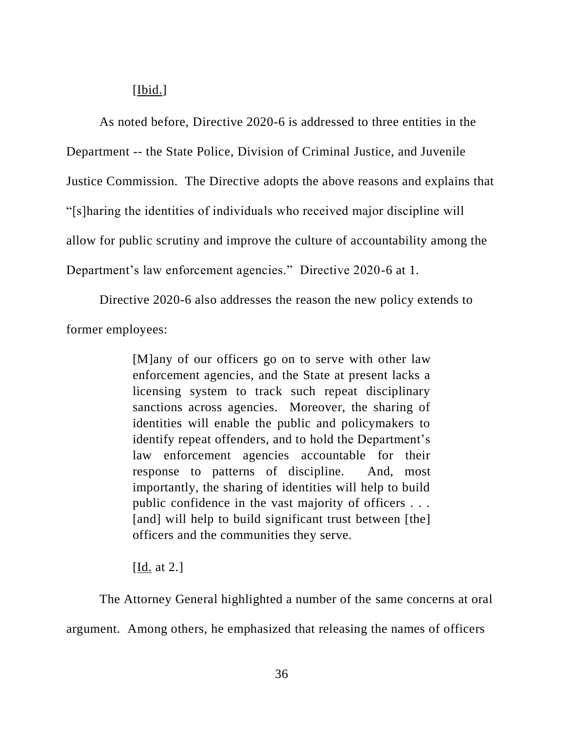[Ibid.]

As noted before, Directive 2020-6 is addressed to three entities in the Department -- the State Police, Division of Criminal Justice, and Juvenile Justice Commission. The Directive adopts the above reasons and explains that "[s]haring the identities of individuals who received major discipline will allow for public scrutiny and improve the culture of accountability among the Department's law enforcement agencies." Directive 2020-6 at 1.

Directive 2020-6 also addresses the reason the new policy extends to former employees:

> [M]any of our officers go on to serve with other law enforcement agencies, and the State at present lacks a licensing system to track such repeat disciplinary sanctions across agencies. Moreover, the sharing of identities will enable the public and policymakers to identify repeat offenders, and to hold the Department's law enforcement agencies accountable for their response to patterns of discipline. And, most importantly, the sharing of identities will help to build public confidence in the vast majority of officers . . . [and] will help to build significant trust between [the] officers and the communities they serve.

[Id. at 2.]

The Attorney General highlighted a number of the same concerns at oral argument. Among others, he emphasized that releasing the names of officers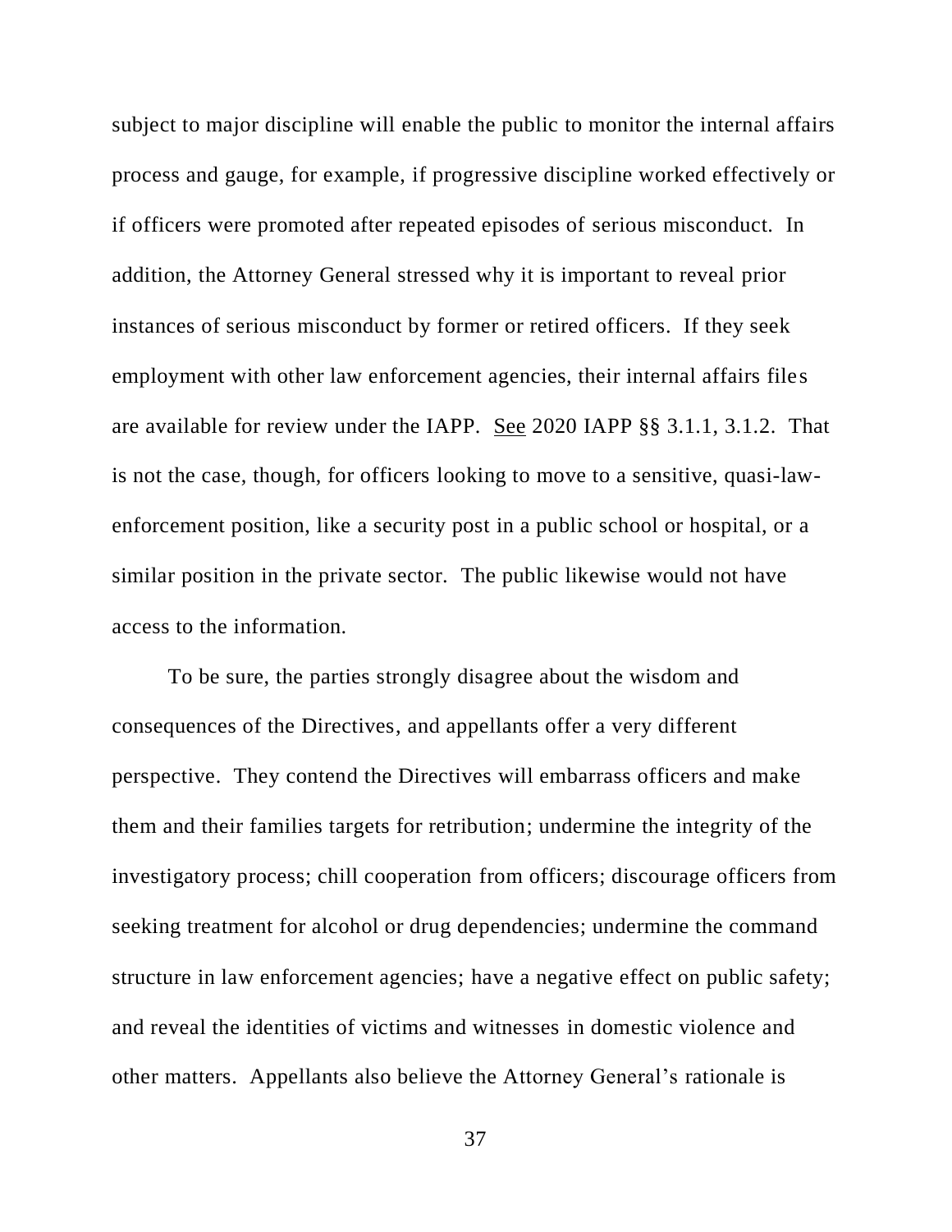subject to major discipline will enable the public to monitor the internal affairs process and gauge, for example, if progressive discipline worked effectively or if officers were promoted after repeated episodes of serious misconduct. In addition, the Attorney General stressed why it is important to reveal prior instances of serious misconduct by former or retired officers. If they seek employment with other law enforcement agencies, their internal affairs files are available for review under the IAPP. See 2020 IAPP §§ 3.1.1, 3.1.2. That is not the case, though, for officers looking to move to a sensitive, quasi-law-enforcement position, like a security post in a public school or hospital, or a similar position in the private sector. The public likewise would not have access to the information.

To be sure, the parties strongly disagree about the wisdom and consequences of the Directives, and appellants offer a very different perspective. They contend the Directives will embarrass officers and make them and their families targets for retribution; undermine the integrity of the investigatory process; chill cooperation from officers; discourage officers from seeking treatment for alcohol or drug dependencies; undermine the command structure in law enforcement agencies; have a negative effect on public safety; and reveal the identities of victims and witnesses in domestic violence and other matters. Appellants also believe the Attorney General's rationale is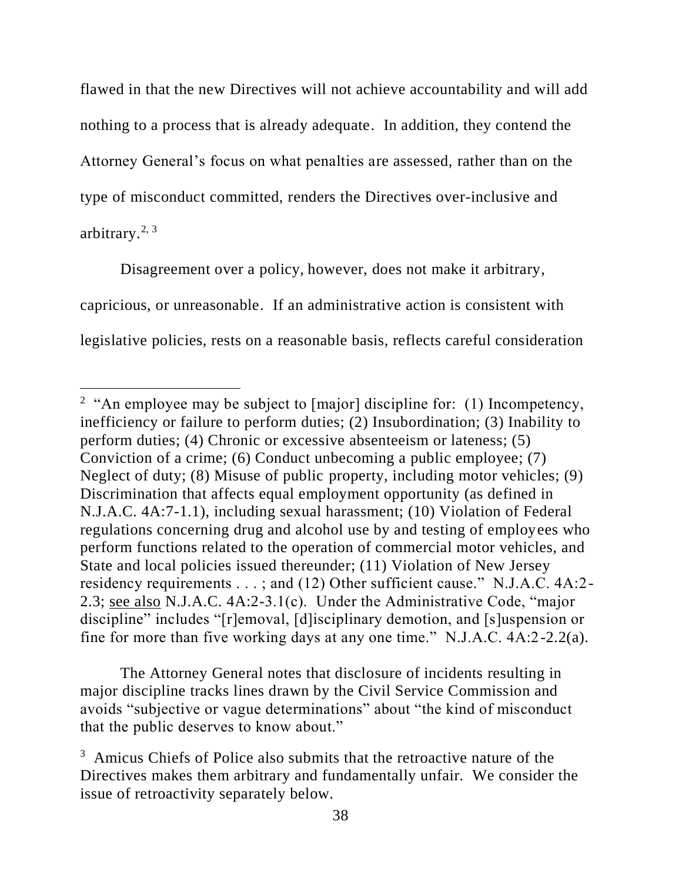flawed in that the new Directives will not achieve accountability and will add nothing to a process that is already adequate. In addition, they contend the Attorney General's focus on what penalties are assessed, rather than on the type of misconduct committed, renders the Directives over-inclusive and arbitrary.[2, 3]

Disagreement over a policy, however, does not make it arbitrary, capricious, or unreasonable. If an administrative action is consistent with legislative policies, rests on a reasonable basis, reflects careful consideration

---

[2] "An employee may be subject to [major] discipline for: (1) Incompetency, inefficiency or failure to perform duties; (2) Insubordination; (3) Inability to perform duties; (4) Chronic or excessive absenteeism or lateness; (5) Conviction of a crime; (6) Conduct unbecoming a public employee; (7) Neglect of duty; (8) Misuse of public property, including motor vehicles; (9) Discrimination that affects equal employment opportunity (as defined in N.J.A.C. 4A:7-1.1), including sexual harassment; (10) Violation of Federal regulations concerning drug and alcohol use by and testing of employees who perform functions related to the operation of commercial motor vehicles, and State and local policies issued thereunder; (11) Violation of New Jersey residency requirements . . . ; and (12) Other sufficient cause." N.J.A.C. 4A:2-2.3; see also N.J.A.C. 4A:2-3.1(c). Under the Administrative Code, "major discipline" includes "[r]emoval, [d]isciplinary demotion, and [s]uspension or fine for more than five working days at any one time." N.J.A.C. 4A:2-2.2(a).

The Attorney General notes that disclosure of incidents resulting in major discipline tracks lines drawn by the Civil Service Commission and avoids "subjective or vague determinations" about "the kind of misconduct that the public deserves to know about."

[3] Amicus Chiefs of Police also submits that the retroactive nature of the Directives makes them arbitrary and fundamentally unfair. We consider the issue of retroactivity separately below.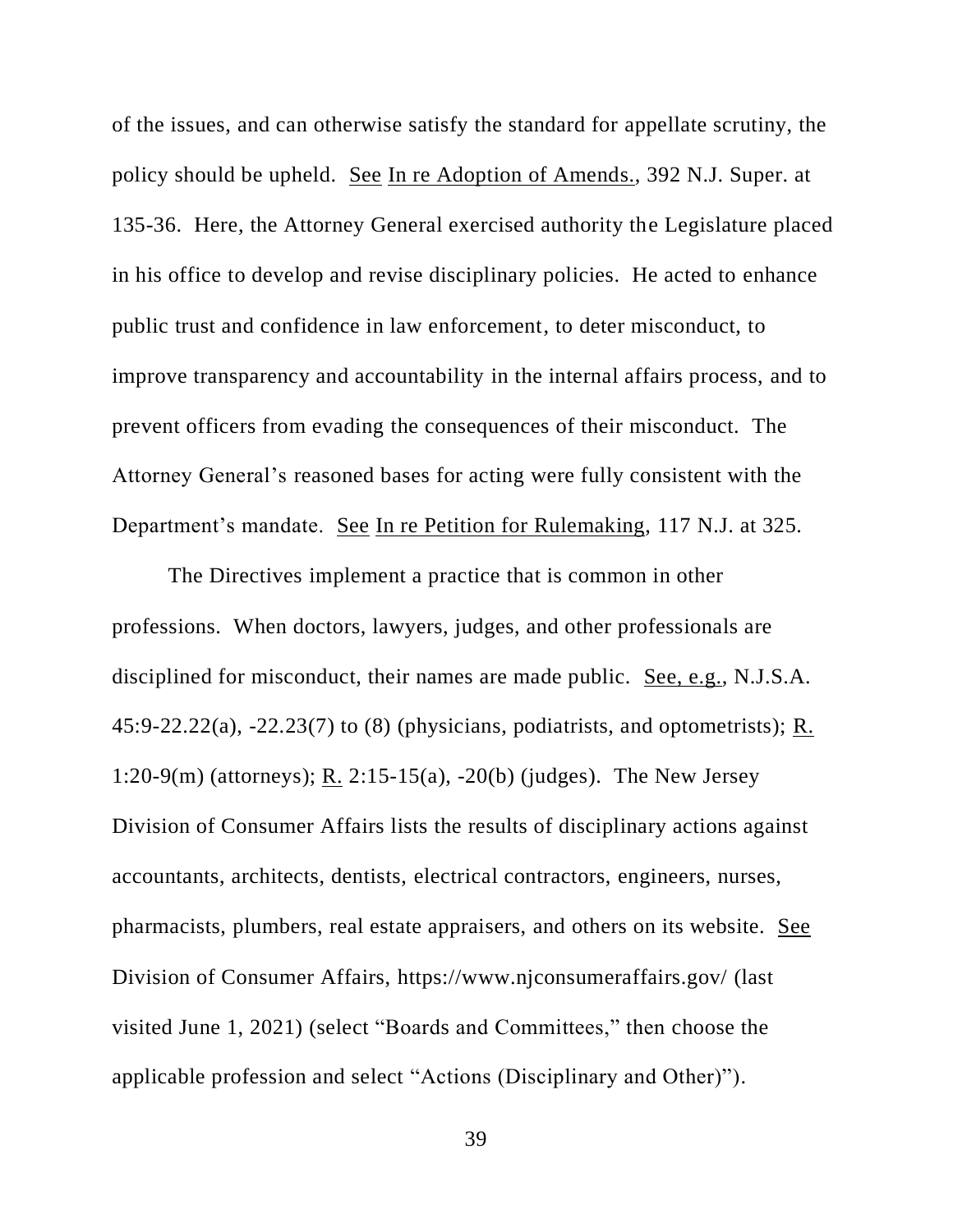of the issues, and can otherwise satisfy the standard for appellate scrutiny, the policy should be upheld. See In re Adoption of Amends., 392 N.J. Super. at 135-36. Here, the Attorney General exercised authority the Legislature placed in his office to develop and revise disciplinary policies. He acted to enhance public trust and confidence in law enforcement, to deter misconduct, to improve transparency and accountability in the internal affairs process, and to prevent officers from evading the consequences of their misconduct. The Attorney General's reasoned bases for acting were fully consistent with the Department's mandate. See In re Petition for Rulemaking, 117 N.J. at 325.

The Directives implement a practice that is common in other professions. When doctors, lawyers, judges, and other professionals are disciplined for misconduct, their names are made public. See, e.g., N.J.S.A. 45:9-22.22(a), -22.23(7) to (8) (physicians, podiatrists, and optometrists); R. 1:20-9(m) (attorneys); R. 2:15-15(a), -20(b) (judges). The New Jersey Division of Consumer Affairs lists the results of disciplinary actions against accountants, architects, dentists, electrical contractors, engineers, nurses, pharmacists, plumbers, real estate appraisers, and others on its website. See Division of Consumer Affairs, https://www.njconsumeraffairs.gov/ (last visited June 1, 2021) (select "Boards and Committees," then choose the applicable profession and select "Actions (Disciplinary and Other)").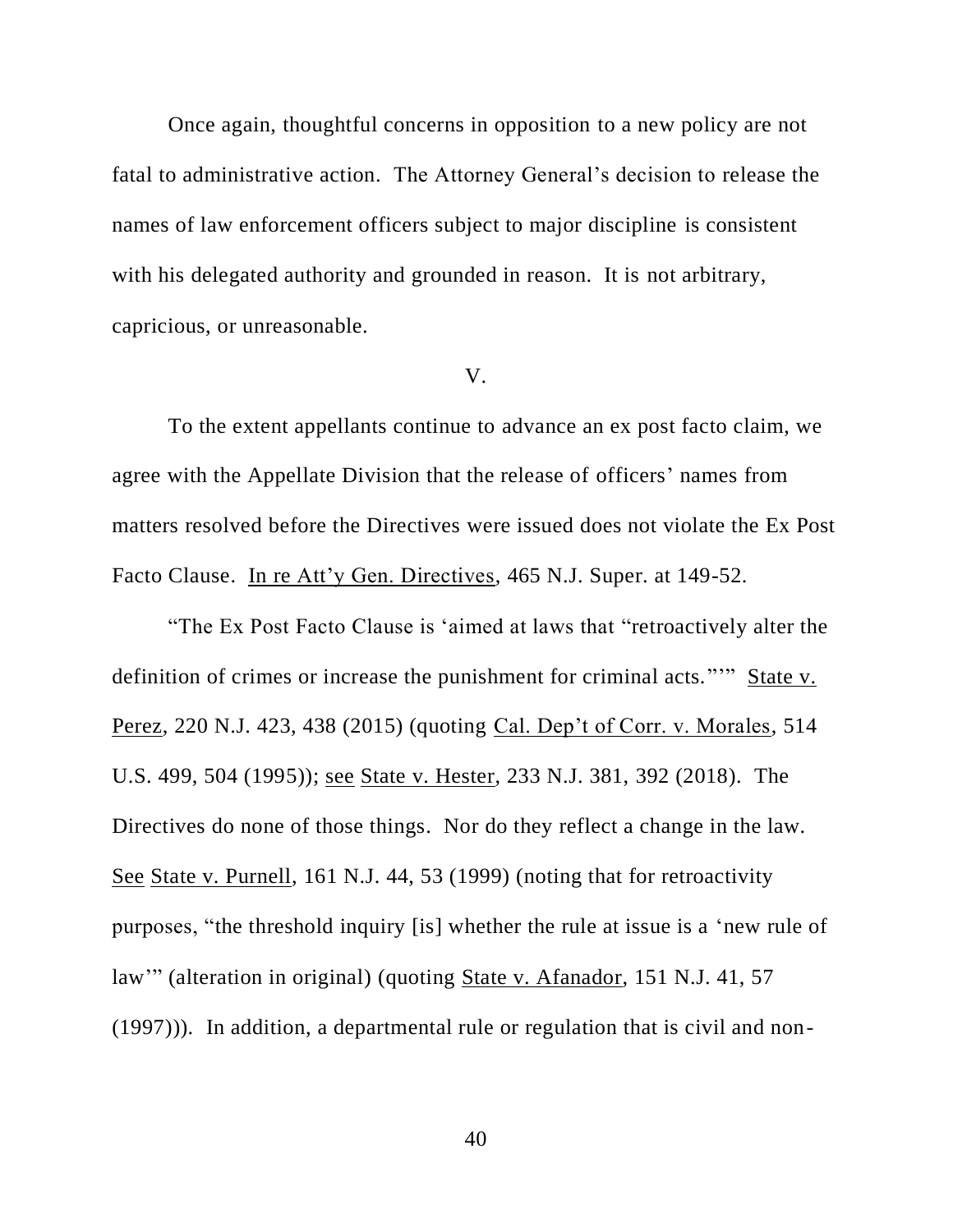Once again, thoughtful concerns in opposition to a new policy are not fatal to administrative action. The Attorney General's decision to release the names of law enforcement officers subject to major discipline is consistent with his delegated authority and grounded in reason. It is not arbitrary, capricious, or unreasonable.

V.

To the extent appellants continue to advance an ex post facto claim, we agree with the Appellate Division that the release of officers' names from matters resolved before the Directives were issued does not violate the Ex Post Facto Clause. In re Att'y Gen. Directives, 465 N.J. Super. at 149-52.

"The Ex Post Facto Clause is 'aimed at laws that "retroactively alter the definition of crimes or increase the punishment for criminal acts."'" State v. Perez, 220 N.J. 423, 438 (2015) (quoting Cal. Dep't of Corr. v. Morales, 514 U.S. 499, 504 (1995)); see State v. Hester, 233 N.J. 381, 392 (2018). The Directives do none of those things. Nor do they reflect a change in the law. See State v. Purnell, 161 N.J. 44, 53 (1999) (noting that for retroactivity purposes, "the threshold inquiry [is] whether the rule at issue is a 'new rule of law'" (alteration in original) (quoting State v. Afanador, 151 N.J. 41, 57 (1997))). In addition, a departmental rule or regulation that is civil and non-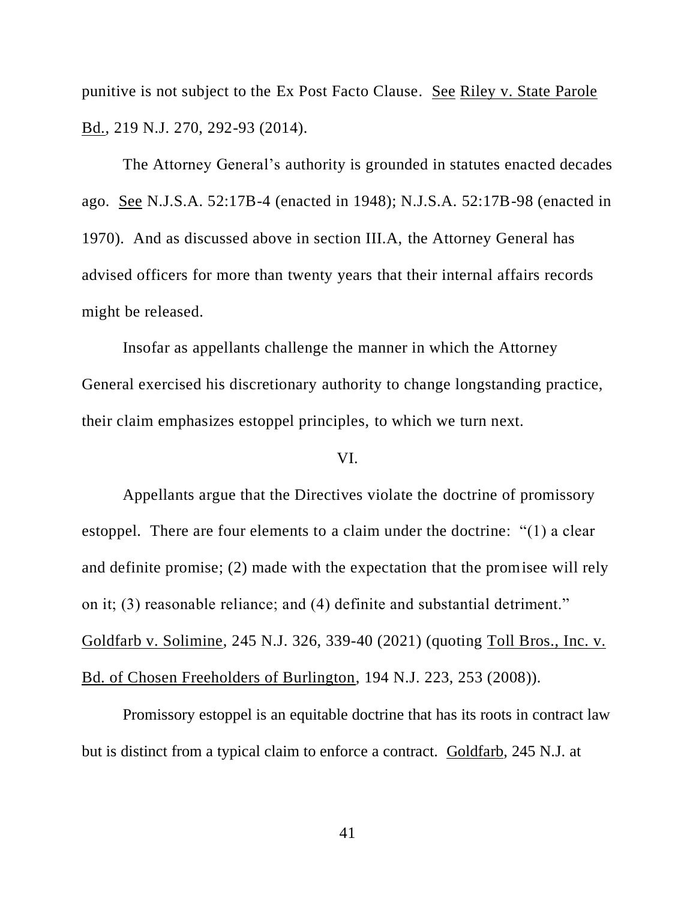punitive is not subject to the Ex Post Facto Clause. See Riley v. State Parole Bd., 219 N.J. 270, 292-93 (2014).

The Attorney General's authority is grounded in statutes enacted decades ago. See N.J.S.A. 52:17B-4 (enacted in 1948); N.J.S.A. 52:17B-98 (enacted in 1970). And as discussed above in section III.A, the Attorney General has advised officers for more than twenty years that their internal affairs records might be released.

Insofar as appellants challenge the manner in which the Attorney General exercised his discretionary authority to change longstanding practice, their claim emphasizes estoppel principles, to which we turn next.

## VI.

Appellants argue that the Directives violate the doctrine of promissory estoppel. There are four elements to a claim under the doctrine: "(1) a clear and definite promise; (2) made with the expectation that the promisee will rely on it; (3) reasonable reliance; and (4) definite and substantial detriment." Goldfarb v. Solimine, 245 N.J. 326, 339-40 (2021) (quoting Toll Bros., Inc. v. Bd. of Chosen Freeholders of Burlington, 194 N.J. 223, 253 (2008)).

Promissory estoppel is an equitable doctrine that has its roots in contract law but is distinct from a typical claim to enforce a contract. Goldfarb, 245 N.J. at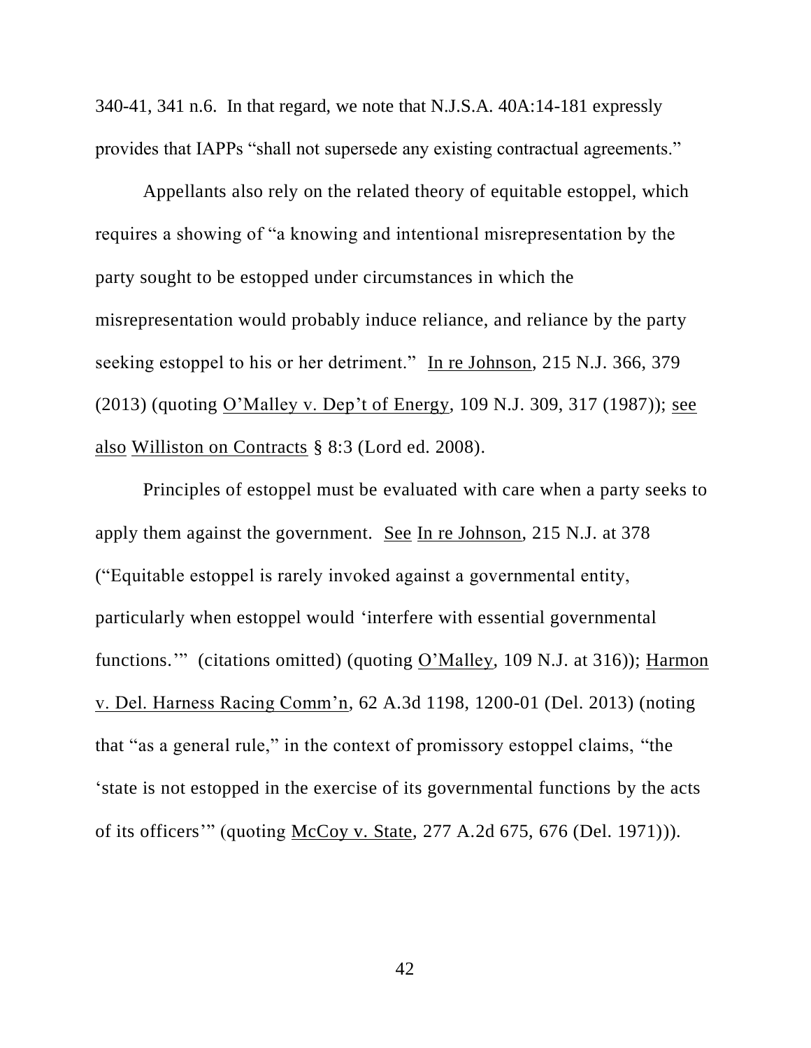340-41, 341 n.6. In that regard, we note that N.J.S.A. 40A:14-181 expressly provides that IAPPs "shall not supersede any existing contractual agreements."

Appellants also rely on the related theory of equitable estoppel, which requires a showing of "a knowing and intentional misrepresentation by the party sought to be estopped under circumstances in which the misrepresentation would probably induce reliance, and reliance by the party seeking estoppel to his or her detriment." In re Johnson, 215 N.J. 366, 379 (2013) (quoting O'Malley v. Dep't of Energy, 109 N.J. 309, 317 (1987)); see also Williston on Contracts § 8:3 (Lord ed. 2008).

Principles of estoppel must be evaluated with care when a party seeks to apply them against the government. See In re Johnson, 215 N.J. at 378 ("Equitable estoppel is rarely invoked against a governmental entity, particularly when estoppel would 'interfere with essential governmental functions.'" (citations omitted) (quoting O'Malley, 109 N.J. at 316)); Harmon v. Del. Harness Racing Comm'n, 62 A.3d 1198, 1200-01 (Del. 2013) (noting that "as a general rule," in the context of promissory estoppel claims, "the 'state is not estopped in the exercise of its governmental functions by the acts of its officers'" (quoting McCoy v. State, 277 A.2d 675, 676 (Del. 1971))).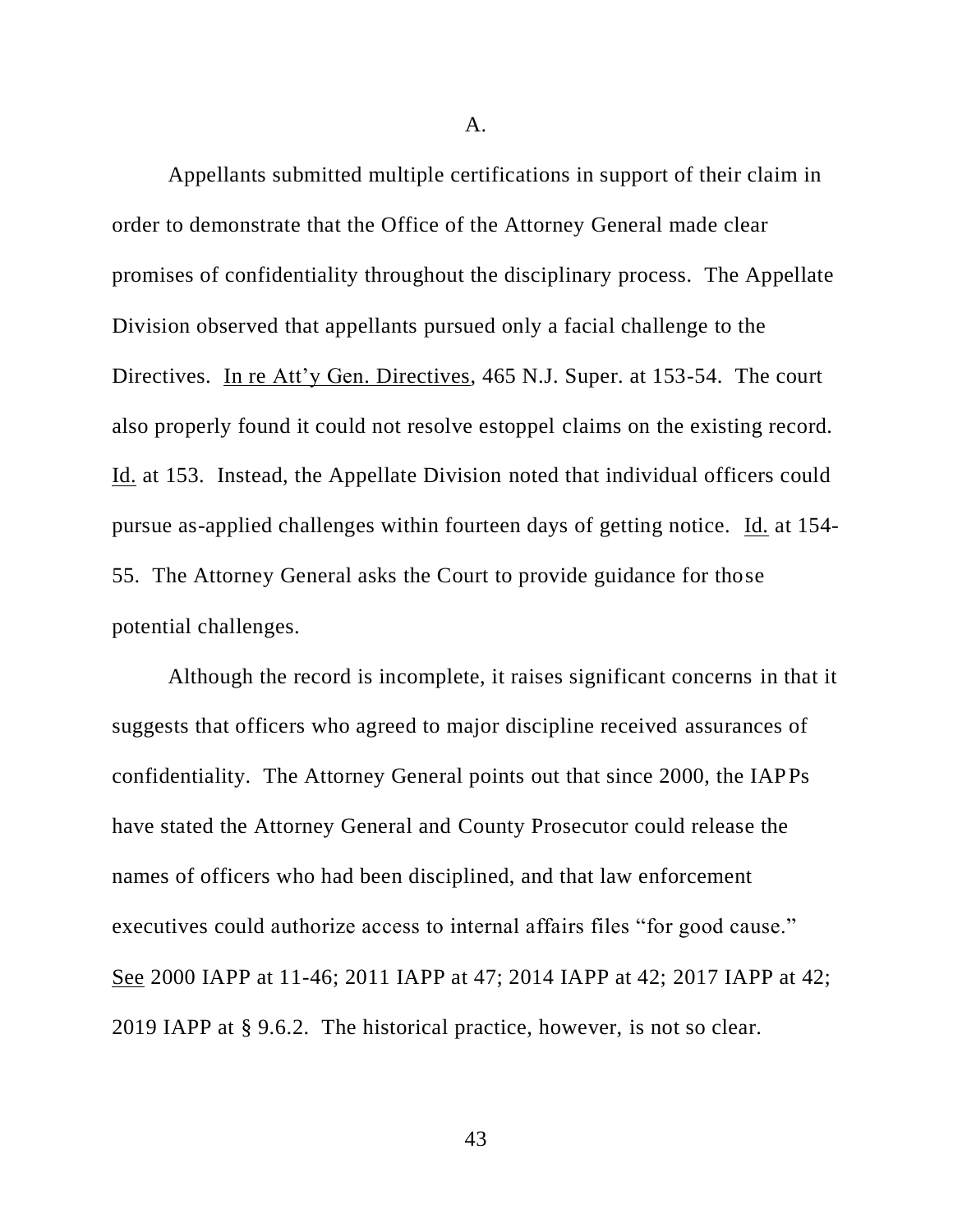A.

Appellants submitted multiple certifications in support of their claim in order to demonstrate that the Office of the Attorney General made clear promises of confidentiality throughout the disciplinary process. The Appellate Division observed that appellants pursued only a facial challenge to the Directives. In re Att'y Gen. Directives, 465 N.J. Super. at 153-54. The court also properly found it could not resolve estoppel claims on the existing record. Id. at 153. Instead, the Appellate Division noted that individual officers could pursue as-applied challenges within fourteen days of getting notice. Id. at 154-55. The Attorney General asks the Court to provide guidance for those potential challenges.

Although the record is incomplete, it raises significant concerns in that it suggests that officers who agreed to major discipline received assurances of confidentiality. The Attorney General points out that since 2000, the IAPPs have stated the Attorney General and County Prosecutor could release the names of officers who had been disciplined, and that law enforcement executives could authorize access to internal affairs files "for good cause." See 2000 IAPP at 11-46; 2011 IAPP at 47; 2014 IAPP at 42; 2017 IAPP at 42; 2019 IAPP at § 9.6.2. The historical practice, however, is not so clear.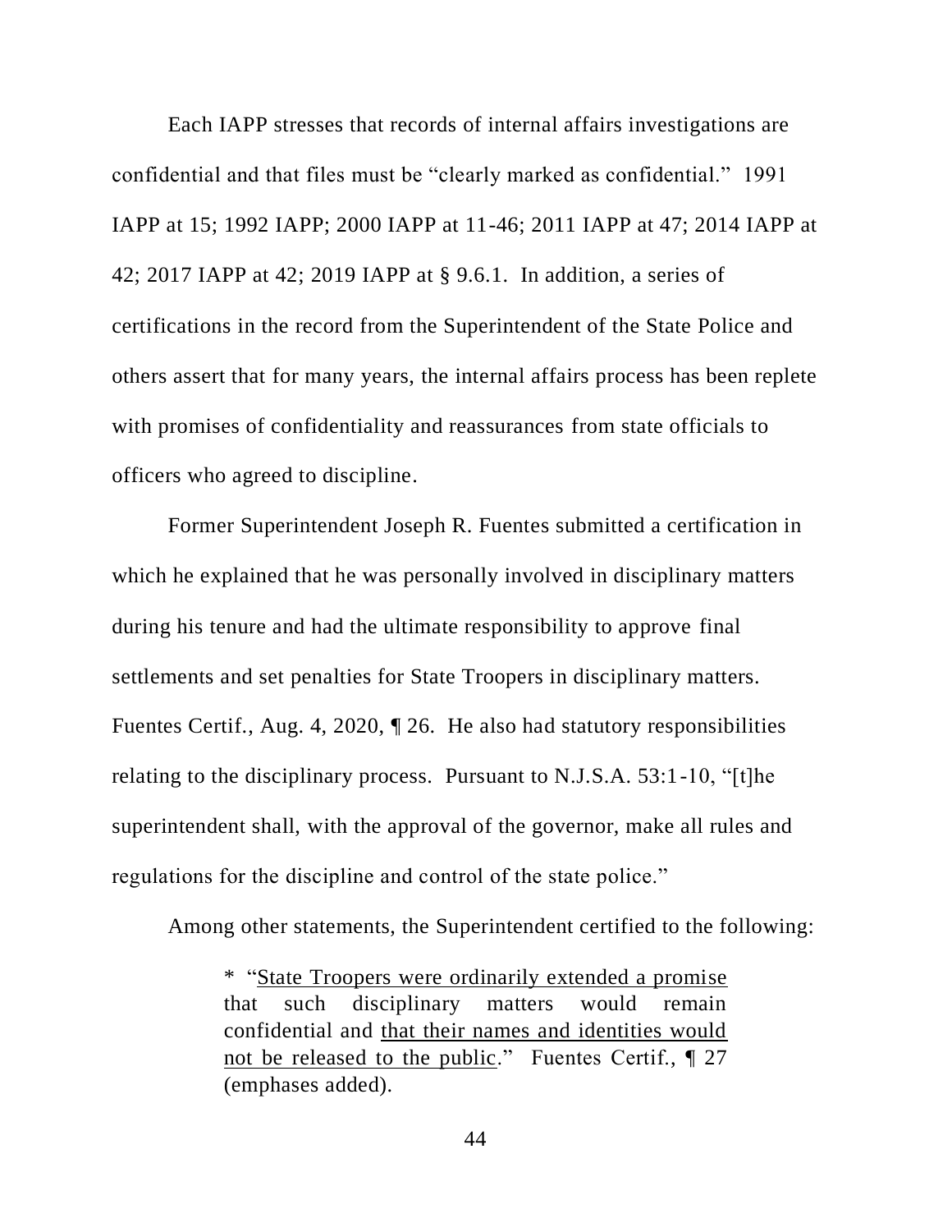Each IAPP stresses that records of internal affairs investigations are confidential and that files must be "clearly marked as confidential." 1991 IAPP at 15; 1992 IAPP; 2000 IAPP at 11-46; 2011 IAPP at 47; 2014 IAPP at 42; 2017 IAPP at 42; 2019 IAPP at § 9.6.1. In addition, a series of certifications in the record from the Superintendent of the State Police and others assert that for many years, the internal affairs process has been replete with promises of confidentiality and reassurances from state officials to officers who agreed to discipline.

Former Superintendent Joseph R. Fuentes submitted a certification in which he explained that he was personally involved in disciplinary matters during his tenure and had the ultimate responsibility to approve final settlements and set penalties for State Troopers in disciplinary matters. Fuentes Certif., Aug. 4, 2020, ¶ 26. He also had statutory responsibilities relating to the disciplinary process. Pursuant to N.J.S.A. 53:1-10, "[t]he superintendent shall, with the approval of the governor, make all rules and regulations for the discipline and control of the state police."

Among other statements, the Superintendent certified to the following:

> * "<u>State Troopers were ordinarily extended a promise</u> that such disciplinary matters would remain confidential and <u>that their names and identities would not be released to the public</u>." Fuentes Certif., ¶ 27 (emphases added).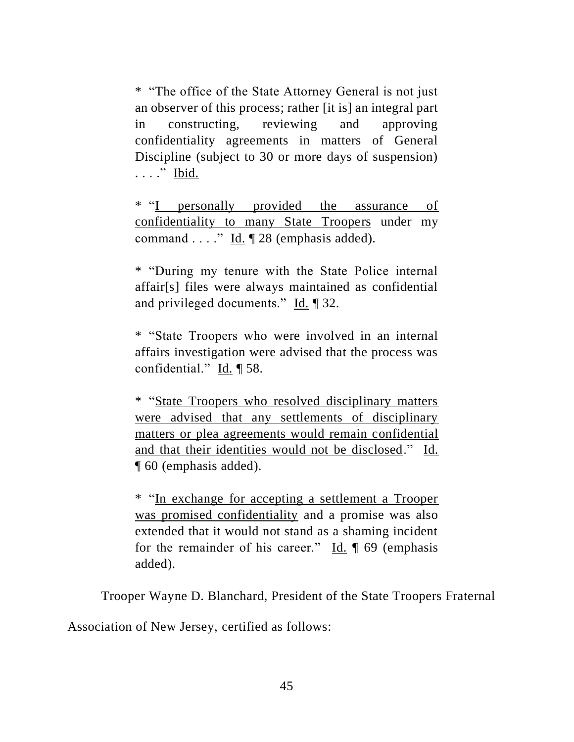> * "The office of the State Attorney General is not just an observer of this process; rather [it is] an integral part in constructing, reviewing and approving confidentiality agreements in matters of General Discipline (subject to 30 or more days of suspension) . . . ." Ibid.
>
> * "I personally provided the assurance of confidentiality to many State Troopers under my command . . . ." Id. ¶ 28 (emphasis added).
>
> * "During my tenure with the State Police internal affair[s] files were always maintained as confidential and privileged documents." Id. ¶ 32.
>
> * "State Troopers who were involved in an internal affairs investigation were advised that the process was confidential." Id. ¶ 58.
>
> * "State Troopers who resolved disciplinary matters were advised that any settlements of disciplinary matters or plea agreements would remain confidential and that their identities would not be disclosed." Id. ¶ 60 (emphasis added).
>
> * "In exchange for accepting a settlement a Trooper was promised confidentiality and a promise was also extended that it would not stand as a shaming incident for the remainder of his career." Id. ¶ 69 (emphasis added).

Trooper Wayne D. Blanchard, President of the State Troopers Fraternal Association of New Jersey, certified as follows: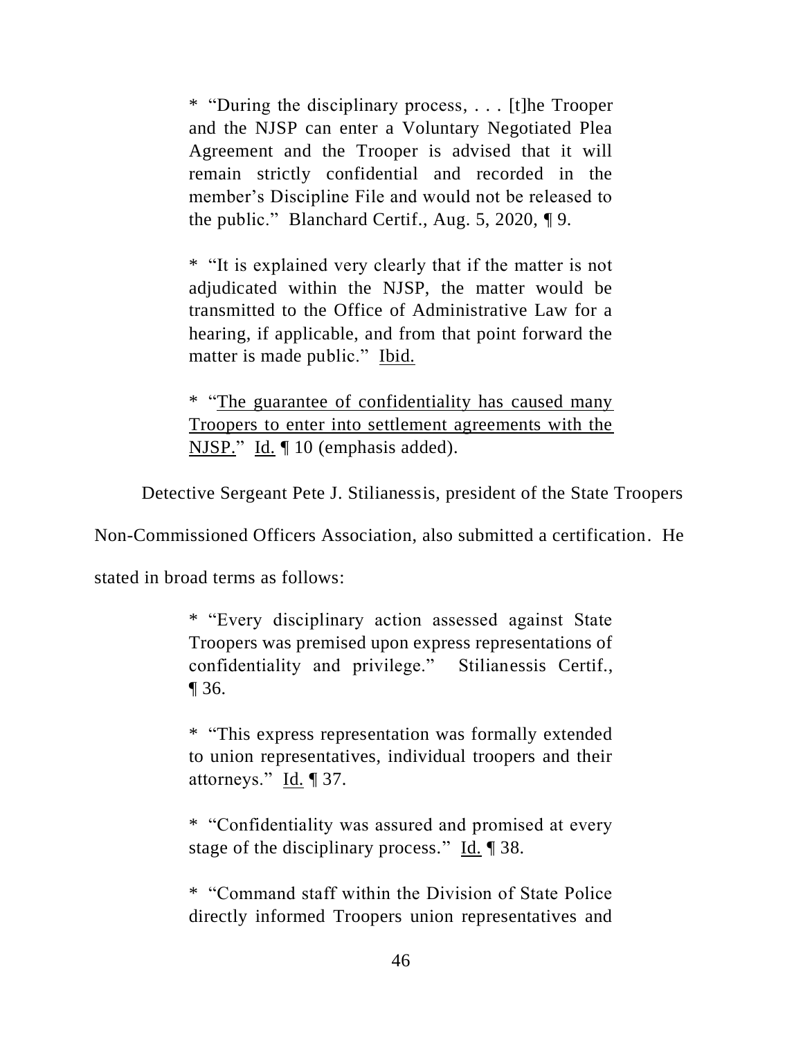* "During the disciplinary process, . . . [t]he Trooper and the NJSP can enter a Voluntary Negotiated Plea Agreement and the Trooper is advised that it will remain strictly confidential and recorded in the member's Discipline File and would not be released to the public." Blanchard Certif., Aug. 5, 2020, ¶ 9.

* "It is explained very clearly that if the matter is not adjudicated within the NJSP, the matter would be transmitted to the Office of Administrative Law for a hearing, if applicable, and from that point forward the matter is made public." Ibid.

* "The guarantee of confidentiality has caused many Troopers to enter into settlement agreements with the NJSP." Id. ¶ 10 (emphasis added).

Detective Sergeant Pete J. Stilianessis, president of the State Troopers Non-Commissioned Officers Association, also submitted a certification. He stated in broad terms as follows:

* "Every disciplinary action assessed against State Troopers was premised upon express representations of confidentiality and privilege." Stilianessis Certif., ¶ 36.

* "This express representation was formally extended to union representatives, individual troopers and their attorneys." Id. ¶ 37.

* "Confidentiality was assured and promised at every stage of the disciplinary process." Id. ¶ 38.

* "Command staff within the Division of State Police directly informed Troopers union representatives and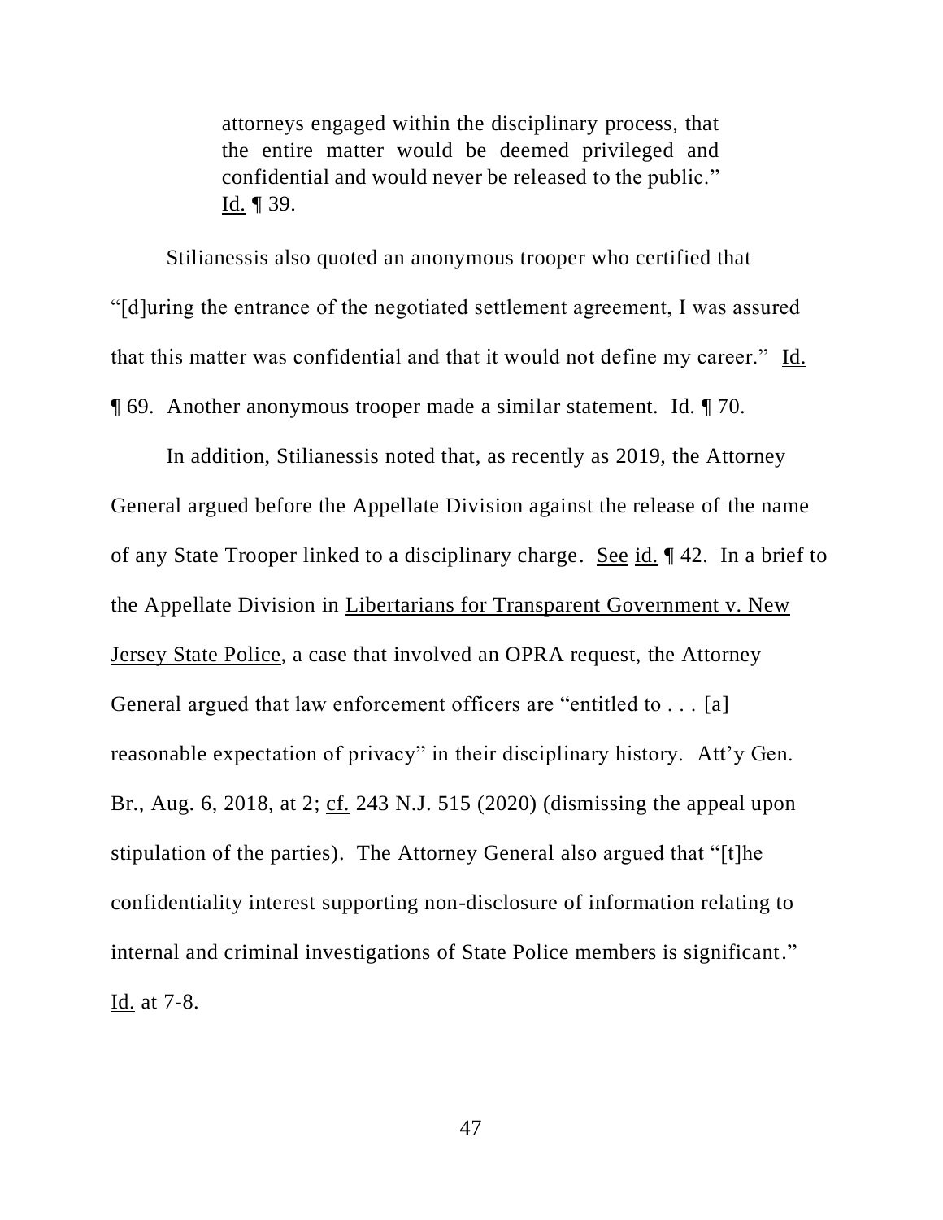> attorneys engaged within the disciplinary process, that the entire matter would be deemed privileged and confidential and would never be released to the public." Id. ¶ 39.

Stilianessis also quoted an anonymous trooper who certified that "[d]uring the entrance of the negotiated settlement agreement, I was assured that this matter was confidential and that it would not define my career." Id. ¶ 69. Another anonymous trooper made a similar statement. Id. ¶ 70.

In addition, Stilianessis noted that, as recently as 2019, the Attorney General argued before the Appellate Division against the release of the name of any State Trooper linked to a disciplinary charge. See id. ¶ 42. In a brief to the Appellate Division in Libertarians for Transparent Government v. New Jersey State Police, a case that involved an OPRA request, the Attorney General argued that law enforcement officers are "entitled to . . . [a] reasonable expectation of privacy" in their disciplinary history. Att'y Gen. Br., Aug. 6, 2018, at 2; cf. 243 N.J. 515 (2020) (dismissing the appeal upon stipulation of the parties). The Attorney General also argued that "[t]he confidentiality interest supporting non-disclosure of information relating to internal and criminal investigations of State Police members is significant." Id. at 7-8.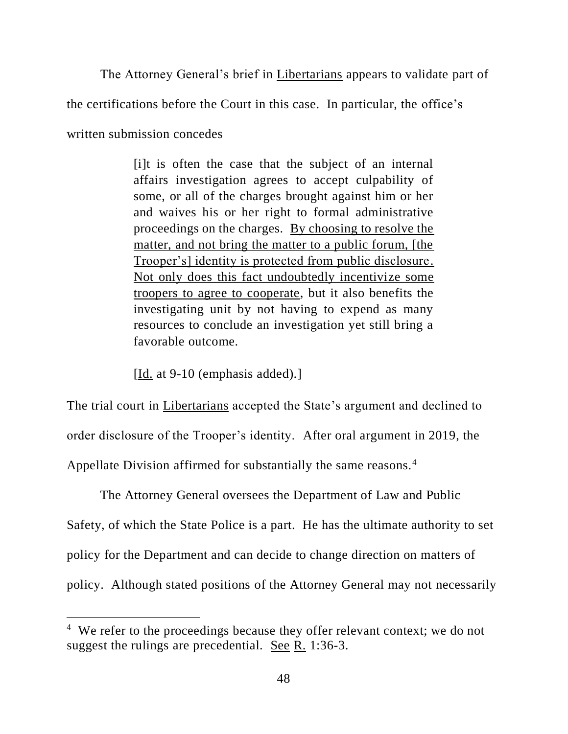The Attorney General's brief in Libertarians appears to validate part of the certifications before the Court in this case. In particular, the office's written submission concedes

> [i]t is often the case that the subject of an internal affairs investigation agrees to accept culpability of some, or all of the charges brought against him or her and waives his or her right to formal administrative proceedings on the charges. By choosing to resolve the matter, and not bring the matter to a public forum, [the Trooper's] identity is protected from public disclosure. Not only does this fact undoubtedly incentivize some troopers to agree to cooperate, but it also benefits the investigating unit by not having to expend as many resources to conclude an investigation yet still bring a favorable outcome.
>
> [Id. at 9-10 (emphasis added).]

The trial court in Libertarians accepted the State's argument and declined to order disclosure of the Trooper's identity. After oral argument in 2019, the Appellate Division affirmed for substantially the same reasons.[4]

The Attorney General oversees the Department of Law and Public Safety, of which the State Police is a part. He has the ultimate authority to set policy for the Department and can decide to change direction on matters of policy. Although stated positions of the Attorney General may not necessarily

---

[4] We refer to the proceedings because they offer relevant context; we do not suggest the rulings are precedential. See R. 1:36-3.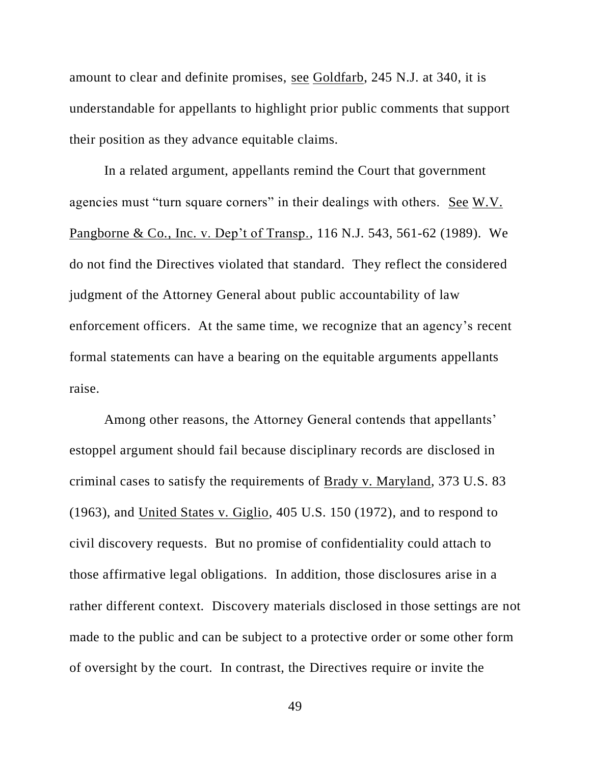amount to clear and definite promises, see Goldfarb, 245 N.J. at 340, it is understandable for appellants to highlight prior public comments that support their position as they advance equitable claims.

In a related argument, appellants remind the Court that government agencies must "turn square corners" in their dealings with others. See W.V. Pangborne & Co., Inc. v. Dep't of Transp., 116 N.J. 543, 561-62 (1989). We do not find the Directives violated that standard. They reflect the considered judgment of the Attorney General about public accountability of law enforcement officers. At the same time, we recognize that an agency's recent formal statements can have a bearing on the equitable arguments appellants raise.

Among other reasons, the Attorney General contends that appellants' estoppel argument should fail because disciplinary records are disclosed in criminal cases to satisfy the requirements of Brady v. Maryland, 373 U.S. 83 (1963), and United States v. Giglio, 405 U.S. 150 (1972), and to respond to civil discovery requests. But no promise of confidentiality could attach to those affirmative legal obligations. In addition, those disclosures arise in a rather different context. Discovery materials disclosed in those settings are not made to the public and can be subject to a protective order or some other form of oversight by the court. In contrast, the Directives require or invite the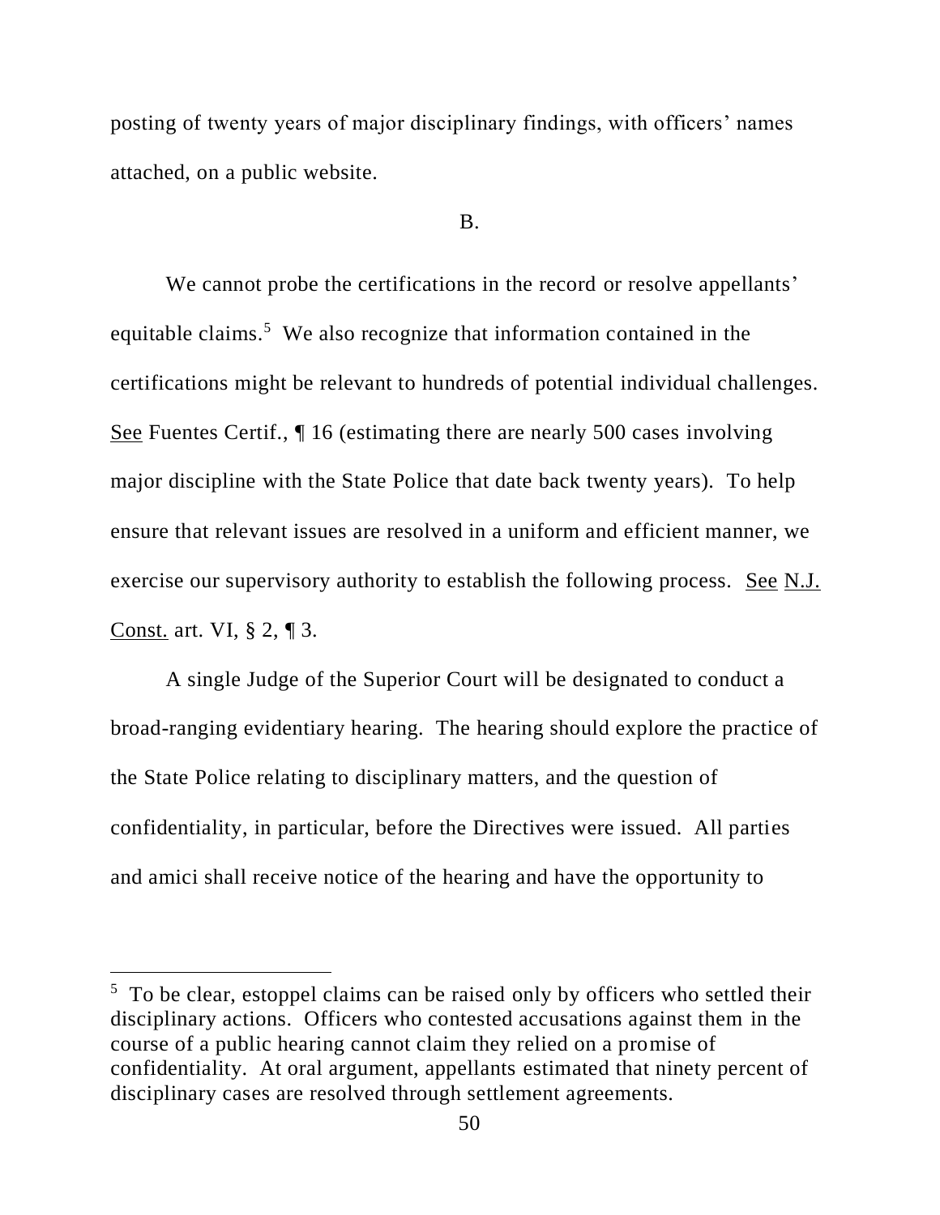posting of twenty years of major disciplinary findings, with officers' names attached, on a public website.

B.

We cannot probe the certifications in the record or resolve appellants' equitable claims.[5] We also recognize that information contained in the certifications might be relevant to hundreds of potential individual challenges. See Fuentes Certif., ¶ 16 (estimating there are nearly 500 cases involving major discipline with the State Police that date back twenty years). To help ensure that relevant issues are resolved in a uniform and efficient manner, we exercise our supervisory authority to establish the following process. See N.J. Const. art. VI, § 2, ¶ 3.

A single Judge of the Superior Court will be designated to conduct a broad-ranging evidentiary hearing. The hearing should explore the practice of the State Police relating to disciplinary matters, and the question of confidentiality, in particular, before the Directives were issued. All parties and amici shall receive notice of the hearing and have the opportunity to

---

[5] To be clear, estoppel claims can be raised only by officers who settled their disciplinary actions. Officers who contested accusations against them in the course of a public hearing cannot claim they relied on a promise of confidentiality. At oral argument, appellants estimated that ninety percent of disciplinary cases are resolved through settlement agreements.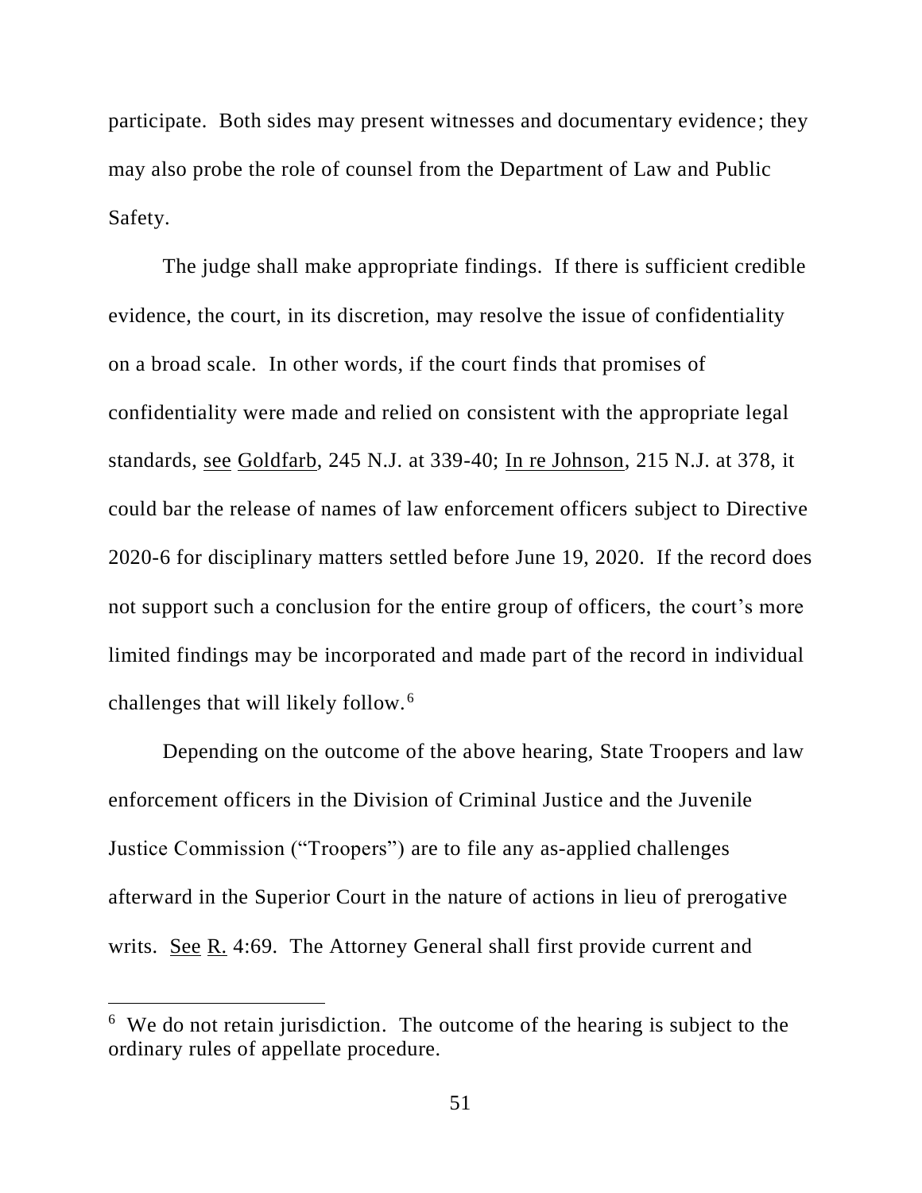participate. Both sides may present witnesses and documentary evidence; they may also probe the role of counsel from the Department of Law and Public Safety.

The judge shall make appropriate findings. If there is sufficient credible evidence, the court, in its discretion, may resolve the issue of confidentiality on a broad scale. In other words, if the court finds that promises of confidentiality were made and relied on consistent with the appropriate legal standards, see Goldfarb, 245 N.J. at 339-40; In re Johnson, 215 N.J. at 378, it could bar the release of names of law enforcement officers subject to Directive 2020-6 for disciplinary matters settled before June 19, 2020. If the record does not support such a conclusion for the entire group of officers, the court's more limited findings may be incorporated and made part of the record in individual challenges that will likely follow.[6]

Depending on the outcome of the above hearing, State Troopers and law enforcement officers in the Division of Criminal Justice and the Juvenile Justice Commission ("Troopers") are to file any as-applied challenges afterward in the Superior Court in the nature of actions in lieu of prerogative writs. See R. 4:69. The Attorney General shall first provide current and

---

[6] We do not retain jurisdiction. The outcome of the hearing is subject to the ordinary rules of appellate procedure.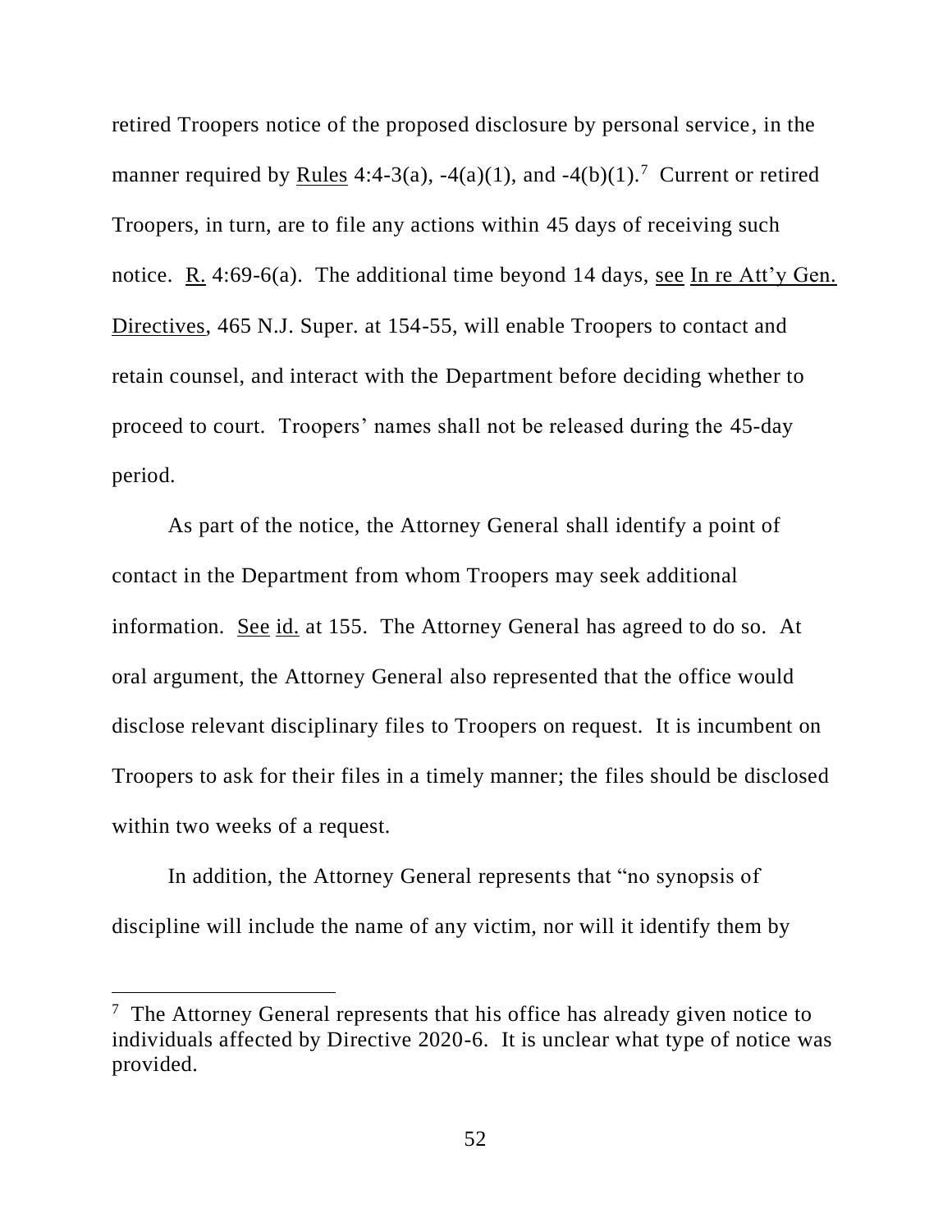retired Troopers notice of the proposed disclosure by personal service, in the manner required by Rules 4:4-3(a), -4(a)(1), and -4(b)(1).[7] Current or retired Troopers, in turn, are to file any actions within 45 days of receiving such notice. R. 4:69-6(a). The additional time beyond 14 days, see In re Att'y Gen. Directives, 465 N.J. Super. at 154-55, will enable Troopers to contact and retain counsel, and interact with the Department before deciding whether to proceed to court. Troopers' names shall not be released during the 45-day period.

As part of the notice, the Attorney General shall identify a point of contact in the Department from whom Troopers may seek additional information. See id. at 155. The Attorney General has agreed to do so. At oral argument, the Attorney General also represented that the office would disclose relevant disciplinary files to Troopers on request. It is incumbent on Troopers to ask for their files in a timely manner; the files should be disclosed within two weeks of a request.

In addition, the Attorney General represents that "no synopsis of discipline will include the name of any victim, nor will it identify them by

---

[7] The Attorney General represents that his office has already given notice to individuals affected by Directive 2020-6. It is unclear what type of notice was provided.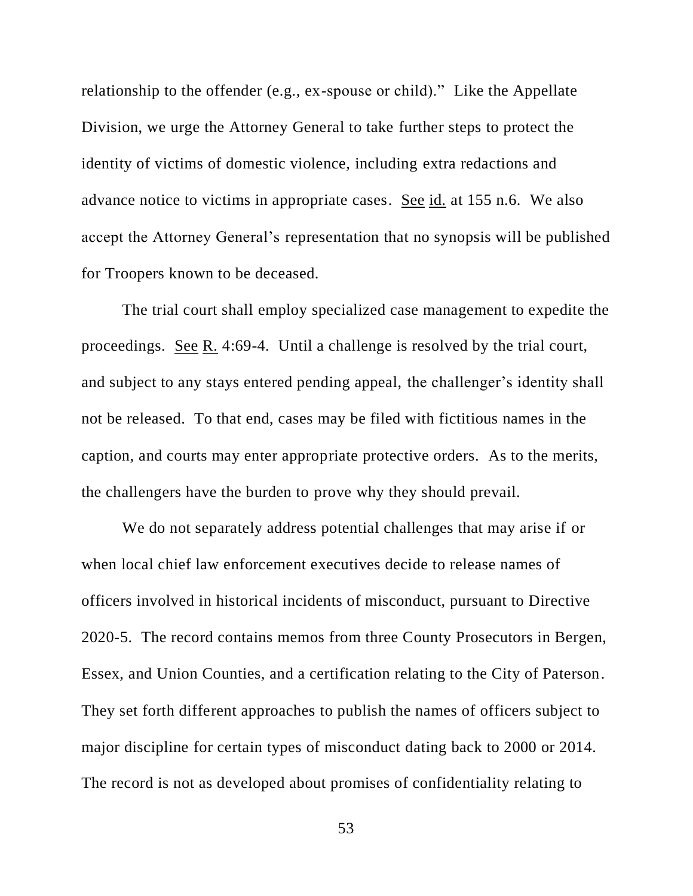relationship to the offender (e.g., ex-spouse or child)." Like the Appellate Division, we urge the Attorney General to take further steps to protect the identity of victims of domestic violence, including extra redactions and advance notice to victims in appropriate cases. See id. at 155 n.6. We also accept the Attorney General's representation that no synopsis will be published for Troopers known to be deceased.

The trial court shall employ specialized case management to expedite the proceedings. See R. 4:69-4. Until a challenge is resolved by the trial court, and subject to any stays entered pending appeal, the challenger's identity shall not be released. To that end, cases may be filed with fictitious names in the caption, and courts may enter appropriate protective orders. As to the merits, the challengers have the burden to prove why they should prevail.

We do not separately address potential challenges that may arise if or when local chief law enforcement executives decide to release names of officers involved in historical incidents of misconduct, pursuant to Directive 2020-5. The record contains memos from three County Prosecutors in Bergen, Essex, and Union Counties, and a certification relating to the City of Paterson. They set forth different approaches to publish the names of officers subject to major discipline for certain types of misconduct dating back to 2000 or 2014. The record is not as developed about promises of confidentiality relating to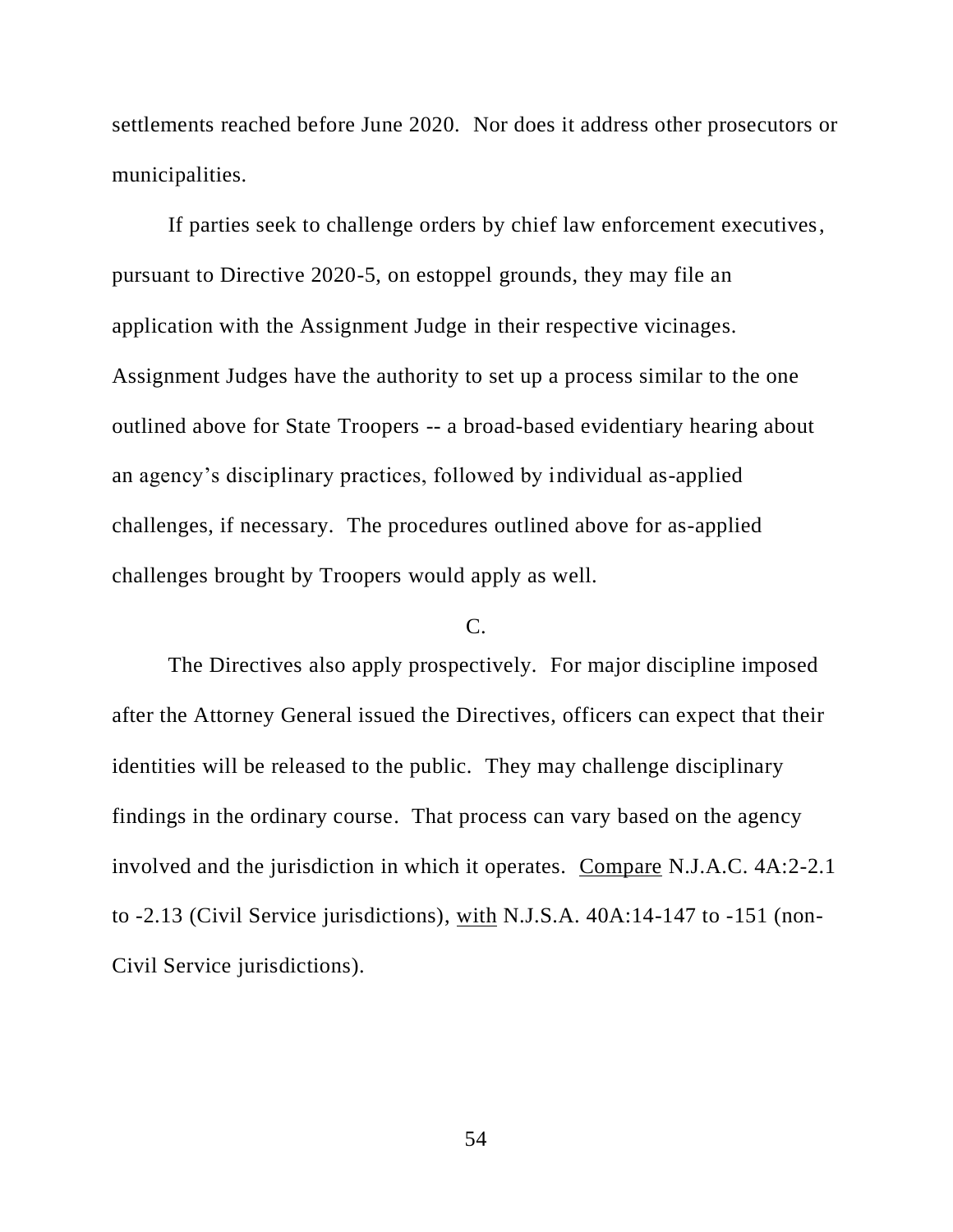settlements reached before June 2020. Nor does it address other prosecutors or municipalities.

If parties seek to challenge orders by chief law enforcement executives, pursuant to Directive 2020-5, on estoppel grounds, they may file an application with the Assignment Judge in their respective vicinages. Assignment Judges have the authority to set up a process similar to the one outlined above for State Troopers -- a broad-based evidentiary hearing about an agency's disciplinary practices, followed by individual as-applied challenges, if necessary. The procedures outlined above for as-applied challenges brought by Troopers would apply as well.

C.

The Directives also apply prospectively. For major discipline imposed after the Attorney General issued the Directives, officers can expect that their identities will be released to the public. They may challenge disciplinary findings in the ordinary course. That process can vary based on the agency involved and the jurisdiction in which it operates. Compare N.J.A.C. 4A:2-2.1 to -2.13 (Civil Service jurisdictions), with N.J.S.A. 40A:14-147 to -151 (non-Civil Service jurisdictions).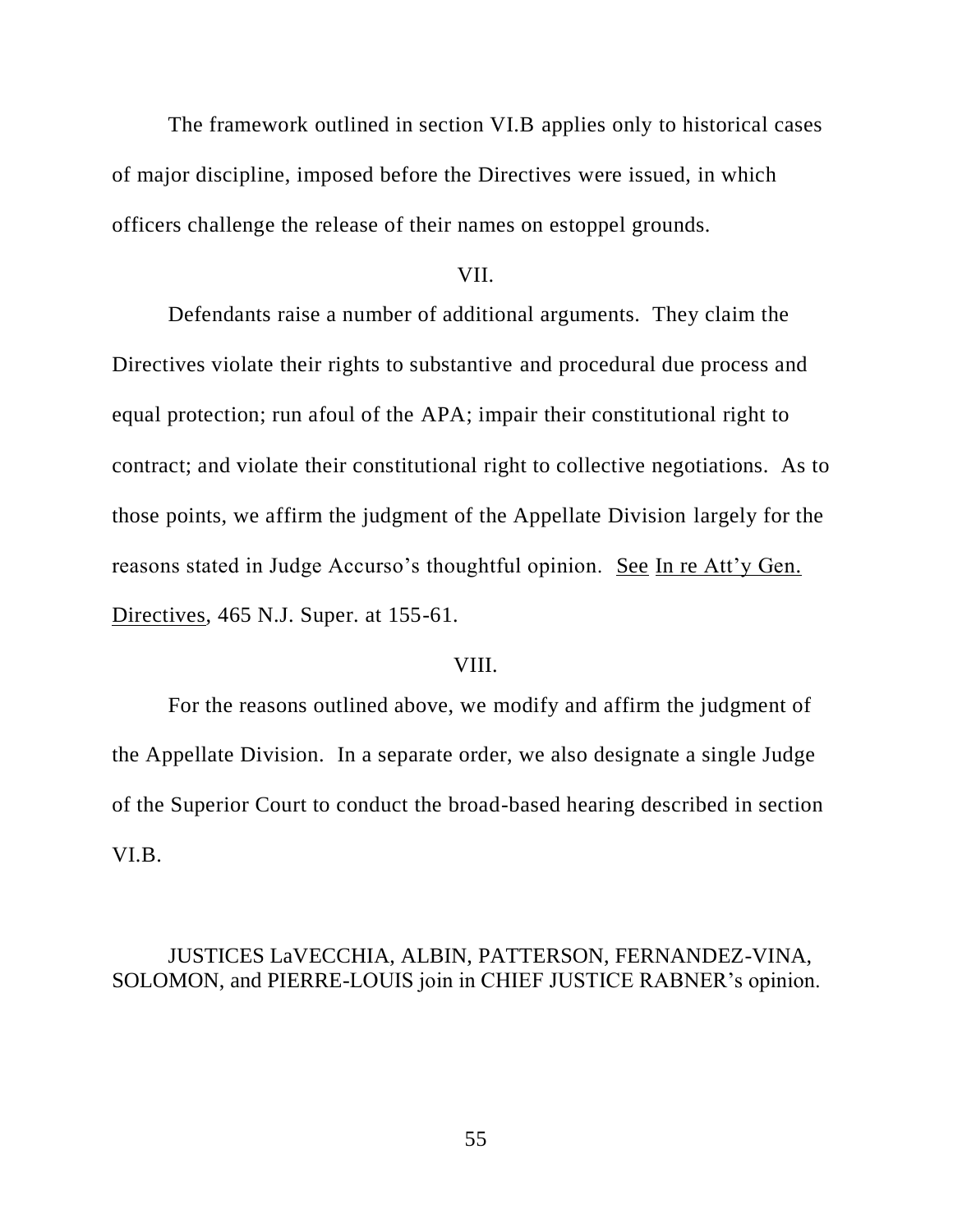The framework outlined in section VI.B applies only to historical cases of major discipline, imposed before the Directives were issued, in which officers challenge the release of their names on estoppel grounds.

## VII.

Defendants raise a number of additional arguments. They claim the Directives violate their rights to substantive and procedural due process and equal protection; run afoul of the APA; impair their constitutional right to contract; and violate their constitutional right to collective negotiations. As to those points, we affirm the judgment of the Appellate Division largely for the reasons stated in Judge Accurso's thoughtful opinion. See In re Att'y Gen. Directives, 465 N.J. Super. at 155-61.

## VIII.

For the reasons outlined above, we modify and affirm the judgment of the Appellate Division. In a separate order, we also designate a single Judge of the Superior Court to conduct the broad-based hearing described in section VI.B.

JUSTICES LaVECCHIA, ALBIN, PATTERSON, FERNANDEZ-VINA, SOLOMON, and PIERRE-LOUIS join in CHIEF JUSTICE RABNER's opinion.